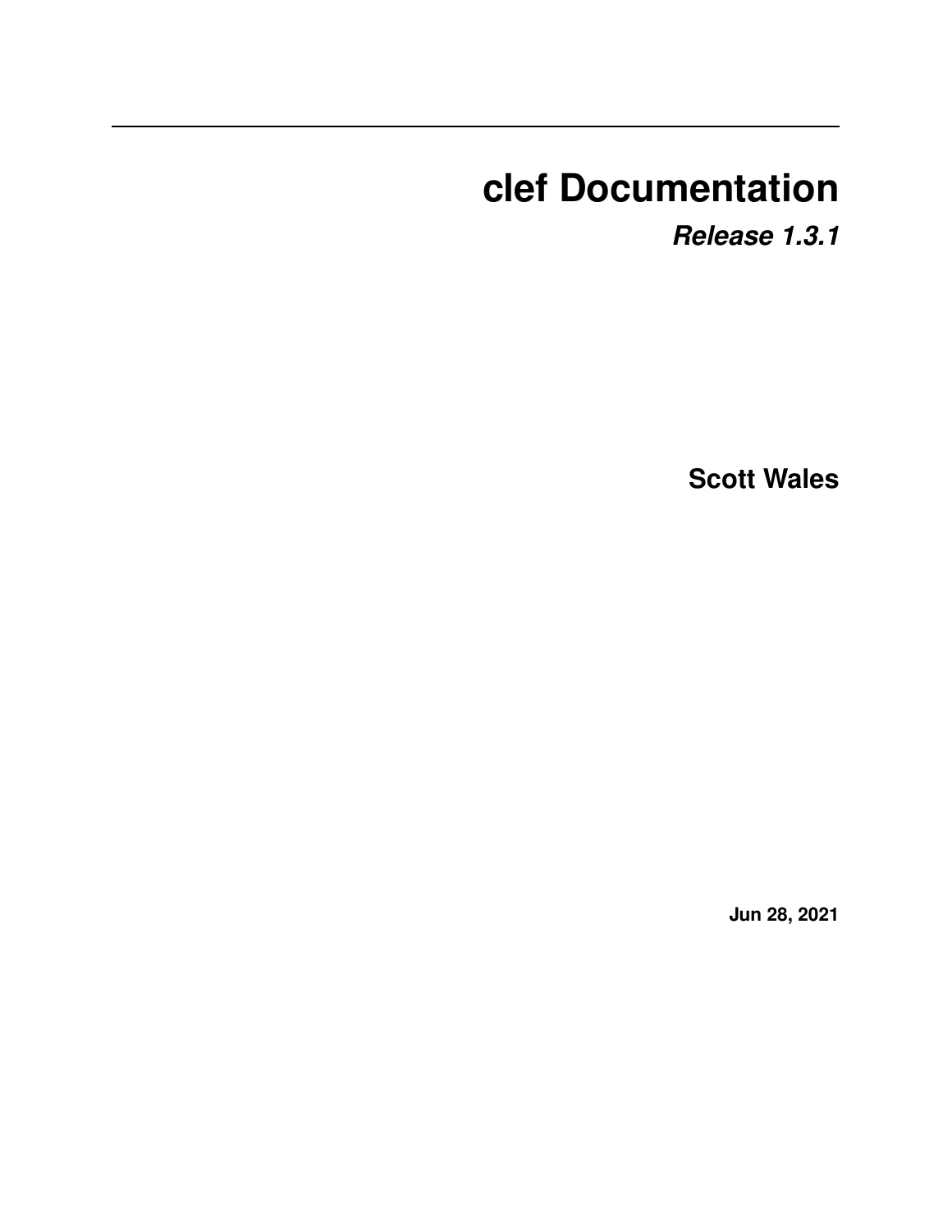# clef Documentation

***Release 1.3.1***

**Scott Wales**

**Jun 28, 2021**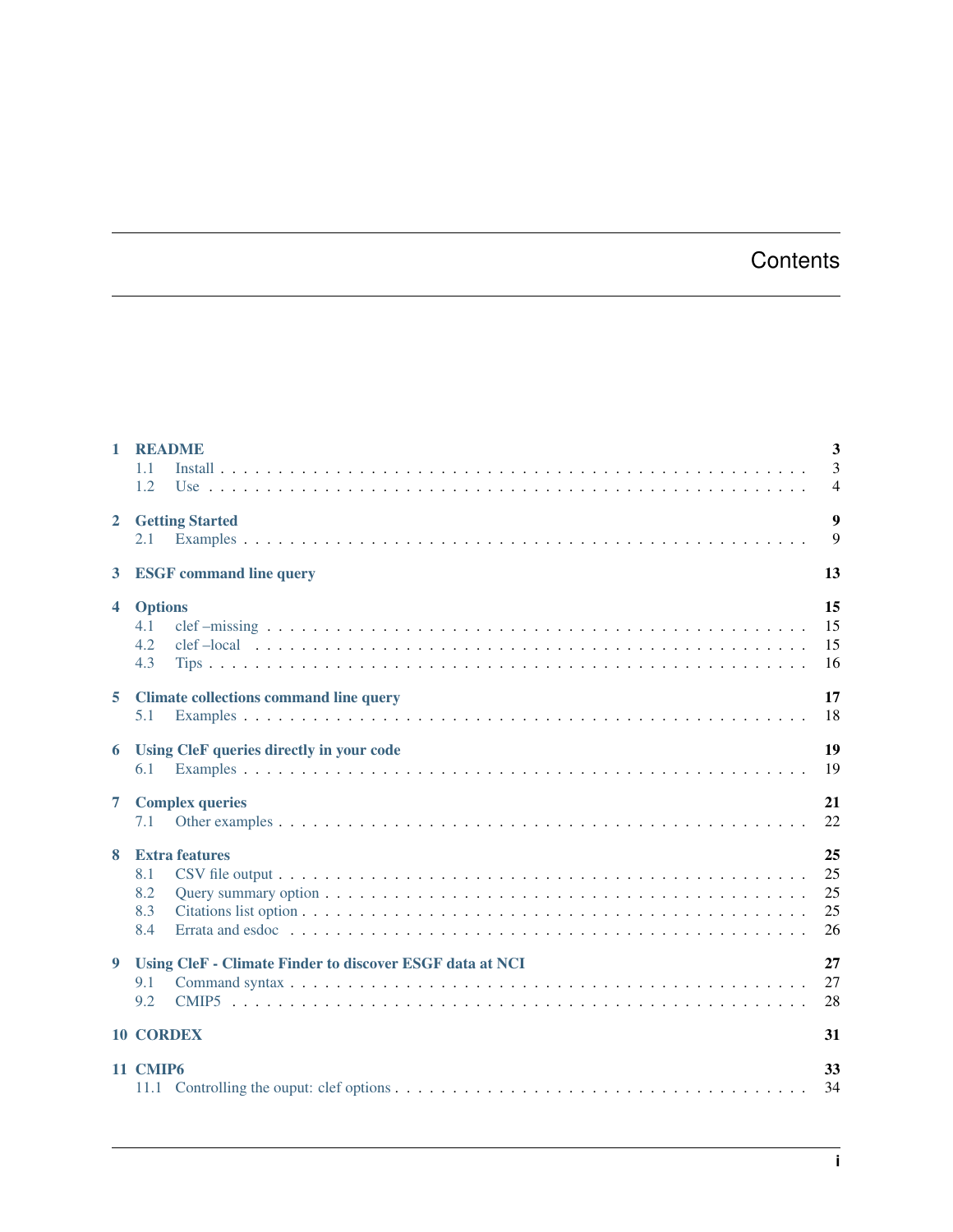# Contents

| | | |
|---|---|---|
| **1** | **README** | **3** |
| 1.1 | Install | 3 |
| 1.2 | Use | 4 |
| **2** | **Getting Started** | **9** |
| 2.1 | Examples | 9 |
| **3** | **ESGF command line query** | **13** |
| **4** | **Options** | **15** |
| 4.1 | clef –missing | 15 |
| 4.2 | clef –local | 15 |
| 4.3 | Tips | 16 |
| **5** | **Climate collections command line query** | **17** |
| 5.1 | Examples | 18 |
| **6** | **Using CleF queries directly in your code** | **19** |
| 6.1 | Examples | 19 |
| **7** | **Complex queries** | **21** |
| 7.1 | Other examples | 22 |
| **8** | **Extra features** | **25** |
| 8.1 | CSV file output | 25 |
| 8.2 | Query summary option | 25 |
| 8.3 | Citations list option | 25 |
| 8.4 | Errata and esdoc | 26 |
| **9** | **Using CleF - Climate Finder to discover ESGF data at NCI** | **27** |
| 9.1 | Command syntax | 27 |
| 9.2 | CMIP5 | 28 |
| **10** | **CORDEX** | **31** |
| **11** | **CMIP6** | **33** |
| 11.1 | Controlling the ouput: clef options | 34 |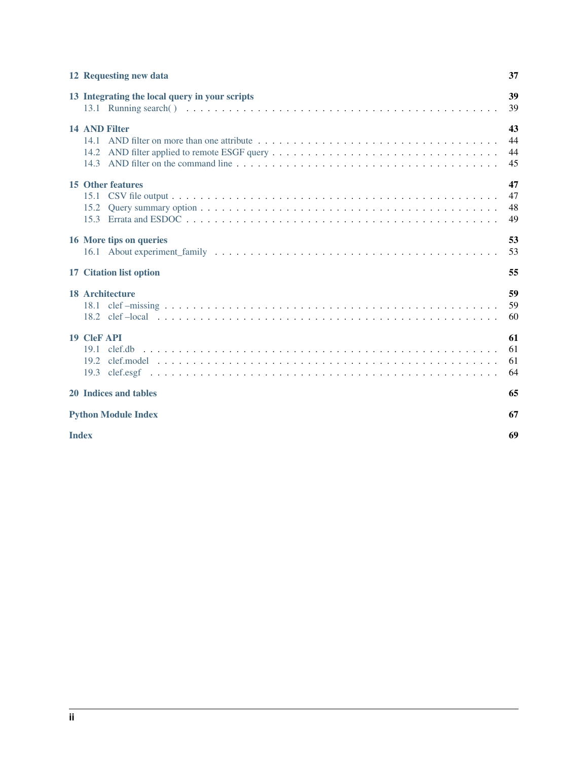**12 Requesting new data** 37

**13 Integrating the local query in your scripts** 39
- 13.1 Running search( ) 39

**14 AND Filter** 43
- 14.1 AND filter on more than one attribute 44
- 14.2 AND filter applied to remote ESGF query 44
- 14.3 AND filter on the command line 45

**15 Other features** 47
- 15.1 CSV file output 47
- 15.2 Query summary option 48
- 15.3 Errata and ESDOC 49

**16 More tips on queries** 53
- 16.1 About experiment_family 53

**17 Citation list option** 55

**18 Architecture** 59
- 18.1 clef –missing 59
- 18.2 clef –local 60

**19 CleF API** 61
- 19.1 clef.db 61
- 19.2 clef.model 61
- 19.3 clef.esgf 64

**20 Indices and tables** 65

**Python Module Index** 67

**Index** 69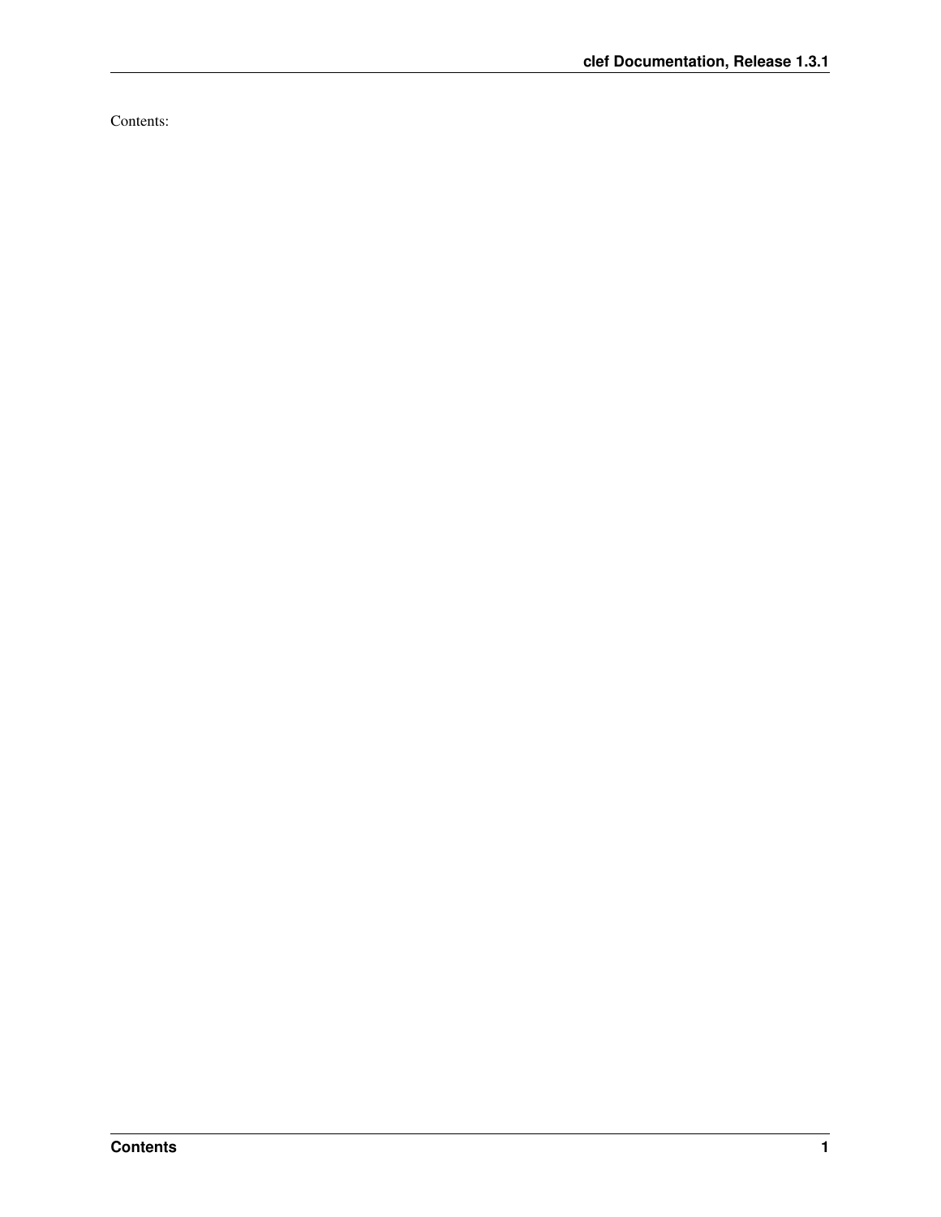Contents: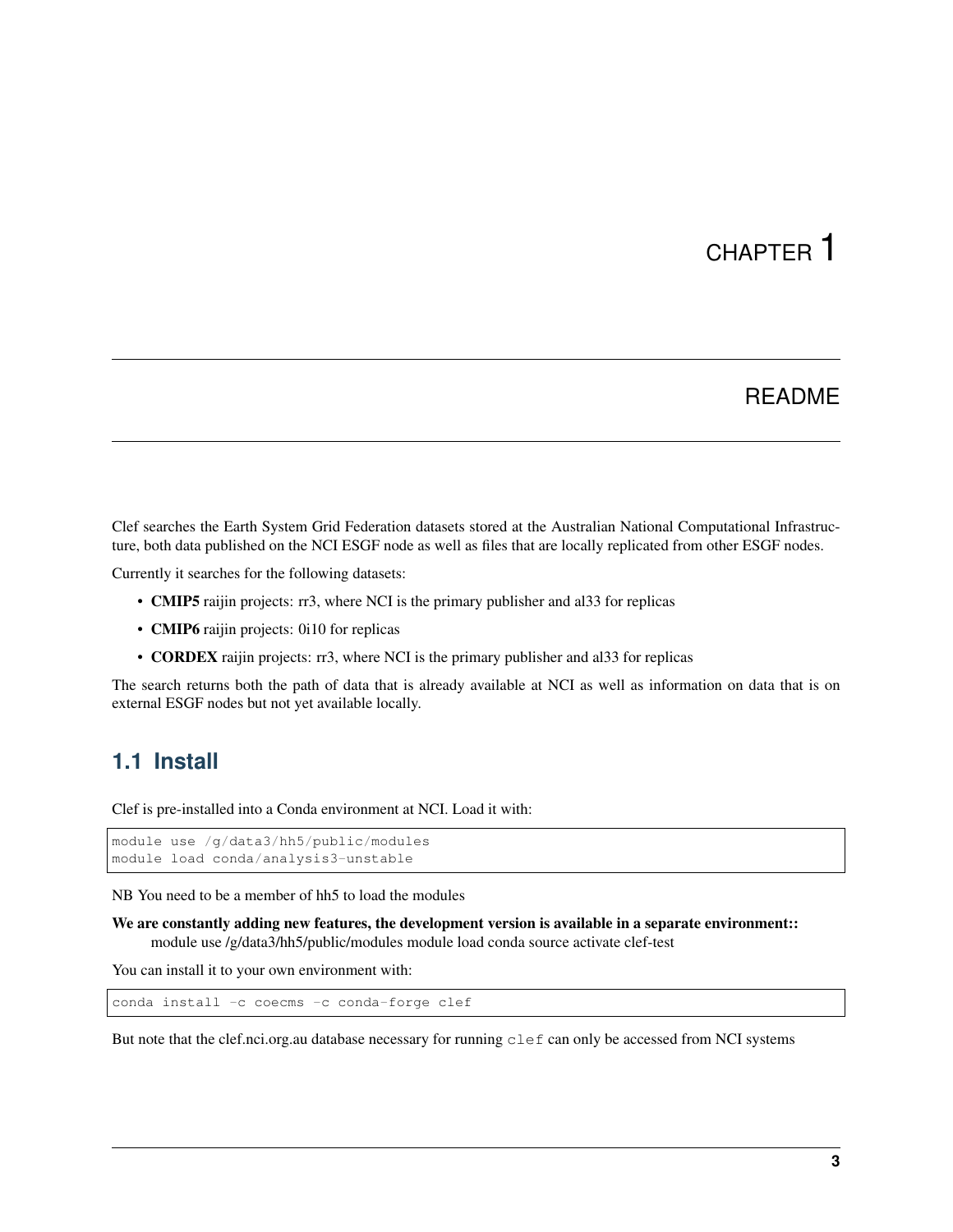# CHAPTER 1

# README

Clef searches the Earth System Grid Federation datasets stored at the Australian National Computational Infrastructure, both data published on the NCI ESGF node as well as files that are locally replicated from other ESGF nodes.

Currently it searches for the following datasets:

- **CMIP5** raijin projects: rr3, where NCI is the primary publisher and al33 for replicas
- **CMIP6** raijin projects: 0i10 for replicas
- **CORDEX** raijin projects: rr3, where NCI is the primary publisher and al33 for replicas

The search returns both the path of data that is already available at NCI as well as information on data that is on external ESGF nodes but not yet available locally.

## 1.1 Install

Clef is pre-installed into a Conda environment at NCI. Load it with:

```
module use /g/data3/hh5/public/modules
module load conda/analysis3-unstable
```

NB You need to be a member of hh5 to load the modules

**We are constantly adding new features, the development version is available in a separate environment::**
module use /g/data3/hh5/public/modules module load conda source activate clef-test

You can install it to your own environment with:

```
conda install -c coecms -c conda-forge clef
```

But note that the clef.nci.org.au database necessary for running `clef` can only be accessed from NCI systems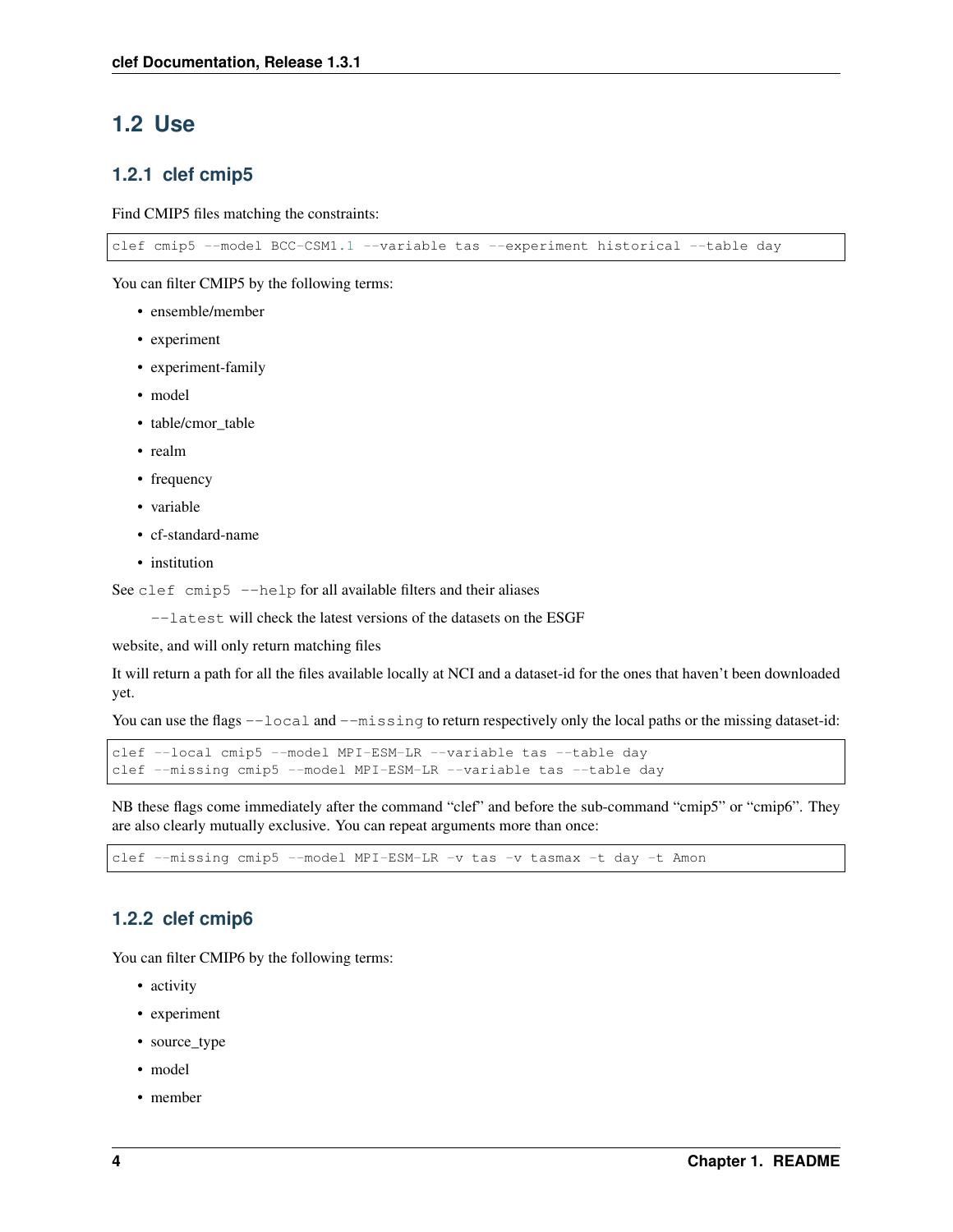## 1.2 Use

### 1.2.1 clef cmip5

Find CMIP5 files matching the constraints:

```
clef cmip5 --model BCC-CSM1.1 --variable tas --experiment historical --table day
```

You can filter CMIP5 by the following terms:

- ensemble/member
- experiment
- experiment-family
- model
- table/cmor_table
- realm
- frequency
- variable
- cf-standard-name
- institution

See `clef cmip5 --help` for all available filters and their aliases

> `--latest` will check the latest versions of the datasets on the ESGF

website, and will only return matching files

It will return a path for all the files available locally at NCI and a dataset-id for the ones that haven't been downloaded yet.

You can use the flags `--local` and `--missing` to return respectively only the local paths or the missing dataset-id:

```
clef --local cmip5 --model MPI-ESM-LR --variable tas --table day
clef --missing cmip5 --model MPI-ESM-LR --variable tas --table day
```

NB these flags come immediately after the command "clef" and before the sub-command "cmip5" or "cmip6". They are also clearly mutually exclusive. You can repeat arguments more than once:

```
clef --missing cmip5 --model MPI-ESM-LR -v tas -v tasmax -t day -t Amon
```

### 1.2.2 clef cmip6

You can filter CMIP6 by the following terms:

- activity
- experiment
- source_type
- model
- member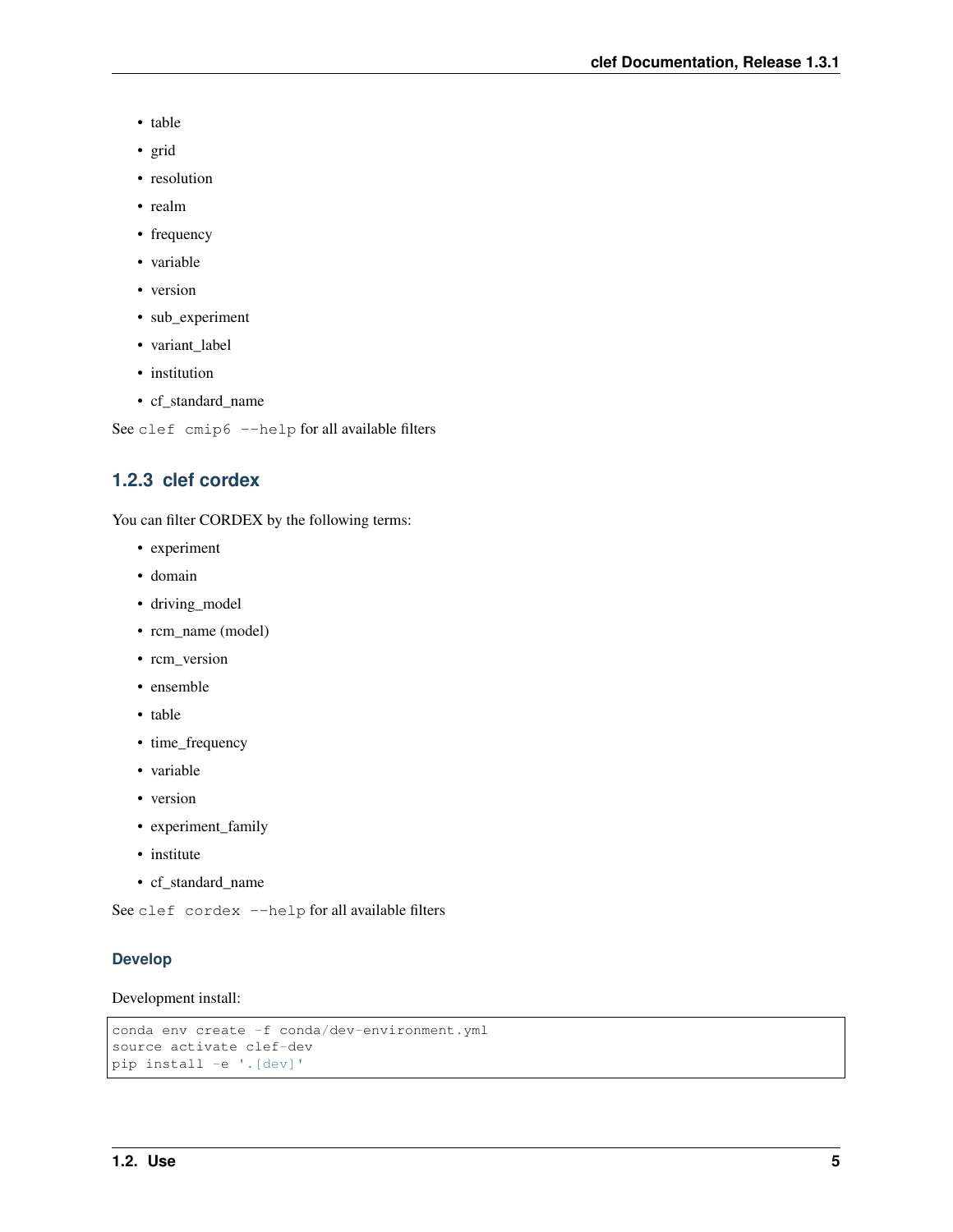- table
- grid
- resolution
- realm
- frequency
- variable
- version
- sub_experiment
- variant_label
- institution
- cf_standard_name

See `clef cmip6 --help` for all available filters

### 1.2.3 clef cordex

You can filter CORDEX by the following terms:

- experiment
- domain
- driving_model
- rcm_name (model)
- rcm_version
- ensemble
- table
- time_frequency
- variable
- version
- experiment_family
- institute
- cf_standard_name

See `clef cordex --help` for all available filters

#### Develop

Development install:

```
conda env create -f conda/dev-environment.yml
source activate clef-dev
pip install -e '.[dev]'
```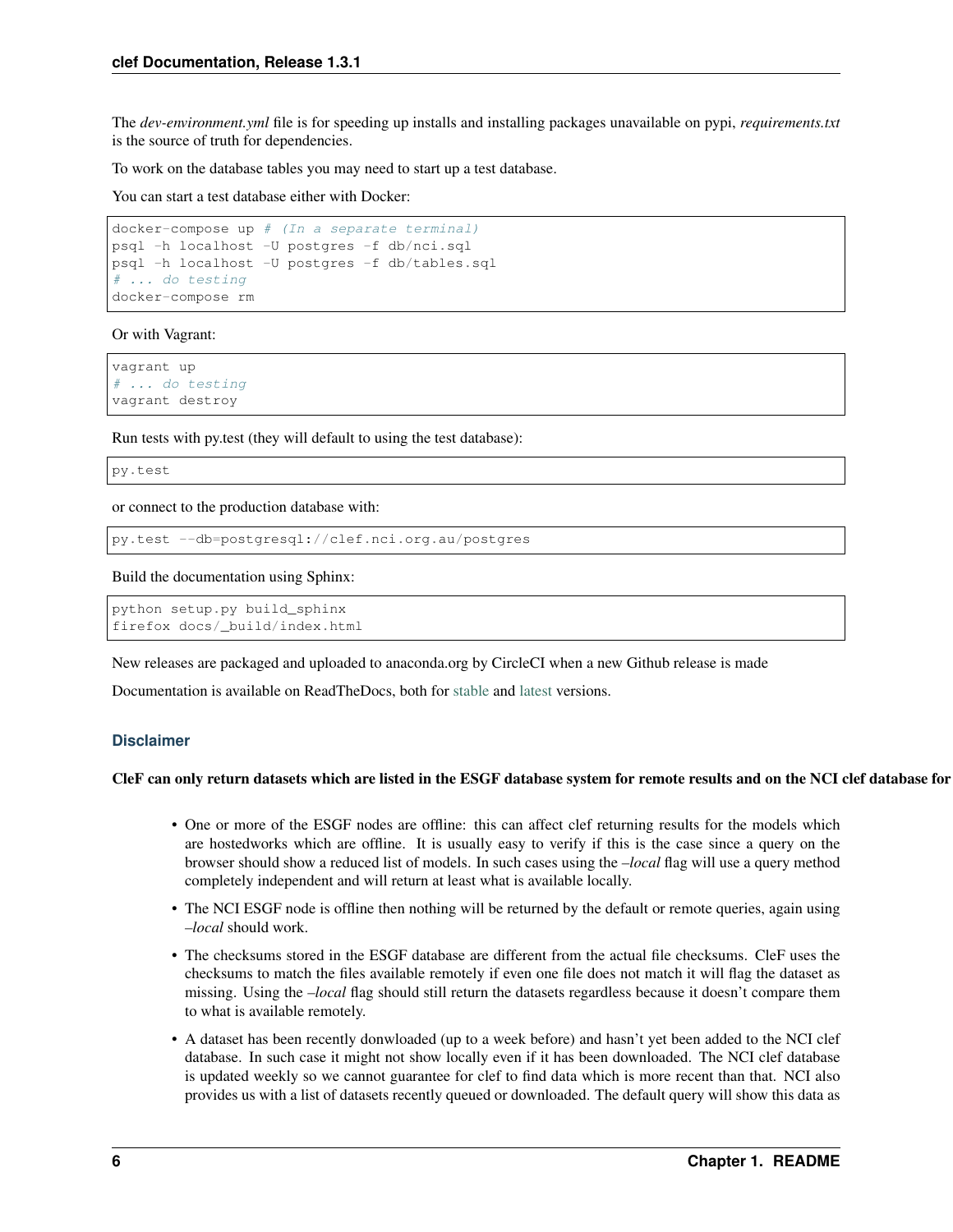The *dev-environment.yml* file is for speeding up installs and installing packages unavailable on pypi, *requirements.txt* is the source of truth for dependencies.

To work on the database tables you may need to start up a test database.

You can start a test database either with Docker:

```
docker-compose up # (In a separate terminal)
psql -h localhost -U postgres -f db/nci.sql
psql -h localhost -U postgres -f db/tables.sql
# ... do testing
docker-compose rm
```

Or with Vagrant:

```
vagrant up
# ... do testing
vagrant destroy
```

Run tests with py.test (they will default to using the test database):

```
py.test
```

or connect to the production database with:

```
py.test --db=postgresql://clef.nci.org.au/postgres
```

Build the documentation using Sphinx:

```
python setup.py build_sphinx
firefox docs/_build/index.html
```

New releases are packaged and uploaded to anaconda.org by CircleCI when a new Github release is made

Documentation is available on ReadTheDocs, both for stable and latest versions.

### Disclaimer

**CleF can only return datasets which are listed in the ESGF database system for remote results and on the NCI clef database for**

- One or more of the ESGF nodes are offline: this can affect clef returning results for the models which are hostedworks which are offline. It is usually easy to verify if this is the case since a query on the browser should show a reduced list of models. In such cases using the *–local* flag will use a query method completely independent and will return at least what is available locally.
- The NCI ESGF node is offline then nothing will be returned by the default or remote queries, again using *–local* should work.
- The checksums stored in the ESGF database are different from the actual file checksums. CleF uses the checksums to match the files available remotely if even one file does not match it will flag the dataset as missing. Using the *–local* flag should still return the datasets regardless because it doesn't compare them to what is available remotely.
- A dataset has been recently donwloaded (up to a week before) and hasn't yet been added to the NCI clef database. In such case it might not show locally even if it has been downloaded. The NCI clef database is updated weekly so we cannot guarantee for clef to find data which is more recent than that. NCI also provides us with a list of datasets recently queued or downloaded. The default query will show this data as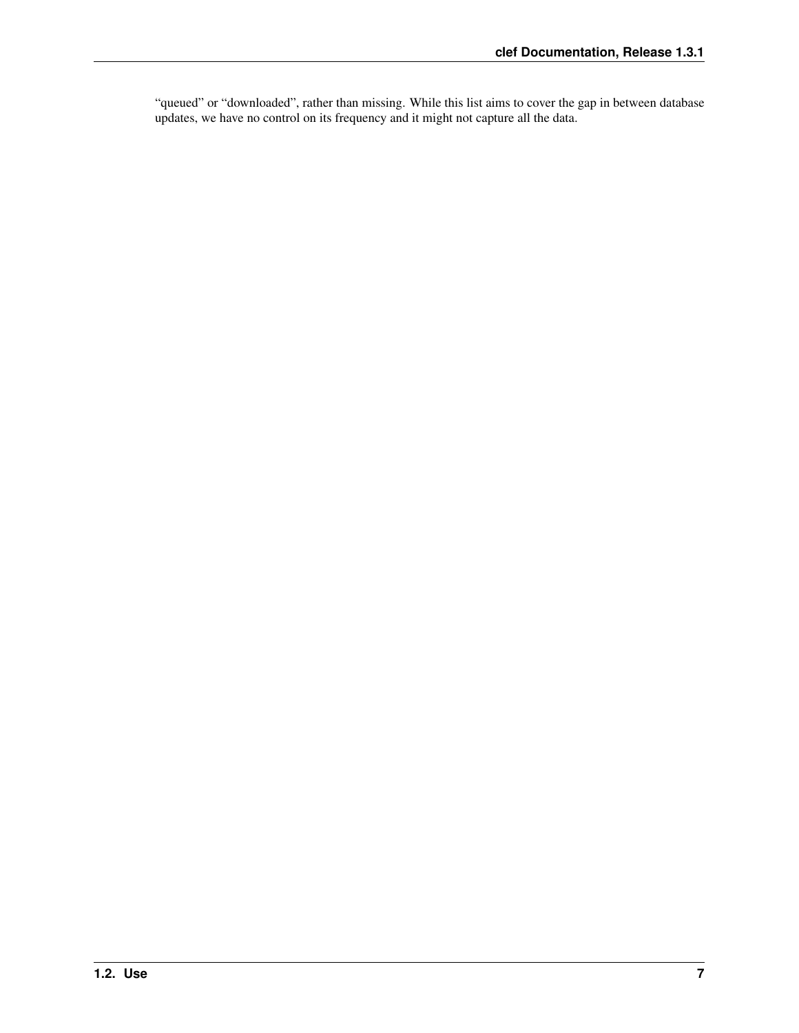“queued” or “downloaded”, rather than missing. While this list aims to cover the gap in between database updates, we have no control on its frequency and it might not capture all the data.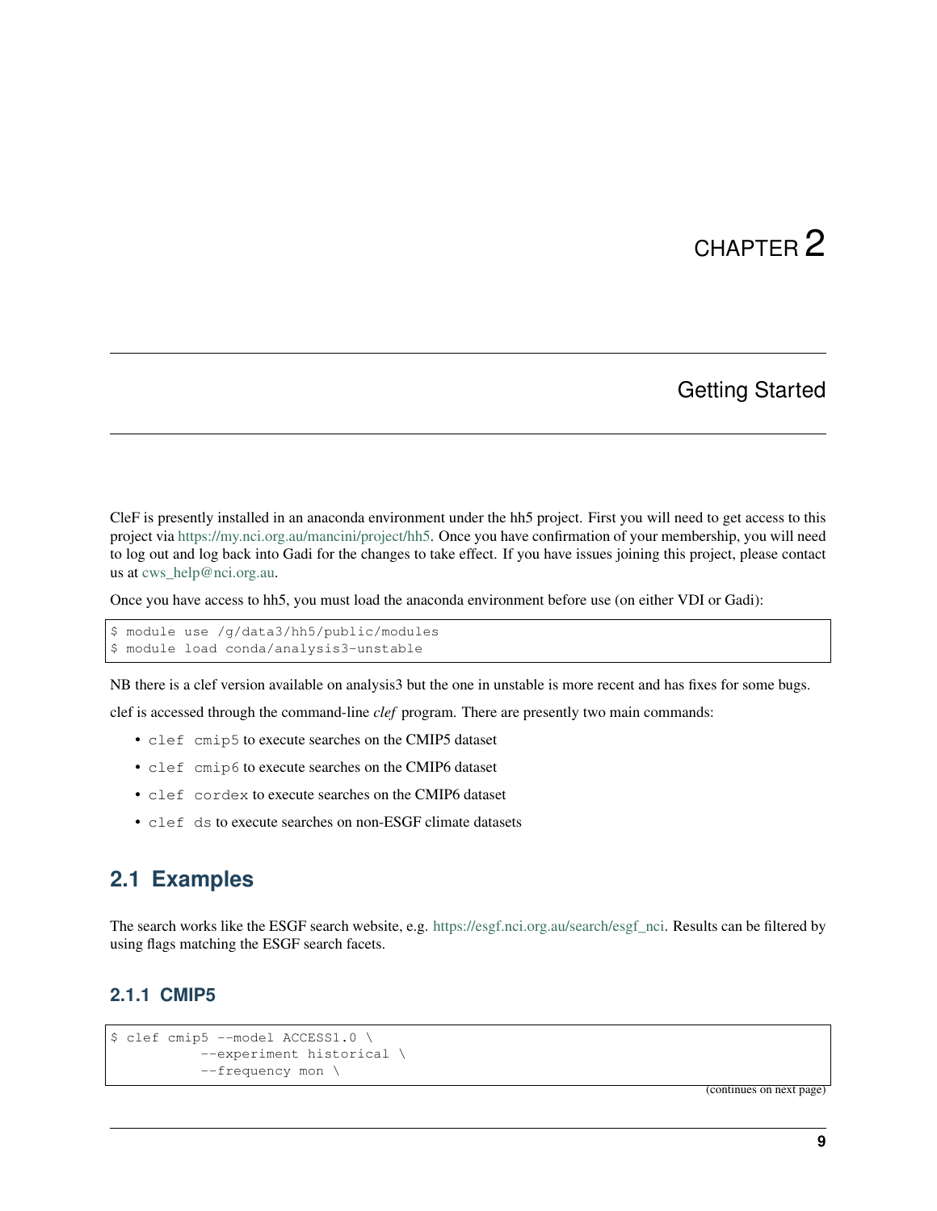# CHAPTER 2

## Getting Started

CleF is presently installed in an anaconda environment under the hh5 project. First you will need to get access to this project via https://my.nci.org.au/mancini/project/hh5. Once you have confirmation of your membership, you will need to log out and log back into Gadi for the changes to take effect. If you have issues joining this project, please contact us at cws_help@nci.org.au.

Once you have access to hh5, you must load the anaconda environment before use (on either VDI or Gadi):

```
$ module use /g/data3/hh5/public/modules
$ module load conda/analysis3-unstable
```

NB there is a clef version available on analysis3 but the one in unstable is more recent and has fixes for some bugs.

clef is accessed through the command-line *clef* program. There are presently two main commands:

- `clef cmip5` to execute searches on the CMIP5 dataset
- `clef cmip6` to execute searches on the CMIP6 dataset
- `clef cordex` to execute searches on the CMIP6 dataset
- `clef ds` to execute searches on non-ESGF climate datasets

### 2.1 Examples

The search works like the ESGF search website, e.g. https://esgf.nci.org.au/search/esgf_nci. Results can be filtered by using flags matching the ESGF search facets.

#### 2.1.1 CMIP5

```
$ clef cmip5 --model ACCESS1.0 \
           --experiment historical \
           --frequency mon \
```

(continues on next page)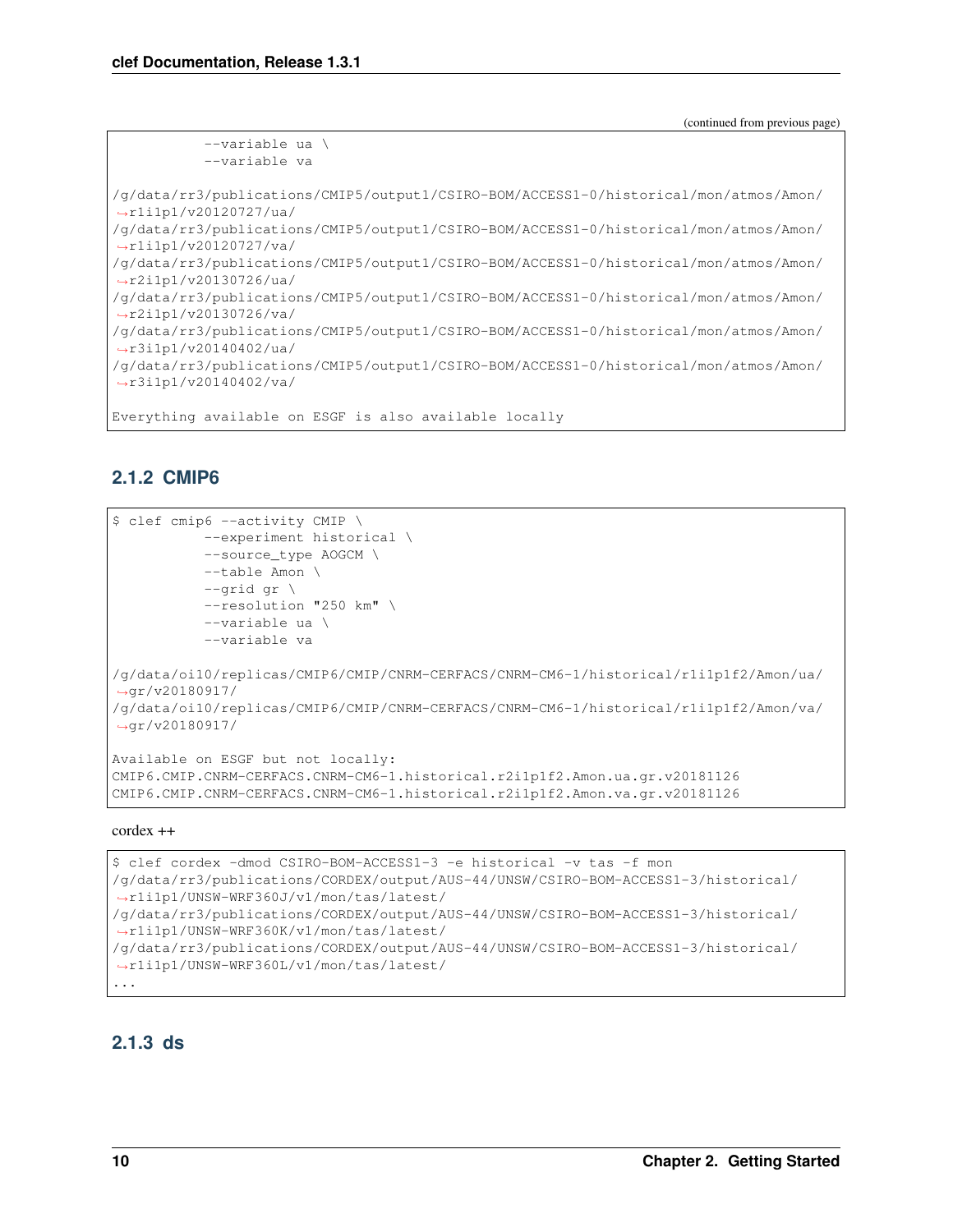(continued from previous page)

```
          --variable ua \
          --variable va

/g/data/rr3/publications/CMIP5/output1/CSIRO-BOM/ACCESS1-0/historical/mon/atmos/Amon/
↪r1i1p1/v20120727/ua/
/g/data/rr3/publications/CMIP5/output1/CSIRO-BOM/ACCESS1-0/historical/mon/atmos/Amon/
↪r1i1p1/v20120727/va/
/g/data/rr3/publications/CMIP5/output1/CSIRO-BOM/ACCESS1-0/historical/mon/atmos/Amon/
↪r2i1p1/v20130726/ua/
/g/data/rr3/publications/CMIP5/output1/CSIRO-BOM/ACCESS1-0/historical/mon/atmos/Amon/
↪r2i1p1/v20130726/va/
/g/data/rr3/publications/CMIP5/output1/CSIRO-BOM/ACCESS1-0/historical/mon/atmos/Amon/
↪r3i1p1/v20140402/ua/
/g/data/rr3/publications/CMIP5/output1/CSIRO-BOM/ACCESS1-0/historical/mon/atmos/Amon/
↪r3i1p1/v20140402/va/

Everything available on ESGF is also available locally
```

### 2.1.2 CMIP6

```
$ clef cmip6 --activity CMIP \
          --experiment historical \
          --source_type AOGCM \
          --table Amon \
          --grid gr \
          --resolution "250 km" \
          --variable ua \
          --variable va

/g/data/oi10/replicas/CMIP6/CMIP/CNRM-CERFACS/CNRM-CM6-1/historical/r1i1p1f2/Amon/ua/
↪gr/v20180917/
/g/data/oi10/replicas/CMIP6/CMIP/CNRM-CERFACS/CNRM-CM6-1/historical/r1i1p1f2/Amon/va/
↪gr/v20180917/

Available on ESGF but not locally:
CMIP6.CMIP.CNRM-CERFACS.CNRM-CM6-1.historical.r2i1p1f2.Amon.ua.gr.v20181126
CMIP6.CMIP.CNRM-CERFACS.CNRM-CM6-1.historical.r2i1p1f2.Amon.va.gr.v20181126
```

cordex ++

```
$ clef cordex -dmod CSIRO-BOM-ACCESS1-3 -e historical -v tas -f mon
/g/data/rr3/publications/CORDEX/output/AUS-44/UNSW/CSIRO-BOM-ACCESS1-3/historical/
↪r1i1p1/UNSW-WRF360J/v1/mon/tas/latest/
/g/data/rr3/publications/CORDEX/output/AUS-44/UNSW/CSIRO-BOM-ACCESS1-3/historical/
↪r1i1p1/UNSW-WRF360K/v1/mon/tas/latest/
/g/data/rr3/publications/CORDEX/output/AUS-44/UNSW/CSIRO-BOM-ACCESS1-3/historical/
↪r1i1p1/UNSW-WRF360L/v1/mon/tas/latest/
...
```

### 2.1.3 ds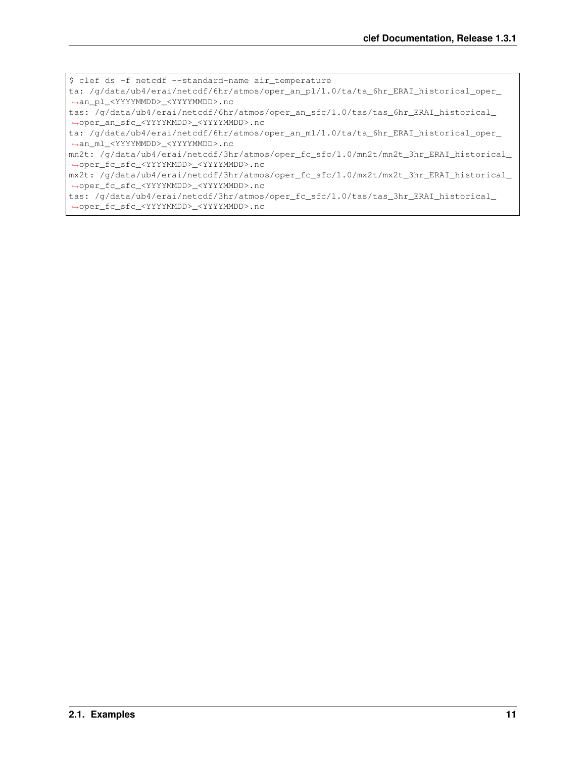```
$ clef ds -f netcdf --standard-name air_temperature
ta: /g/data/ub4/erai/netcdf/6hr/atmos/oper_an_pl/1.0/ta/ta_6hr_ERAI_historical_oper_
↪an_pl_<YYYYMMDD>_<YYYYMMDD>.nc
tas: /g/data/ub4/erai/netcdf/6hr/atmos/oper_an_sfc/1.0/tas/tas_6hr_ERAI_historical_
↪oper_an_sfc_<YYYYMMDD>_<YYYYMMDD>.nc
ta: /g/data/ub4/erai/netcdf/6hr/atmos/oper_an_ml/1.0/ta/ta_6hr_ERAI_historical_oper_
↪an_ml_<YYYYMMDD>_<YYYYMMDD>.nc
mn2t: /g/data/ub4/erai/netcdf/3hr/atmos/oper_fc_sfc/1.0/mn2t/mn2t_3hr_ERAI_historical_
↪oper_fc_sfc_<YYYYMMDD>_<YYYYMMDD>.nc
mx2t: /g/data/ub4/erai/netcdf/3hr/atmos/oper_fc_sfc/1.0/mx2t/mx2t_3hr_ERAI_historical_
↪oper_fc_sfc_<YYYYMMDD>_<YYYYMMDD>.nc
tas: /g/data/ub4/erai/netcdf/3hr/atmos/oper_fc_sfc/1.0/tas/tas_3hr_ERAI_historical_
↪oper_fc_sfc_<YYYYMMDD>_<YYYYMMDD>.nc
```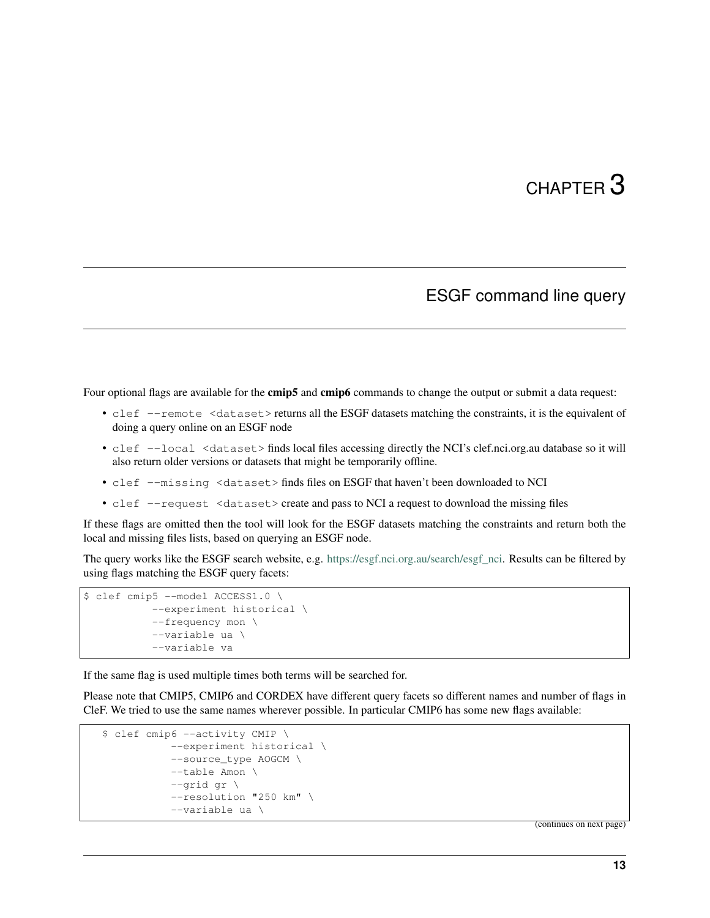# CHAPTER 3

## ESGF command line query

Four optional flags are available for the **cmip5** and **cmip6** commands to change the output or submit a data request:

- `clef --remote <dataset>` returns all the ESGF datasets matching the constraints, it is the equivalent of doing a query online on an ESGF node
- `clef --local <dataset>` finds local files accessing directly the NCI's clef.nci.org.au database so it will also return older versions or datasets that might be temporarily offline.
- `clef --missing <dataset>` finds files on ESGF that haven't been downloaded to NCI
- `clef --request <dataset>` create and pass to NCI a request to download the missing files

If these flags are omitted then the tool will look for the ESGF datasets matching the constraints and return both the local and missing files lists, based on querying an ESGF node.

The query works like the ESGF search website, e.g. https://esgf.nci.org.au/search/esgf_nci. Results can be filtered by using flags matching the ESGF query facets:

```
$ clef cmip5 --model ACCESS1.0 \
          --experiment historical \
          --frequency mon \
          --variable ua \
          --variable va
```

If the same flag is used multiple times both terms will be searched for.

Please note that CMIP5, CMIP6 and CORDEX have different query facets so different names and number of flags in CleF. We tried to use the same names wherever possible. In particular CMIP6 has some new flags available:

```
$ clef cmip6 --activity CMIP \
          --experiment historical \
          --source_type AOGCM \
          --table Amon \
          --grid gr \
          --resolution "250 km" \
          --variable ua \
```

(continues on next page)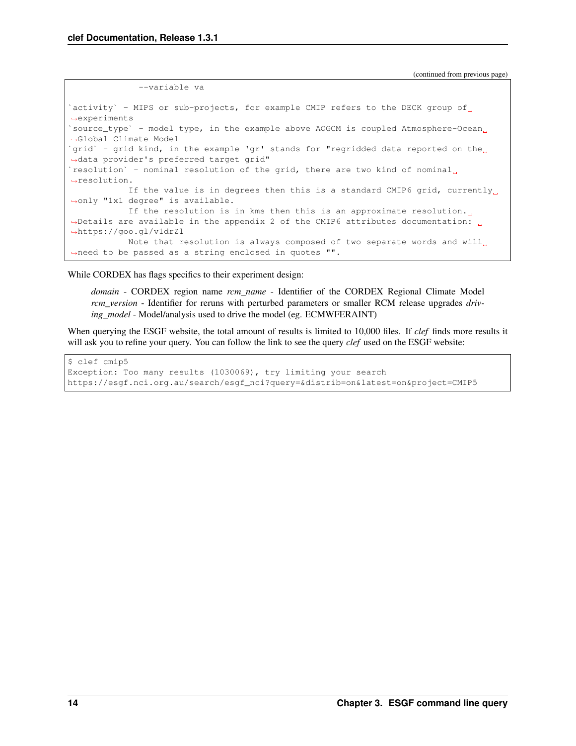(continued from previous page)

```
              --variable va

`activity` - MIPS or sub-projects, for example CMIP refers to the DECK group of experiments
`source_type` - model type, in the example above AOGCM is coupled Atmosphere-Ocean Global Climate Model
`grid` - grid kind, in the example 'gr' stands for "regridded data reported on the data provider's preferred target grid"
`resolution` - nominal resolution of the grid, there are two kind of nominal resolution.
            If the value is in degrees then this is a standard CMIP6 grid, currently only "1x1 degree" is available.
            If the resolution is in kms then this is an approximate resolution. Details are available in the appendix 2 of the CMIP6 attributes documentation: https://goo.gl/v1drZl
            Note that resolution is always composed of two separate words and will need to be passed as a string enclosed in quotes "".
```

While CORDEX has flags specifics to their experiment design:

> *domain* - CORDEX region name *rcm_name* - Identifier of the CORDEX Regional Climate Model *rcm_version* - Identifier for reruns with perturbed parameters or smaller RCM release upgrades *driving_model* - Model/analysis used to drive the model (eg. ECMWFERAINT)

When querying the ESGF website, the total amount of results is limited to 10,000 files. If *clef* finds more results it will ask you to refine your query. You can follow the link to see the query *clef* used on the ESGF website:

```
$ clef cmip5
Exception: Too many results (1030069), try limiting your search
https://esgf.nci.org.au/search/esgf_nci?query=&distrib=on&latest=on&project=CMIP5
```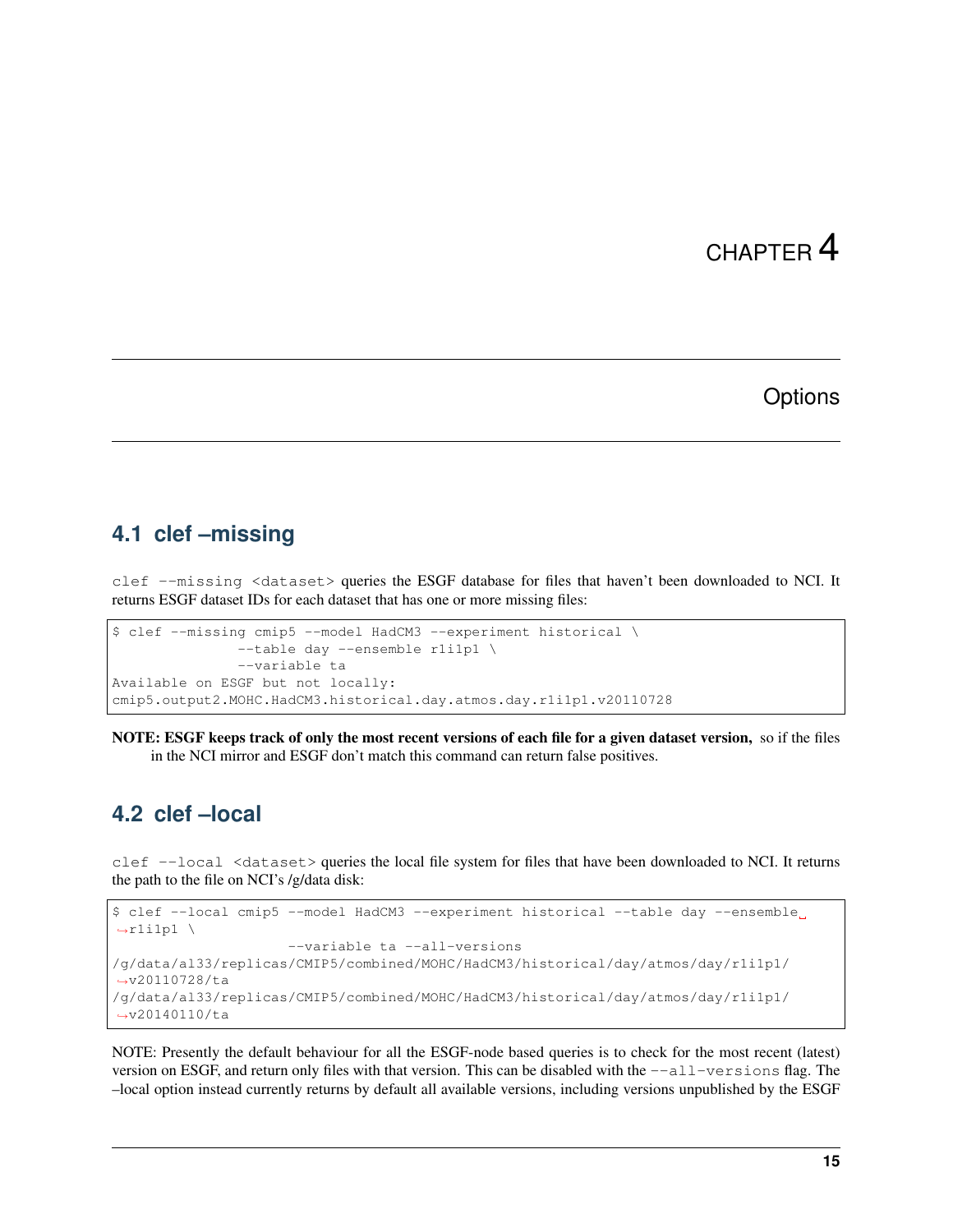# CHAPTER 4

# Options

## 4.1 clef –missing

`clef --missing <dataset>` queries the ESGF database for files that haven't been downloaded to NCI. It returns ESGF dataset IDs for each dataset that has one or more missing files:

```
$ clef --missing cmip5 --model HadCM3 --experiment historical \
               --table day --ensemble r1i1p1 \
               --variable ta
Available on ESGF but not locally:
cmip5.output2.MOHC.HadCM3.historical.day.atmos.day.r1i1p1.v20110728
```

**NOTE: ESGF keeps track of only the most recent versions of each file for a given dataset version,** so if the files in the NCI mirror and ESGF don't match this command can return false positives.

## 4.2 clef –local

`clef --local <dataset>` queries the local file system for files that have been downloaded to NCI. It returns the path to the file on NCI's /g/data disk:

```
$ clef --local cmip5 --model HadCM3 --experiment historical --table day --ensemble r1i1p1 \
                     --variable ta --all-versions
/g/data/al33/replicas/CMIP5/combined/MOHC/HadCM3/historical/day/atmos/day/r1i1p1/v20110728/ta
/g/data/al33/replicas/CMIP5/combined/MOHC/HadCM3/historical/day/atmos/day/r1i1p1/v20140110/ta
```

NOTE: Presently the default behaviour for all the ESGF-node based queries is to check for the most recent (latest) version on ESGF, and return only files with that version. This can be disabled with the `--all-versions` flag. The –local option instead currently returns by default all available versions, including versions unpublished by the ESGF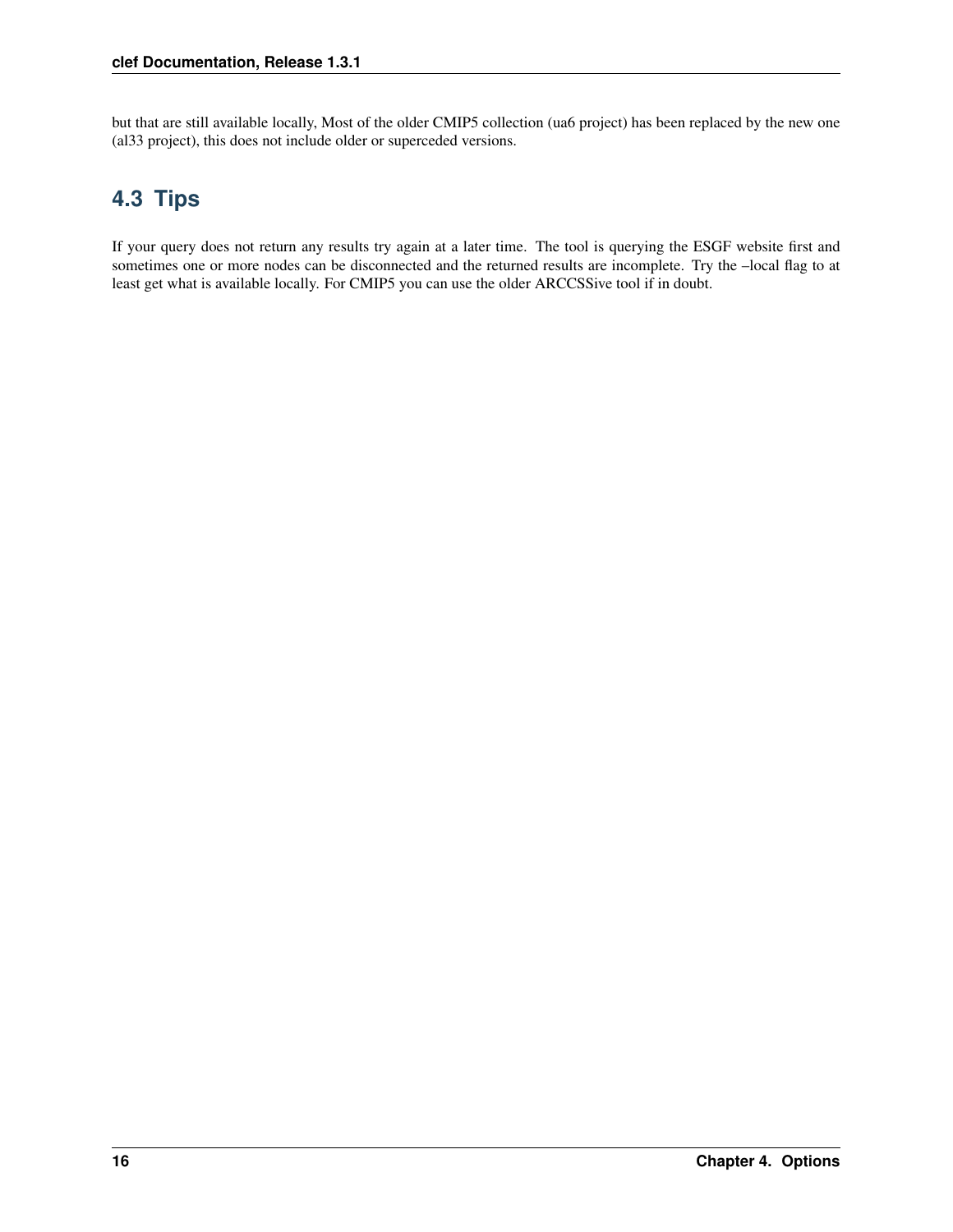but that are still available locally, Most of the older CMIP5 collection (ua6 project) has been replaced by the new one (al33 project), this does not include older or superceded versions.

## 4.3 Tips

If your query does not return any results try again at a later time. The tool is querying the ESGF website first and sometimes one or more nodes can be disconnected and the returned results are incomplete. Try the –local flag to at least get what is available locally. For CMIP5 you can use the older ARCCSSive tool if in doubt.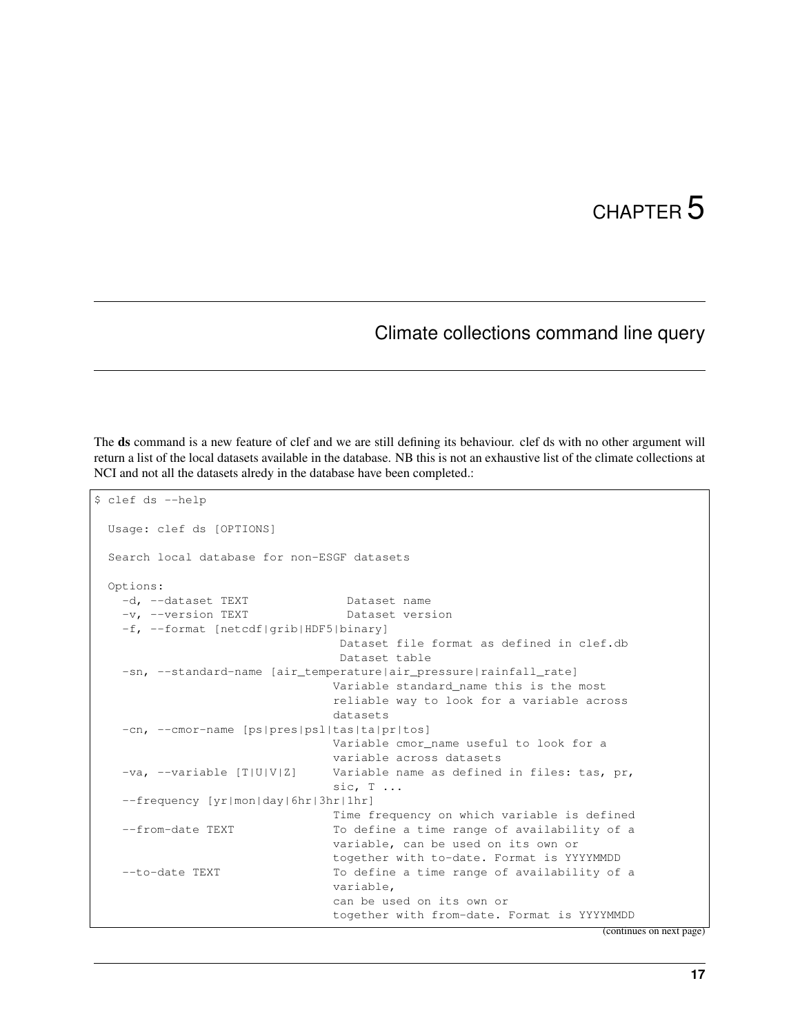# CHAPTER 5

## Climate collections command line query

The **ds** command is a new feature of clef and we are still defining its behaviour. clef ds with no other argument will return a list of the local datasets available in the database. NB this is not an exhaustive list of the climate collections at NCI and not all the datasets alredy in the database have been completed.:

```
$ clef ds --help

  Usage: clef ds [OPTIONS]

  Search local database for non-ESGF datasets

  Options:
    -d, --dataset TEXT              Dataset name
    -v, --version TEXT              Dataset version
    -f, --format [netcdf|grib|HDF5|binary]
                                   Dataset file format as defined in clef.db
                                   Dataset table
    -sn, --standard-name [air_temperature|air_pressure|rainfall_rate]
                                  Variable standard_name this is the most
                                  reliable way to look for a variable across
                                  datasets
    -cn, --cmor-name [ps|pres|psl|tas|ta|pr|tos]
                                  Variable cmor_name useful to look for a
                                  variable across datasets
    -va, --variable [T|U|V|Z]     Variable name as defined in files: tas, pr,
                                  sic, T ...
    --frequency [yr|mon|day|6hr|3hr|1hr]
                                  Time frequency on which variable is defined
    --from-date TEXT              To define a time range of availability of a
                                  variable, can be used on its own or
                                  together with to-date. Format is YYYYMMDD
    --to-date TEXT                To define a time range of availability of a
                                  variable,
                                  can be used on its own or
                                  together with from-date. Format is YYYYMMDD
```

(continues on next page)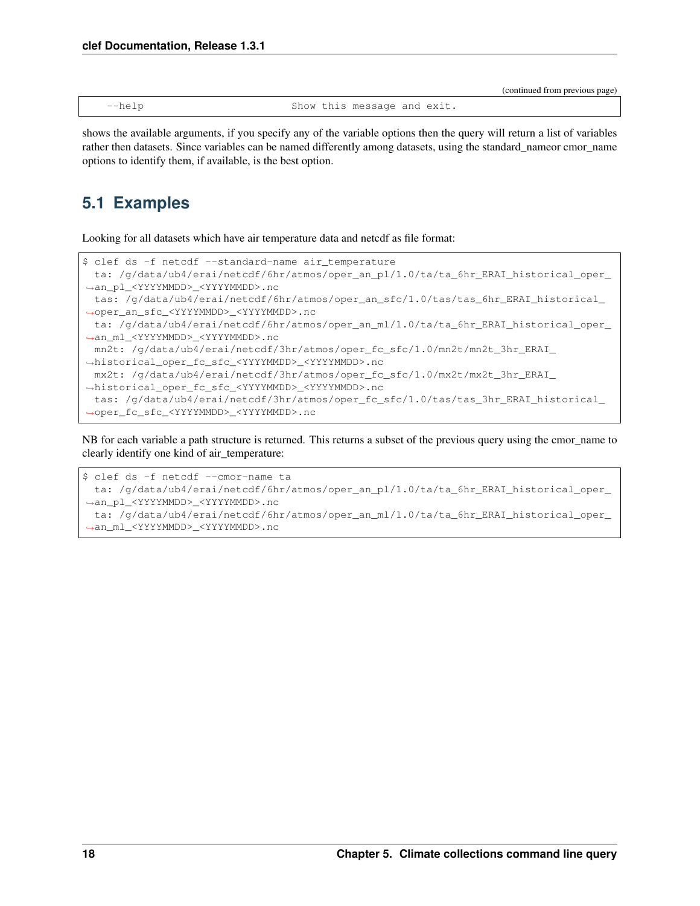(continued from previous page)

```
    --help                          Show this message and exit.
```

shows the available arguments, if you specify any of the variable options then the query will return a list of variables rather then datasets. Since variables can be named differently among datasets, using the standard_nameor cmor_name options to identify them, if available, is the best option.

## 5.1 Examples

Looking for all datasets which have air temperature data and netcdf as file format:

```
$ clef ds -f netcdf --standard-name air_temperature
  ta: /g/data/ub4/erai/netcdf/6hr/atmos/oper_an_pl/1.0/ta/ta_6hr_ERAI_historical_oper_
↪an_pl_<YYYYMMDD>_<YYYYMMDD>.nc
  tas: /g/data/ub4/erai/netcdf/6hr/atmos/oper_an_sfc/1.0/tas/tas_6hr_ERAI_historical_
↪oper_an_sfc_<YYYYMMDD>_<YYYYMMDD>.nc
  ta: /g/data/ub4/erai/netcdf/6hr/atmos/oper_an_ml/1.0/ta/ta_6hr_ERAI_historical_oper_
↪an_ml_<YYYYMMDD>_<YYYYMMDD>.nc
  mn2t: /g/data/ub4/erai/netcdf/3hr/atmos/oper_fc_sfc/1.0/mn2t/mn2t_3hr_ERAI_
↪historical_oper_fc_sfc_<YYYYMMDD>_<YYYYMMDD>.nc
  mx2t: /g/data/ub4/erai/netcdf/3hr/atmos/oper_fc_sfc/1.0/mx2t/mx2t_3hr_ERAI_
↪historical_oper_fc_sfc_<YYYYMMDD>_<YYYYMMDD>.nc
  tas: /g/data/ub4/erai/netcdf/3hr/atmos/oper_fc_sfc/1.0/tas/tas_3hr_ERAI_historical_
↪oper_fc_sfc_<YYYYMMDD>_<YYYYMMDD>.nc
```

NB for each variable a path structure is returned. This returns a subset of the previous query using the cmor_name to clearly identify one kind of air_temperature:

```
$ clef ds -f netcdf --cmor-name ta
  ta: /g/data/ub4/erai/netcdf/6hr/atmos/oper_an_pl/1.0/ta/ta_6hr_ERAI_historical_oper_
↪an_pl_<YYYYMMDD>_<YYYYMMDD>.nc
  ta: /g/data/ub4/erai/netcdf/6hr/atmos/oper_an_ml/1.0/ta/ta_6hr_ERAI_historical_oper_
↪an_ml_<YYYYMMDD>_<YYYYMMDD>.nc
```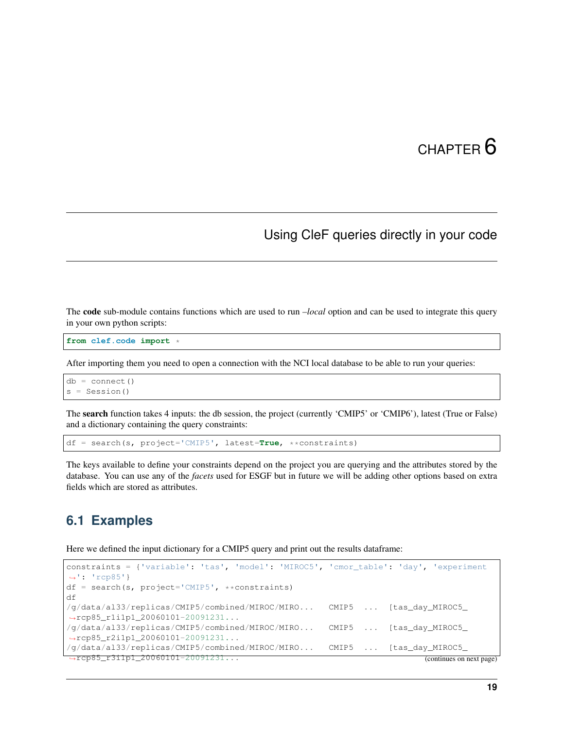# CHAPTER 6

## Using CleF queries directly in your code

The **code** sub-module contains functions which are used to run *–local* option and can be used to integrate this query in your own python scripts:

```
from clef.code import *
```

After importing them you need to open a connection with the NCI local database to be able to run your queries:

```
db = connect()
s = Session()
```

The **search** function takes 4 inputs: the db session, the project (currently 'CMIP5' or 'CMIP6'), latest (True or False) and a dictionary containing the query constraints:

```
df = search(s, project='CMIP5', latest=True, **constraints)
```

The keys available to define your constraints depend on the project you are querying and the attributes stored by the database. You can use any of the *facets* used for ESGF but in future we will be adding other options based on extra fields which are stored as attributes.

### 6.1 Examples

Here we defined the input dictionary for a CMIP5 query and print out the results dataframe:

```
constraints = {'variable': 'tas', 'model': 'MIROC5', 'cmor_table': 'day', 'experiment
↪': 'rcp85'}
df = search(s, project='CMIP5', **constraints)
df
/g/data/al33/replicas/CMIP5/combined/MIROC/MIRO...   CMIP5   ...   [tas_day_MIROC5_
↪rcp85_r1i1p1_20060101-20091231...
/g/data/al33/replicas/CMIP5/combined/MIROC/MIRO...   CMIP5   ...   [tas_day_MIROC5_
↪rcp85_r2i1p1_20060101-20091231...
/g/data/al33/replicas/CMIP5/combined/MIROC/MIRO...   CMIP5   ...   [tas_day_MIROC5_
↪rcp85_r3i1p1_20060101-20091231...
```

(continues on next page)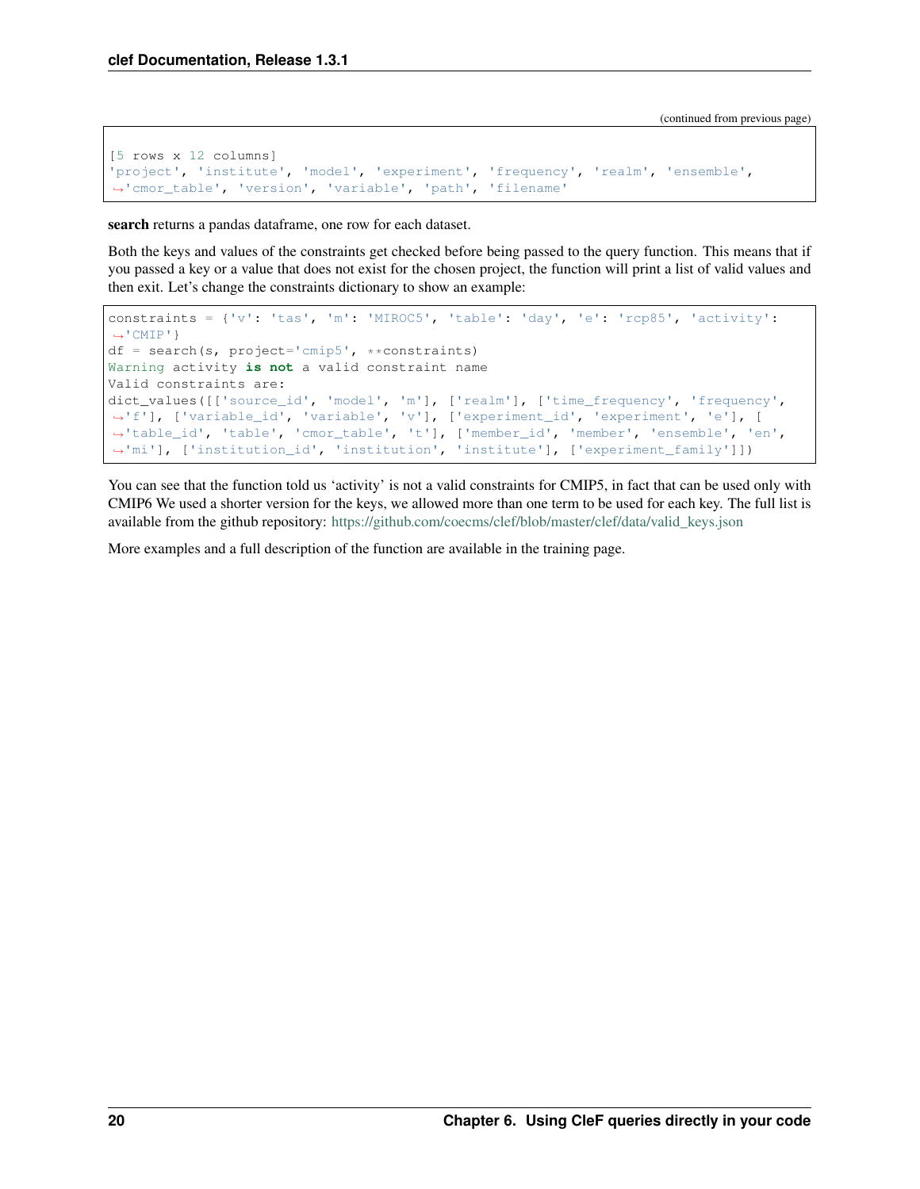(continued from previous page)

```
[5 rows x 12 columns]
'project', 'institute', 'model', 'experiment', 'frequency', 'realm', 'ensemble',
'cmor_table', 'version', 'variable', 'path', 'filename'
```

**search** returns a pandas dataframe, one row for each dataset.

Both the keys and values of the constraints get checked before being passed to the query function. This means that if you passed a key or a value that does not exist for the chosen project, the function will print a list of valid values and then exit. Let's change the constraints dictionary to show an example:

```
constraints = {'v': 'tas', 'm': 'MIROC5', 'table': 'day', 'e': 'rcp85', 'activity':
'CMIP'}
df = search(s, project='cmip5', **constraints)
Warning activity is not a valid constraint name
Valid constraints are:
dict_values([['source_id', 'model', 'm'], ['realm'], ['time_frequency', 'frequency',
'f'], ['variable_id', 'variable', 'v'], ['experiment_id', 'experiment', 'e'], [
'table_id', 'table', 'cmor_table', 't'], ['member_id', 'member', 'ensemble', 'en',
'mi'], ['institution_id', 'institution', 'institute'], ['experiment_family']])
```

You can see that the function told us 'activity' is not a valid constraints for CMIP5, in fact that can be used only with CMIP6 We used a shorter version for the keys, we allowed more than one term to be used for each key. The full list is available from the github repository: https://github.com/coecms/clef/blob/master/clef/data/valid_keys.json

More examples and a full description of the function are available in the training page.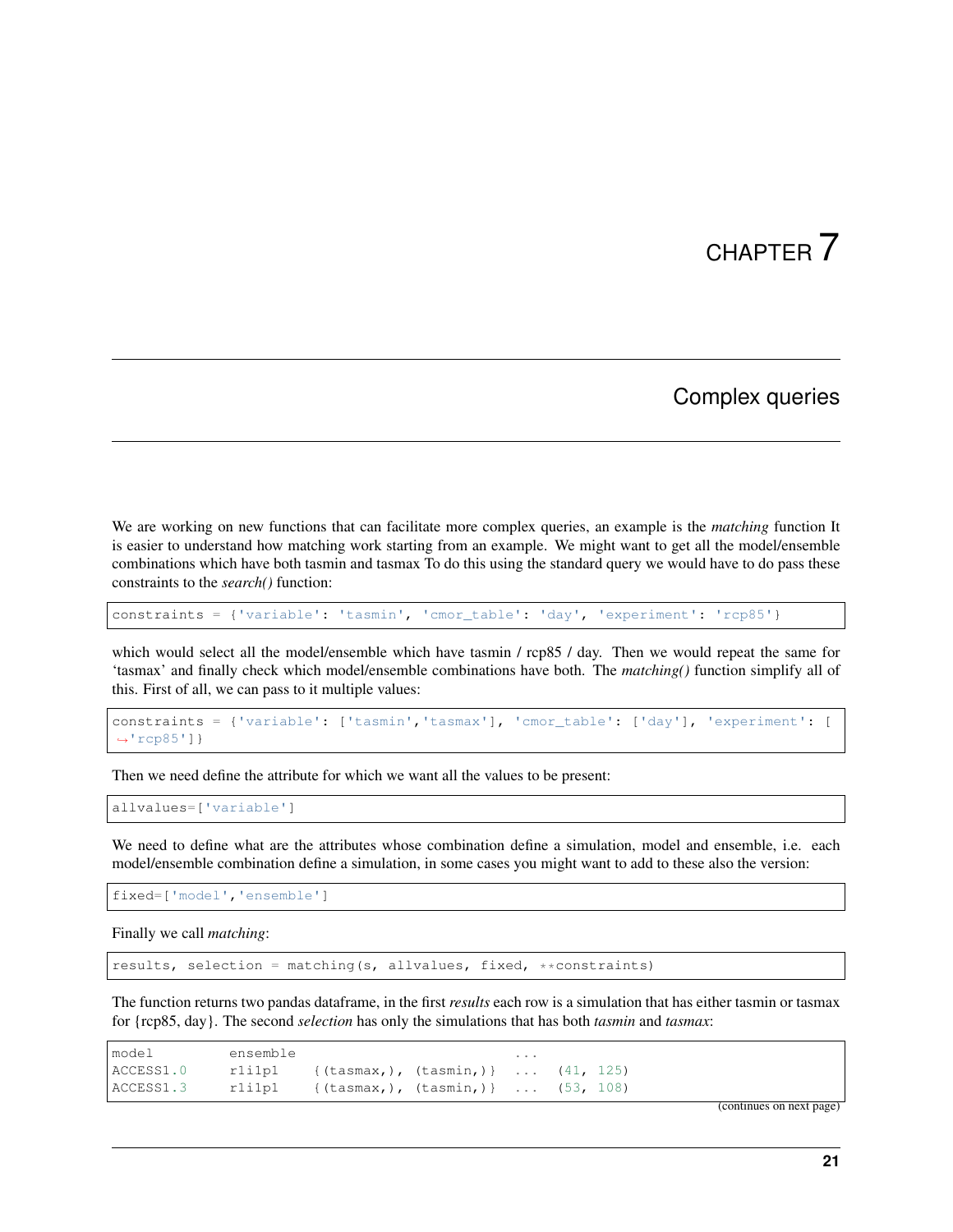# CHAPTER 7

## Complex queries

We are working on new functions that can facilitate more complex queries, an example is the *matching* function It is easier to understand how matching work starting from an example. We might want to get all the model/ensemble combinations which have both tasmin and tasmax To do this using the standard query we would have to do pass these constraints to the *search()* function:

```
constraints = {'variable': 'tasmin', 'cmor_table': 'day', 'experiment': 'rcp85'}
```

which would select all the model/ensemble which have tasmin / rcp85 / day. Then we would repeat the same for 'tasmax' and finally check which model/ensemble combinations have both. The *matching()* function simplify all of this. First of all, we can pass to it multiple values:

```
constraints = {'variable': ['tasmin','tasmax'], 'cmor_table': ['day'], 'experiment': [
→'rcp85']}
```

Then we need define the attribute for which we want all the values to be present:

```
allvalues=['variable']
```

We need to define what are the attributes whose combination define a simulation, model and ensemble, i.e. each model/ensemble combination define a simulation, in some cases you might want to add to these also the version:

```
fixed=['model','ensemble']
```

Finally we call *matching*:

```
results, selection = matching(s, allvalues, fixed, **constraints)
```

The function returns two pandas dataframe, in the first *results* each row is a simulation that has either tasmin or tasmax for {rcp85, day}. The second *selection* has only the simulations that has both *tasmin* and *tasmax*:

```
model          ensemble                              ...
ACCESS1.0      r1i1p1     {(tasmax,), (tasmin,)}  ...  (41, 125)
ACCESS1.3      r1i1p1     {(tasmax,), (tasmin,)}  ...  (53, 108)
```

(continues on next page)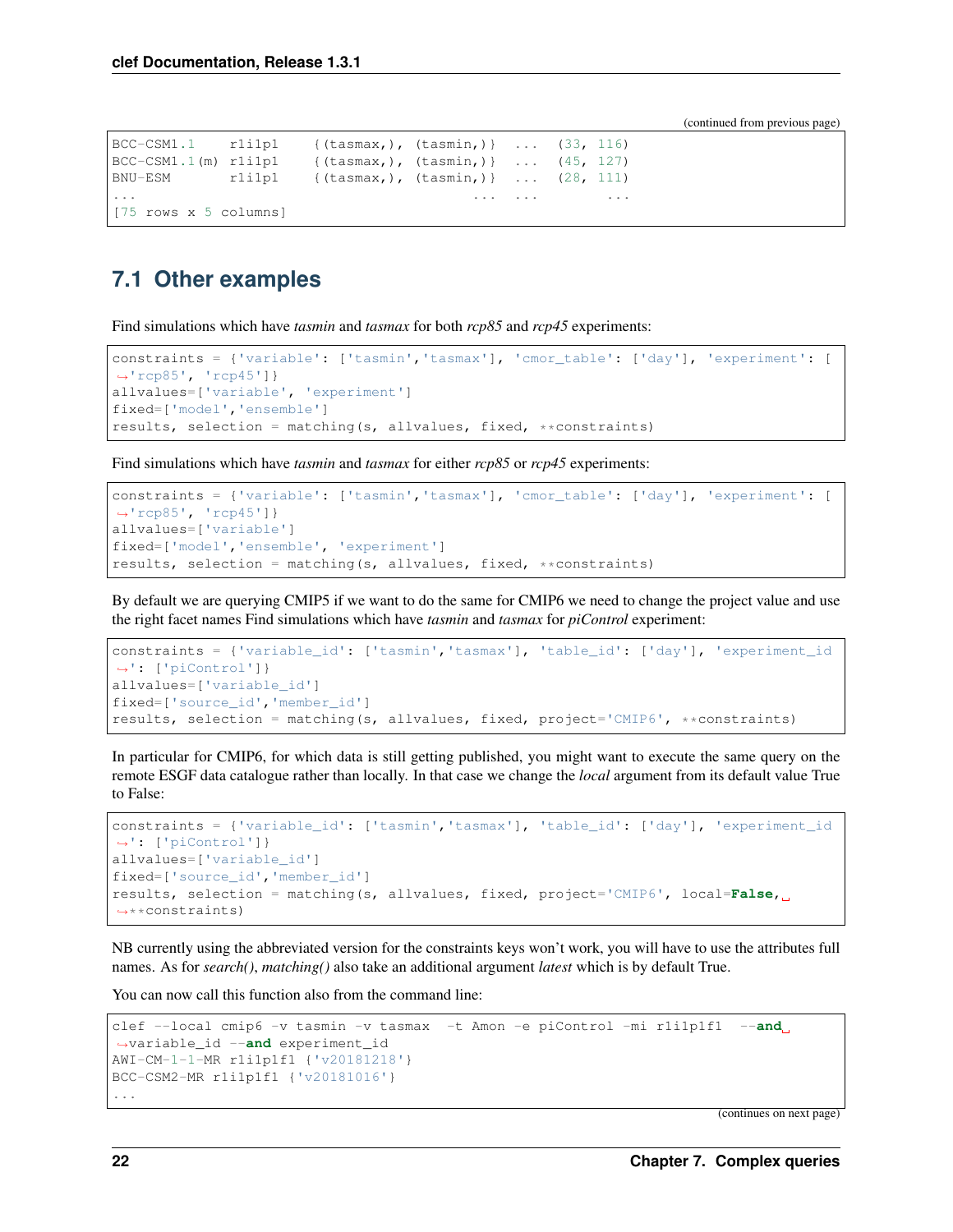(continued from previous page)

```
BCC-CSM1.1    r1i1p1    {(tasmax,), (tasmin,)}  ...  (33, 116)
BCC-CSM1.1(m) r1i1p1    {(tasmax,), (tasmin,)}  ...  (45, 127)
BNU-ESM       r1i1p1    {(tasmax,), (tasmin,)}  ...  (28, 111)
...                                        ...  ...        ...
[75 rows x 5 columns]
```

## 7.1 Other examples

Find simulations which have *tasmin* and *tasmax* for both *rcp85* and *rcp45* experiments:

```
constraints = {'variable': ['tasmin','tasmax'], 'cmor_table': ['day'], 'experiment': ['rcp85', 'rcp45']}
allvalues=['variable', 'experiment']
fixed=['model','ensemble']
results, selection = matching(s, allvalues, fixed, **constraints)
```

Find simulations which have *tasmin* and *tasmax* for either *rcp85* or *rcp45* experiments:

```
constraints = {'variable': ['tasmin','tasmax'], 'cmor_table': ['day'], 'experiment': ['rcp85', 'rcp45']}
allvalues=['variable']
fixed=['model','ensemble', 'experiment']
results, selection = matching(s, allvalues, fixed, **constraints)
```

By default we are querying CMIP5 if we want to do the same for CMIP6 we need to change the project value and use the right facet names Find simulations which have *tasmin* and *tasmax* for *piControl* experiment:

```
constraints = {'variable_id': ['tasmin','tasmax'], 'table_id': ['day'], 'experiment_id': ['piControl']}
allvalues=['variable_id']
fixed=['source_id','member_id']
results, selection = matching(s, allvalues, fixed, project='CMIP6', **constraints)
```

In particular for CMIP6, for which data is still getting published, you might want to execute the same query on the remote ESGF data catalogue rather than locally. In that case we change the *local* argument from its default value True to False:

```
constraints = {'variable_id': ['tasmin','tasmax'], 'table_id': ['day'], 'experiment_id': ['piControl']}
allvalues=['variable_id']
fixed=['source_id','member_id']
results, selection = matching(s, allvalues, fixed, project='CMIP6', local=False, **constraints)
```

NB currently using the abbreviated version for the constraints keys won't work, you will have to use the attributes full names. As for *search()*, *matching()* also take an additional argument *latest* which is by default True.

You can now call this function also from the command line:

```
clef --local cmip6 -v tasmin -v tasmax  -t Amon -e piControl -mi r1i1p1f1  --and variable_id --and experiment_id
AWI-CM-1-1-MR r1i1p1f1 {'v20181218'}
BCC-CSM2-MR r1i1p1f1 {'v20181016'}
...
```

(continues on next page)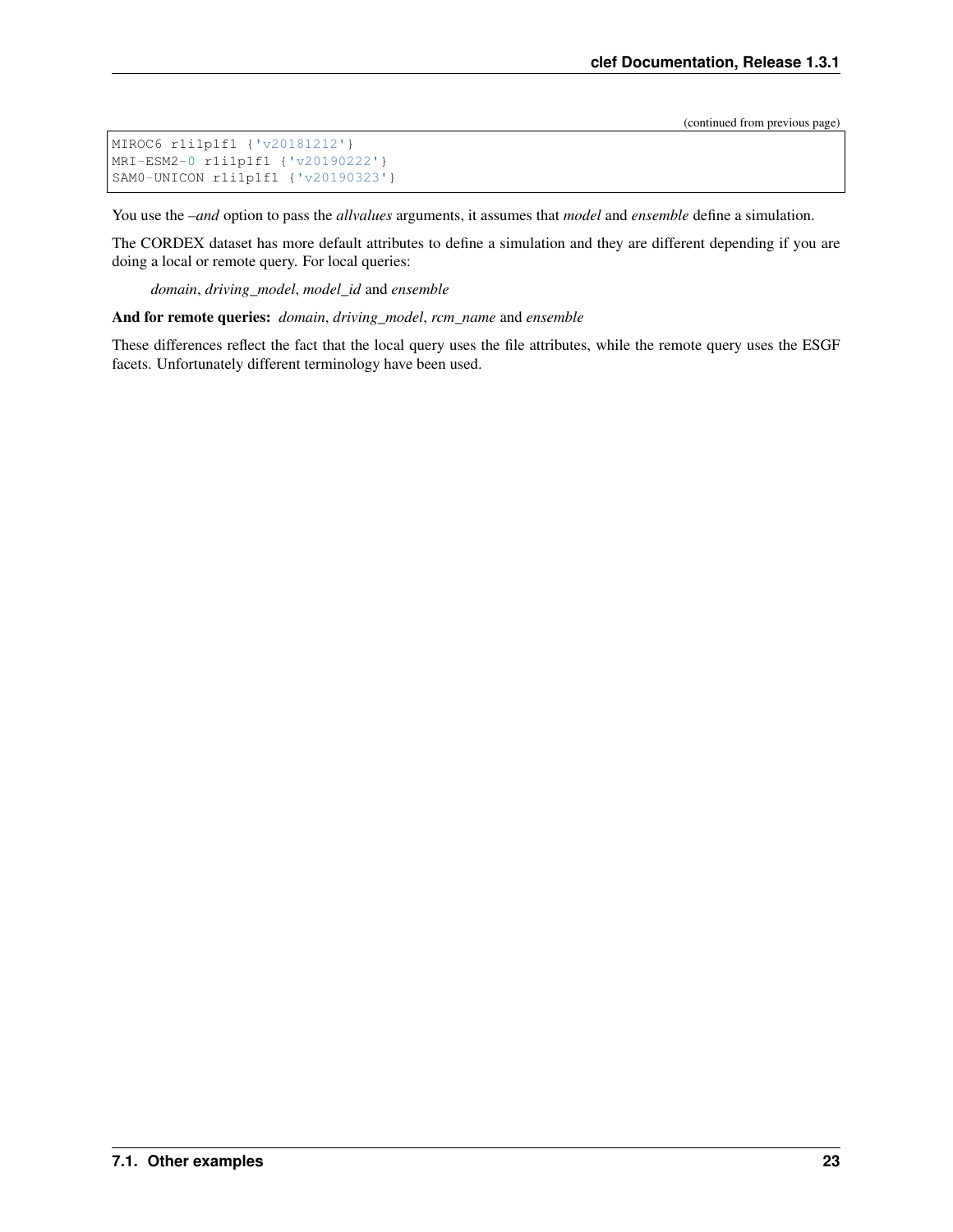(continued from previous page)

```
MIROC6 r1i1p1f1 {'v20181212'}
MRI-ESM2-0 r1i1p1f1 {'v20190222'}
SAM0-UNICON r1i1p1f1 {'v20190323'}
```

You use the *–and* option to pass the *allvalues* arguments, it assumes that *model* and *ensemble* define a simulation.

The CORDEX dataset has more default attributes to define a simulation and they are different depending if you are doing a local or remote query. For local queries:

> *domain*, *driving_model*, *model_id* and *ensemble*

**And for remote queries:** *domain*, *driving_model*, *rcm_name* and *ensemble*

These differences reflect the fact that the local query uses the file attributes, while the remote query uses the ESGF facets. Unfortunately different terminology have been used.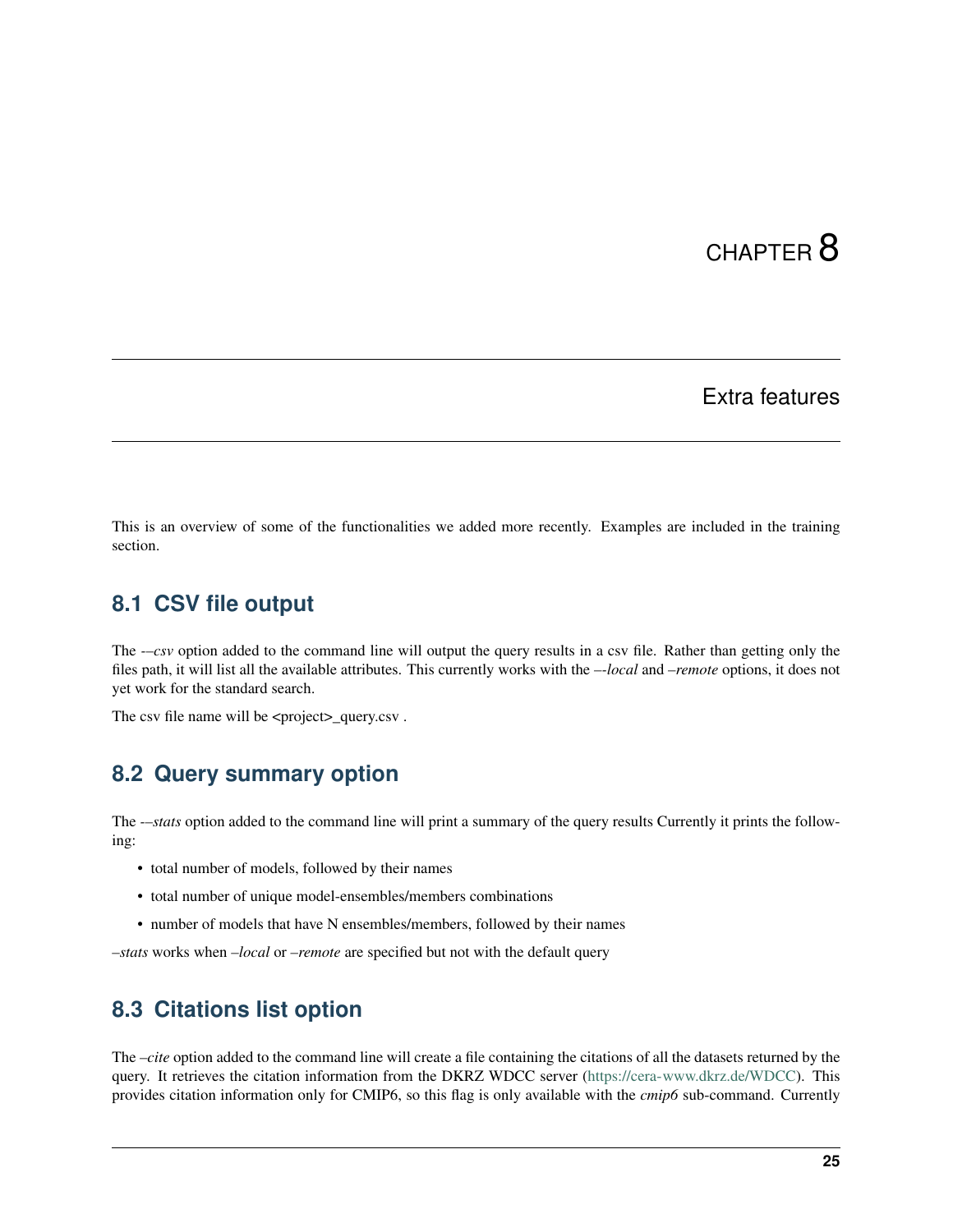# CHAPTER 8

# Extra features

This is an overview of some of the functionalities we added more recently. Examples are included in the training section.

## 8.1 CSV file output

The *--csv* option added to the command line will output the query results in a csv file. Rather than getting only the files path, it will list all the available attributes. This currently works with the *--local* and *–remote* options, it does not yet work for the standard search.

The csv file name will be <project>_query.csv .

## 8.2 Query summary option

The *--stats* option added to the command line will print a summary of the query results Currently it prints the following:

- total number of models, followed by their names
- total number of unique model-ensembles/members combinations
- number of models that have N ensembles/members, followed by their names

*–stats* works when *–local* or *–remote* are specified but not with the default query

## 8.3 Citations list option

The *–cite* option added to the command line will create a file containing the citations of all the datasets returned by the query. It retrieves the citation information from the DKRZ WDCC server (https://cera-www.dkrz.de/WDCC). This provides citation information only for CMIP6, so this flag is only available with the *cmip6* sub-command. Currently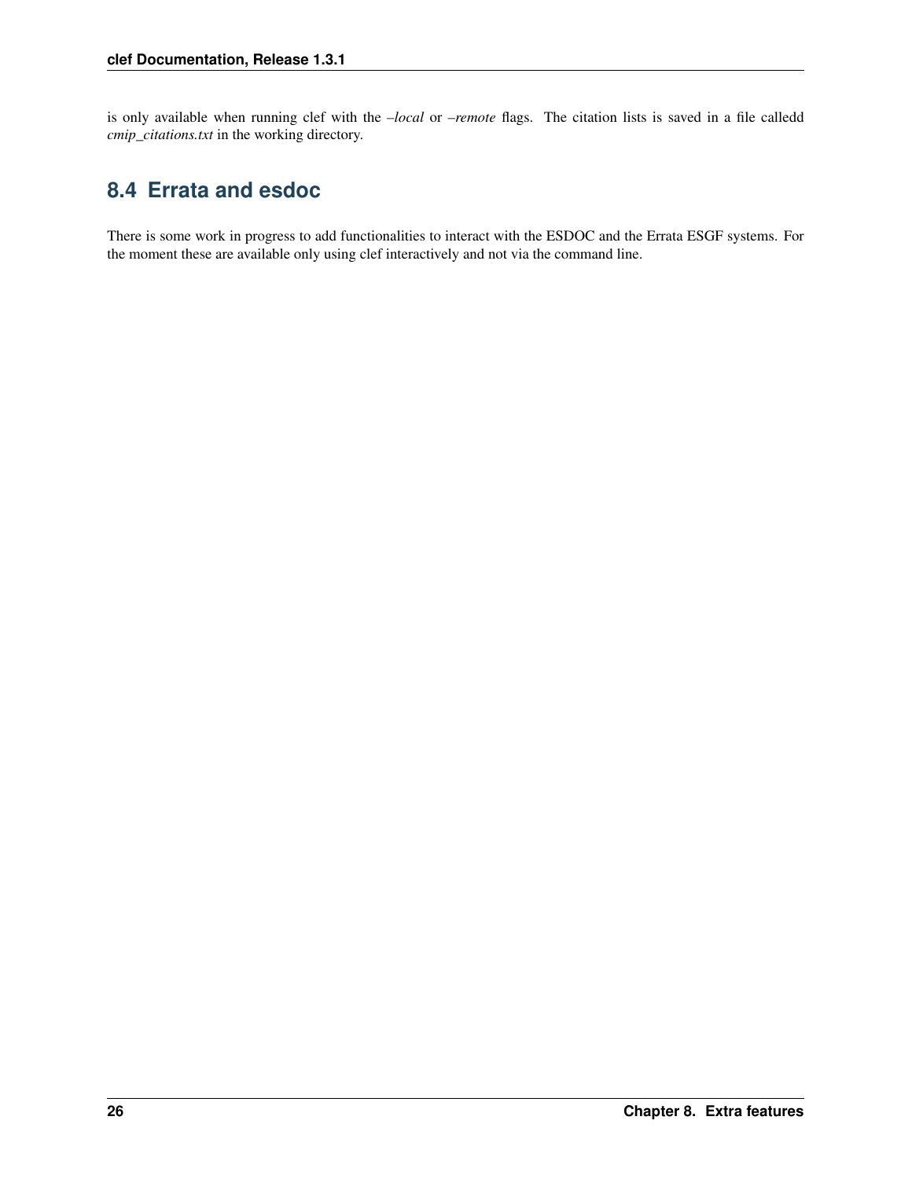is only available when running clef with the *–local* or *–remote* flags. The citation lists is saved in a file calledd *cmip_citations.txt* in the working directory.

## 8.4 Errata and esdoc

There is some work in progress to add functionalities to interact with the ESDOC and the Errata ESGF systems. For the moment these are available only using clef interactively and not via the command line.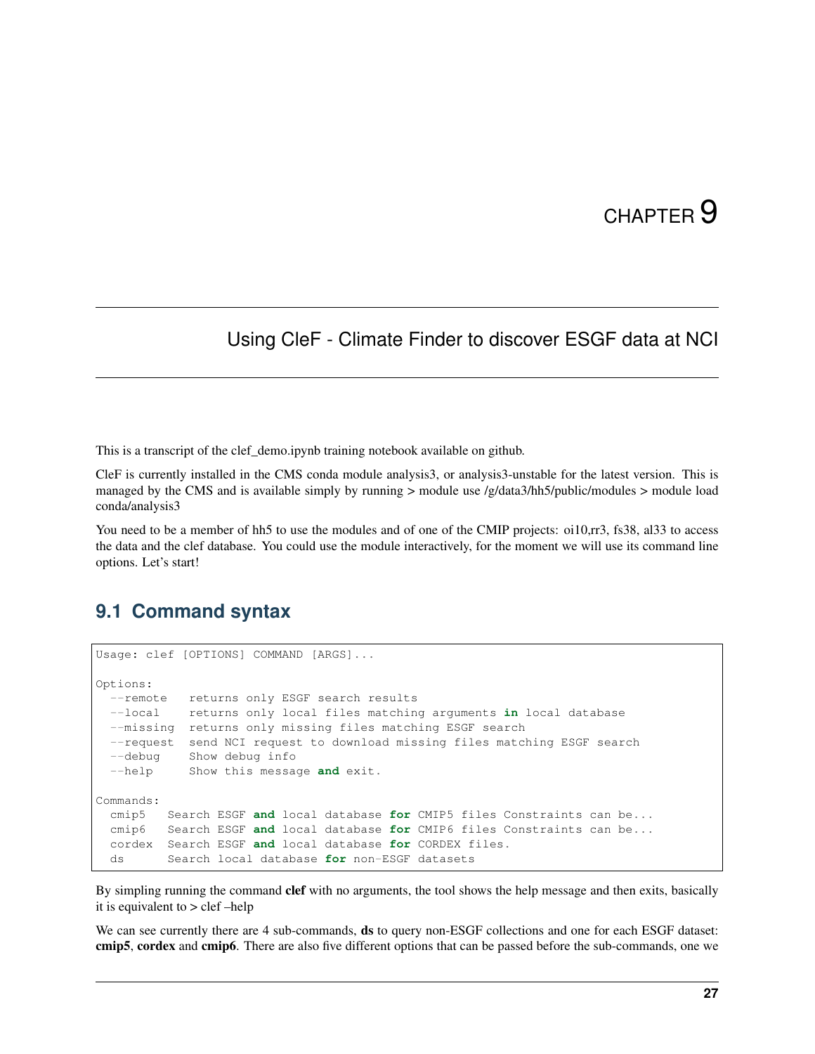// CHAPTER 9

# Using CleF - Climate Finder to discover ESGF data at NCI

This is a transcript of the clef_demo.ipynb training notebook available on github.

CleF is currently installed in the CMS conda module analysis3, or analysis3-unstable for the latest version. This is managed by the CMS and is available simply by running > module use /g/data3/hh5/public/modules > module load conda/analysis3

You need to be a member of hh5 to use the modules and of one of the CMIP projects: oi10,rr3, fs38, al33 to access the data and the clef database. You could use the module interactively, for the moment we will use its command line options. Let's start!

## 9.1 Command syntax

```
Usage: clef [OPTIONS] COMMAND [ARGS]...

Options:
  --remote   returns only ESGF search results
  --local    returns only local files matching arguments in local database
  --missing  returns only missing files matching ESGF search
  --request  send NCI request to download missing files matching ESGF search
  --debug    Show debug info
  --help     Show this message and exit.

Commands:
  cmip5   Search ESGF and local database for CMIP5 files Constraints can be...
  cmip6   Search ESGF and local database for CMIP6 files Constraints can be...
  cordex  Search ESGF and local database for CORDEX files.
  ds      Search local database for non-ESGF datasets
```

By simpling running the command **clef** with no arguments, the tool shows the help message and then exits, basically it is equivalent to > clef –help

We can see currently there are 4 sub-commands, **ds** to query non-ESGF collections and one for each ESGF dataset: **cmip5**, **cordex** and **cmip6**. There are also five different options that can be passed before the sub-commands, one we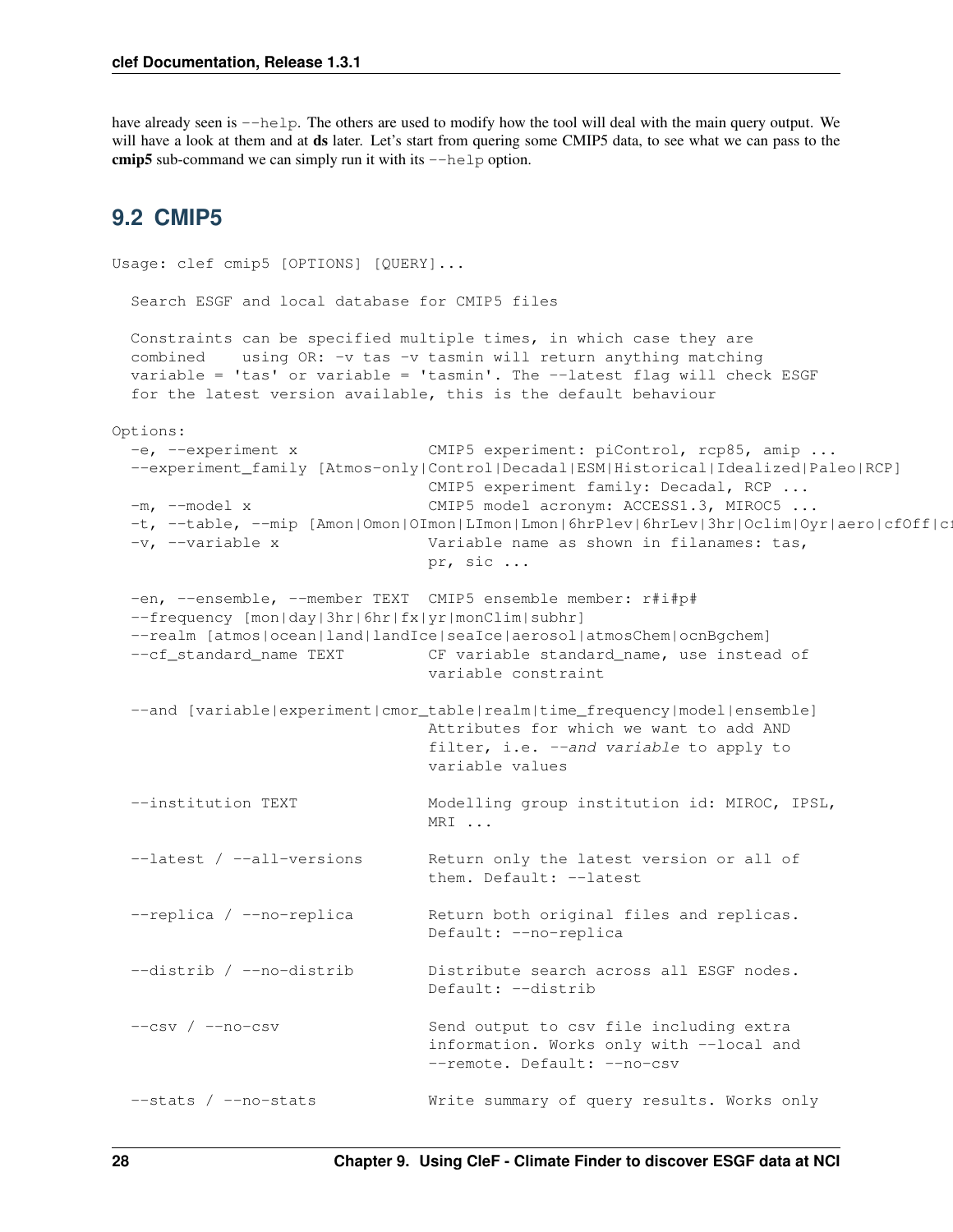have already seen is `--help`. The others are used to modify how the tool will deal with the main query output. We will have a look at them and at **ds** later. Let's start from quering some CMIP5 data, to see what we can pass to the **cmip5** sub-command we can simply run it with its `--help` option.

## 9.2 CMIP5

```
Usage: clef cmip5 [OPTIONS] [QUERY]...

  Search ESGF and local database for CMIP5 files

  Constraints can be specified multiple times, in which case they are
  combined    using OR: -v tas -v tasmin will return anything matching
  variable = 'tas' or variable = 'tasmin'. The --latest flag will check ESGF
  for the latest version available, this is the default behaviour

Options:
  -e, --experiment x              CMIP5 experiment: piControl, rcp85, amip ...
  --experiment_family [Atmos-only|Control|Decadal|ESM|Historical|Idealized|Paleo|RCP]
                                  CMIP5 experiment family: Decadal, RCP ...
  -m, --model x                   CMIP5 model acronym: ACCESS1.3, MIROC5 ...
  -t, --table, --mip [Amon|Omon|OImon|LImon|Lmon|6hrPlev|6hrLev|3hr|Oclim|Oyr|aero|cfOff|cf
  -v, --variable x                Variable name as shown in filanames: tas,
                                  pr, sic ...

  -en, --ensemble, --member TEXT  CMIP5 ensemble member: r#i#p#
  --frequency [mon|day|3hr|6hr|fx|yr|monClim|subhr]
  --realm [atmos|ocean|land|landIce|seaIce|aerosol|atmosChem|ocnBgchem]
  --cf_standard_name TEXT         CF variable standard_name, use instead of
                                  variable constraint

  --and [variable|experiment|cmor_table|realm|time_frequency|model|ensemble]
                                  Attributes for which we want to add AND
                                  filter, i.e. --and variable to apply to
                                  variable values

  --institution TEXT              Modelling group institution id: MIROC, IPSL,
                                  MRI ...

  --latest / --all-versions       Return only the latest version or all of
                                  them. Default: --latest

  --replica / --no-replica        Return both original files and replicas.
                                  Default: --no-replica

  --distrib / --no-distrib        Distribute search across all ESGF nodes.
                                  Default: --distrib

  --csv / --no-csv                Send output to csv file including extra
                                  information. Works only with --local and
                                  --remote. Default: --no-csv

  --stats / --no-stats            Write summary of query results. Works only
```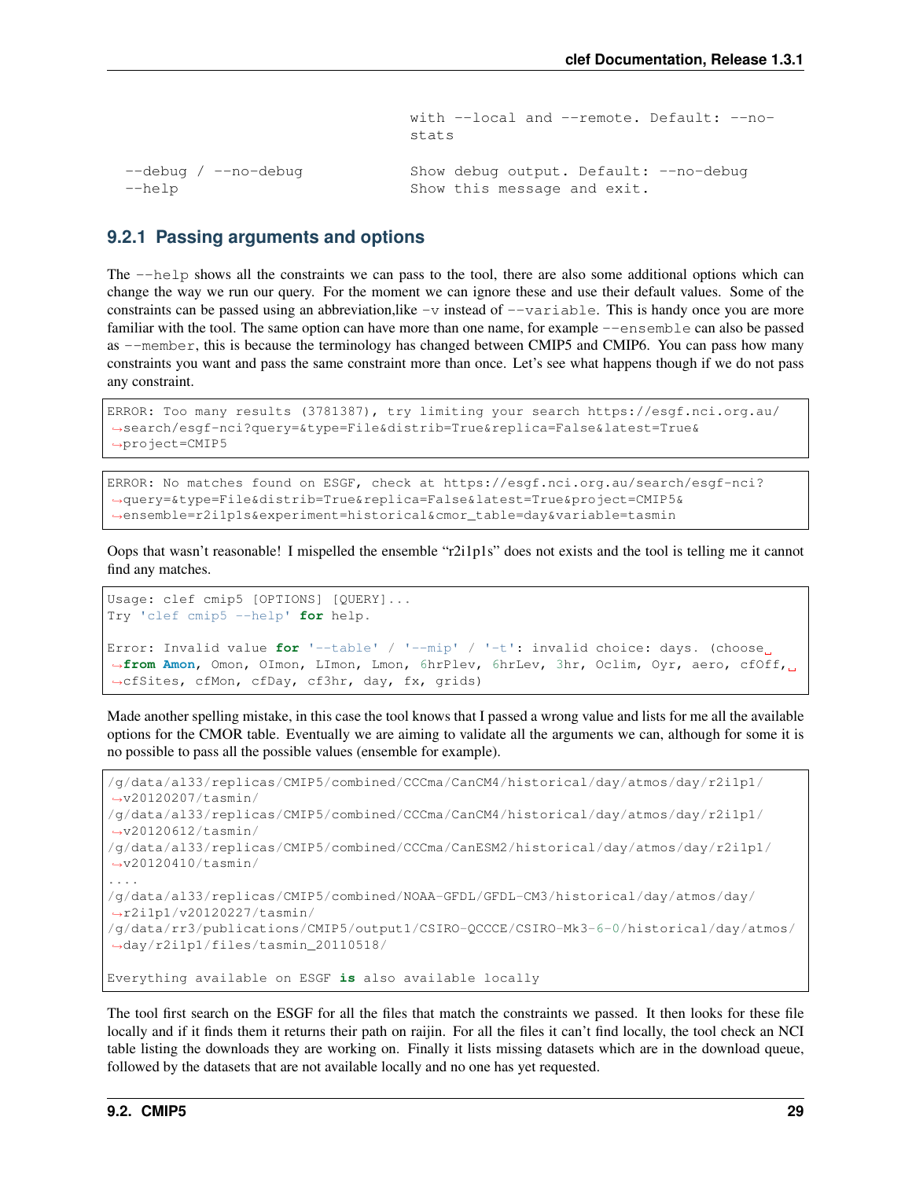```
                                        with --local and --remote. Default: --no-
                                        stats

  --debug / --no-debug                  Show debug output. Default: --no-debug
  --help                                Show this message and exit.
```

### 9.2.1 Passing arguments and options

The `--help` shows all the constraints we can pass to the tool, there are also some additional options which can change the way we run our query. For the moment we can ignore these and use their default values. Some of the constraints can be passed using an abbreviation,like `-v` instead of `--variable`. This is handy once you are more familiar with the tool. The same option can have more than one name, for example `--ensemble` can also be passed as `--member`, this is because the terminology has changed between CMIP5 and CMIP6. You can pass how many constraints you want and pass the same constraint more than once. Let's see what happens though if we do not pass any constraint.

```
ERROR: Too many results (3781387), try limiting your search https://esgf.nci.org.au/
↪search/esgf-nci?query=&type=File&distrib=True&replica=False&latest=True&
↪project=CMIP5
```

```
ERROR: No matches found on ESGF, check at https://esgf.nci.org.au/search/esgf-nci?
↪query=&type=File&distrib=True&replica=False&latest=True&project=CMIP5&
↪ensemble=r2i1p1s&experiment=historical&cmor_table=day&variable=tasmin
```

Oops that wasn't reasonable! I mispelled the ensemble "r2i1p1s" does not exists and the tool is telling me it cannot find any matches.

```
Usage: clef cmip5 [OPTIONS] [QUERY]...
Try 'clef cmip5 --help' for help.

Error: Invalid value for '--table' / '--mip' / '-t': invalid choice: days. (choose
↪from Amon, Omon, OImon, LImon, Lmon, 6hrPlev, 6hrLev, 3hr, Oclim, Oyr, aero, cfOff,
↪cfSites, cfMon, cfDay, cf3hr, day, fx, grids)
```

Made another spelling mistake, in this case the tool knows that I passed a wrong value and lists for me all the available options for the CMOR table. Eventually we are aiming to validate all the arguments we can, although for some it is no possible to pass all the possible values (ensemble for example).

```
/g/data/al33/replicas/CMIP5/combined/CCCma/CanCM4/historical/day/atmos/day/r2i1p1/
↪v20120207/tasmin/
/g/data/al33/replicas/CMIP5/combined/CCCma/CanCM4/historical/day/atmos/day/r2i1p1/
↪v20120612/tasmin/
/g/data/al33/replicas/CMIP5/combined/CCCma/CanESM2/historical/day/atmos/day/r2i1p1/
↪v20120410/tasmin/
....
/g/data/al33/replicas/CMIP5/combined/NOAA-GFDL/GFDL-CM3/historical/day/atmos/day/
↪r2i1p1/v20120227/tasmin/
/g/data/rr3/publications/CMIP5/output1/CSIRO-QCCCE/CSIRO-Mk3-6-0/historical/day/atmos/
↪day/r2i1p1/files/tasmin_20110518/

Everything available on ESGF is also available locally
```

The tool first search on the ESGF for all the files that match the constraints we passed. It then looks for these file locally and if it finds them it returns their path on raijin. For all the files it can't find locally, the tool check an NCI table listing the downloads they are working on. Finally it lists missing datasets which are in the download queue, followed by the datasets that are not available locally and no one has yet requested.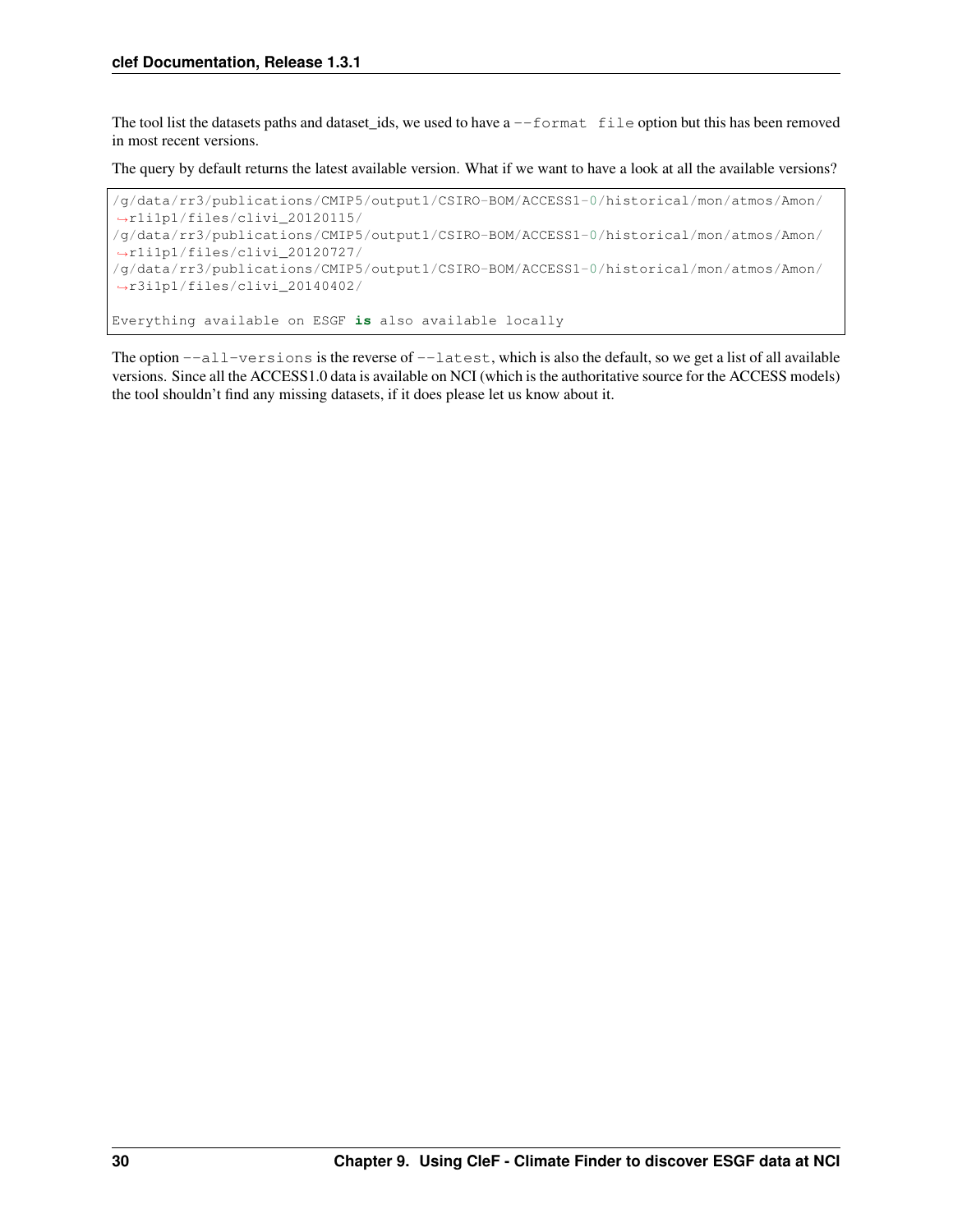The tool list the datasets paths and dataset_ids, we used to have a `--format file` option but this has been removed in most recent versions.

The query by default returns the latest available version. What if we want to have a look at all the available versions?

```
/g/data/rr3/publications/CMIP5/output1/CSIRO-BOM/ACCESS1-0/historical/mon/atmos/Amon/
→r1i1p1/files/clivi_20120115/
/g/data/rr3/publications/CMIP5/output1/CSIRO-BOM/ACCESS1-0/historical/mon/atmos/Amon/
→r1i1p1/files/clivi_20120727/
/g/data/rr3/publications/CMIP5/output1/CSIRO-BOM/ACCESS1-0/historical/mon/atmos/Amon/
→r3i1p1/files/clivi_20140402/

Everything available on ESGF is also available locally
```

The option `--all-versions` is the reverse of `--latest`, which is also the default, so we get a list of all available versions. Since all the ACCESS1.0 data is available on NCI (which is the authoritative source for the ACCESS models) the tool shouldn't find any missing datasets, if it does please let us know about it.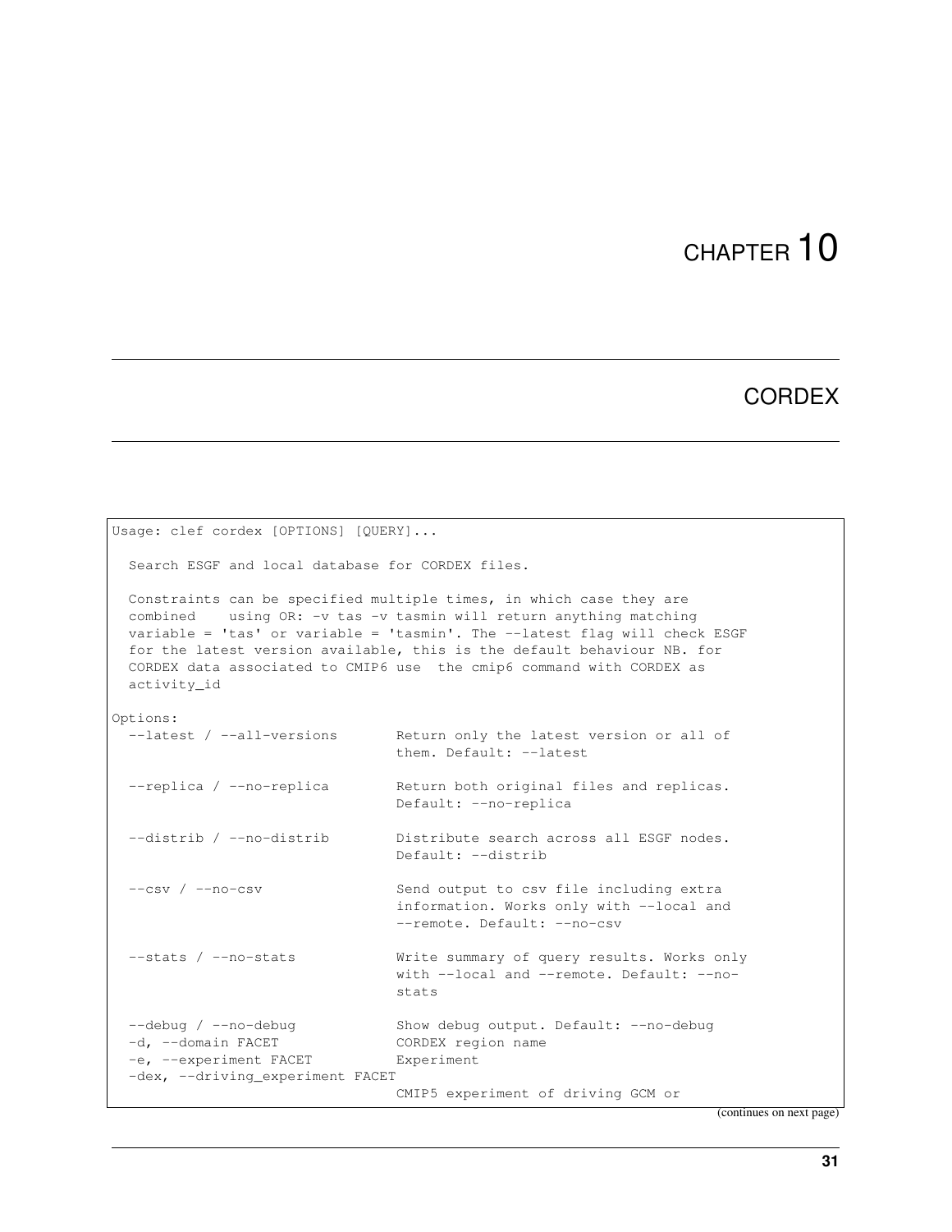# CHAPTER 10

## CORDEX

```
Usage: clef cordex [OPTIONS] [QUERY]...

  Search ESGF and local database for CORDEX files.

  Constraints can be specified multiple times, in which case they are
  combined    using OR: -v tas -v tasmin will return anything matching
  variable = 'tas' or variable = 'tasmin'. The --latest flag will check ESGF
  for the latest version available, this is the default behaviour NB. for
  CORDEX data associated to CMIP6 use  the cmip6 command with CORDEX as
  activity_id

Options:
  --latest / --all-versions       Return only the latest version or all of
                                  them. Default: --latest

  --replica / --no-replica        Return both original files and replicas.
                                  Default: --no-replica

  --distrib / --no-distrib        Distribute search across all ESGF nodes.
                                  Default: --distrib

  --csv / --no-csv                Send output to csv file including extra
                                  information. Works only with --local and
                                  --remote. Default: --no-csv

  --stats / --no-stats            Write summary of query results. Works only
                                  with --local and --remote. Default: --no-
                                  stats

  --debug / --no-debug            Show debug output. Default: --no-debug
  -d, --domain FACET              CORDEX region name
  -e, --experiment FACET          Experiment
  -dex, --driving_experiment FACET
                                  CMIP5 experiment of driving GCM or
```

(continues on next page)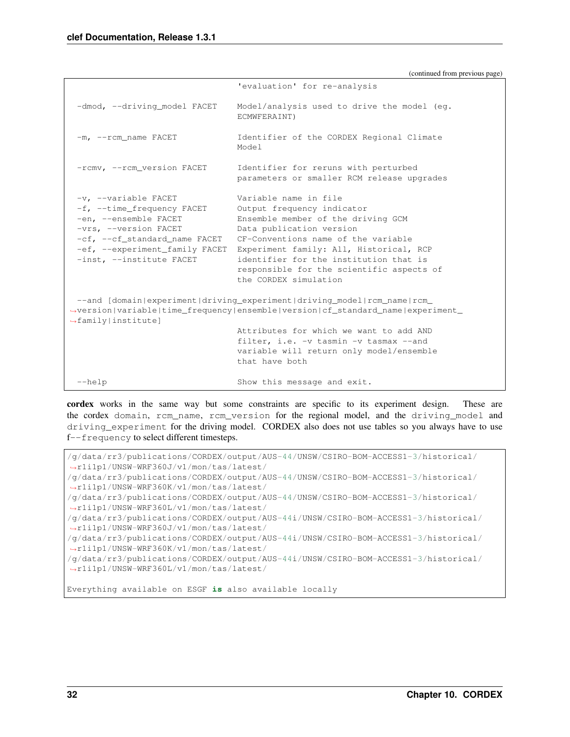(continued from previous page)

```
                              'evaluation' for re-analysis

  -dmod, --driving_model FACET    Model/analysis used to drive the model (eg.
                              ECMWFERAINT)

  -m, --rcm_name FACET          Identifier of the CORDEX Regional Climate
                              Model

  -rcmv, --rcm_version FACET    Identifier for reruns with perturbed
                              parameters or smaller RCM release upgrades

  -v, --variable FACET          Variable name in file
  -f, --time_frequency FACET    Output frequency indicator
  -en, --ensemble FACET         Ensemble member of the driving GCM
  -vrs, --version FACET         Data publication version
  -cf, --cf_standard_name FACET  CF-Conventions name of the variable
  -ef, --experiment_family FACET Experiment family: All, Historical, RCP
  -inst, --institute FACET      identifier for the institution that is
                              responsible for the scientific aspects of
                              the CORDEX simulation

  --and [domain|experiment|driving_experiment|driving_model|rcm_name|rcm_
↪version|variable|time_frequency|ensemble|version|cf_standard_name|experiment_
↪family|institute]
                              Attributes for which we want to add AND
                              filter, i.e. -v tasmin -v tasmax --and
                              variable will return only model/ensemble
                              that have both

  --help                      Show this message and exit.
```

**cordex** works in the same way but some constraints are specific to its experiment design. These are the cordex `domain`, `rcm_name`, `rcm_version` for the regional model, and the `driving_model` and `driving_experiment` for the driving model. CORDEX also does not use tables so you always have to use f`--frequency` to select different timesteps.

```
/g/data/rr3/publications/CORDEX/output/AUS-44/UNSW/CSIRO-BOM-ACCESS1-3/historical/
↪r1i1p1/UNSW-WRF360J/v1/mon/tas/latest/
/g/data/rr3/publications/CORDEX/output/AUS-44/UNSW/CSIRO-BOM-ACCESS1-3/historical/
↪r1i1p1/UNSW-WRF360K/v1/mon/tas/latest/
/g/data/rr3/publications/CORDEX/output/AUS-44/UNSW/CSIRO-BOM-ACCESS1-3/historical/
↪r1i1p1/UNSW-WRF360L/v1/mon/tas/latest/
/g/data/rr3/publications/CORDEX/output/AUS-44i/UNSW/CSIRO-BOM-ACCESS1-3/historical/
↪r1i1p1/UNSW-WRF360J/v1/mon/tas/latest/
/g/data/rr3/publications/CORDEX/output/AUS-44i/UNSW/CSIRO-BOM-ACCESS1-3/historical/
↪r1i1p1/UNSW-WRF360K/v1/mon/tas/latest/
/g/data/rr3/publications/CORDEX/output/AUS-44i/UNSW/CSIRO-BOM-ACCESS1-3/historical/
↪r1i1p1/UNSW-WRF360L/v1/mon/tas/latest/

Everything available on ESGF is also available locally
```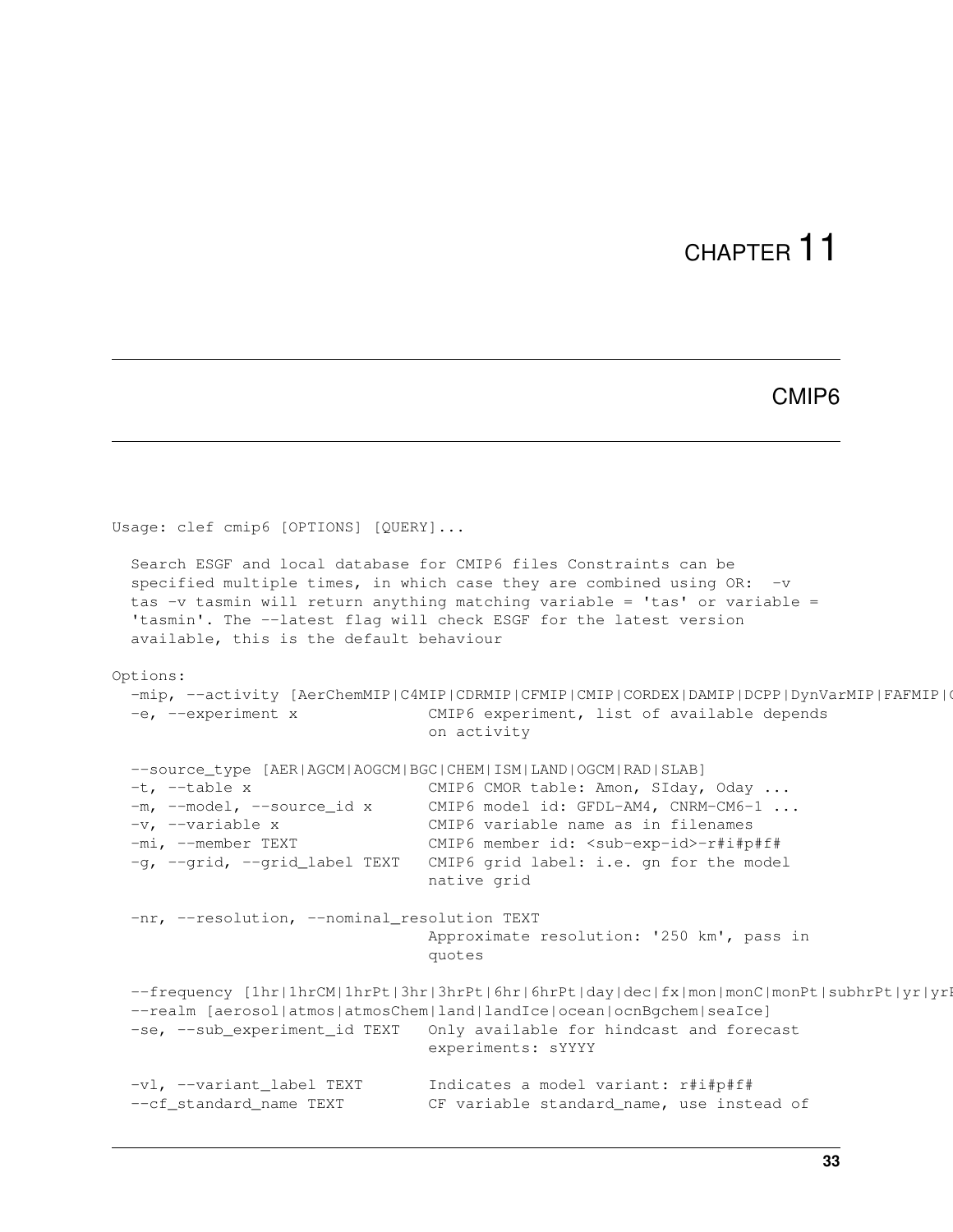# CHAPTER 11

## CMIP6

```
Usage: clef cmip6 [OPTIONS] [QUERY]...

  Search ESGF and local database for CMIP6 files Constraints can be
  specified multiple times, in which case they are combined using OR:  -v
  tas -v tasmin will return anything matching variable = 'tas' or variable =
  'tasmin'. The --latest flag will check ESGF for the latest version
  available, this is the default behaviour

Options:
  -mip, --activity [AerChemMIP|C4MIP|CDRMIP|CFMIP|CMIP|CORDEX|DAMIP|DCPP|DynVarMIP|FAFMIP|(
  -e, --experiment x              CMIP6 experiment, list of available depends
                                  on activity

  --source_type [AER|AGCM|AOGCM|BGC|CHEM|ISM|LAND|OGCM|RAD|SLAB]
  -t, --table x                   CMIP6 CMOR table: Amon, SIday, Oday ...
  -m, --model, --source_id x      CMIP6 model id: GFDL-AM4, CNRM-CM6-1 ...
  -v, --variable x                CMIP6 variable name as in filenames
  -mi, --member TEXT              CMIP6 member id: <sub-exp-id>-r#i#p#f#
  -g, --grid, --grid_label TEXT   CMIP6 grid label: i.e. gn for the model
                                  native grid

  -nr, --resolution, --nominal_resolution TEXT
                                  Approximate resolution: '250 km', pass in
                                  quotes

  --frequency [1hr|1hrCM|1hrPt|3hr|3hrPt|6hr|6hrPt|day|dec|fx|mon|monC|monPt|subhrPt|yr|yrI
  --realm [aerosol|atmos|atmosChem|land|landIce|ocean|ocnBgchem|seaIce]
  -se, --sub_experiment_id TEXT   Only available for hindcast and forecast
                                  experiments: sYYYY

  -vl, --variant_label TEXT       Indicates a model variant: r#i#p#f#
  --cf_standard_name TEXT         CF variable standard_name, use instead of
```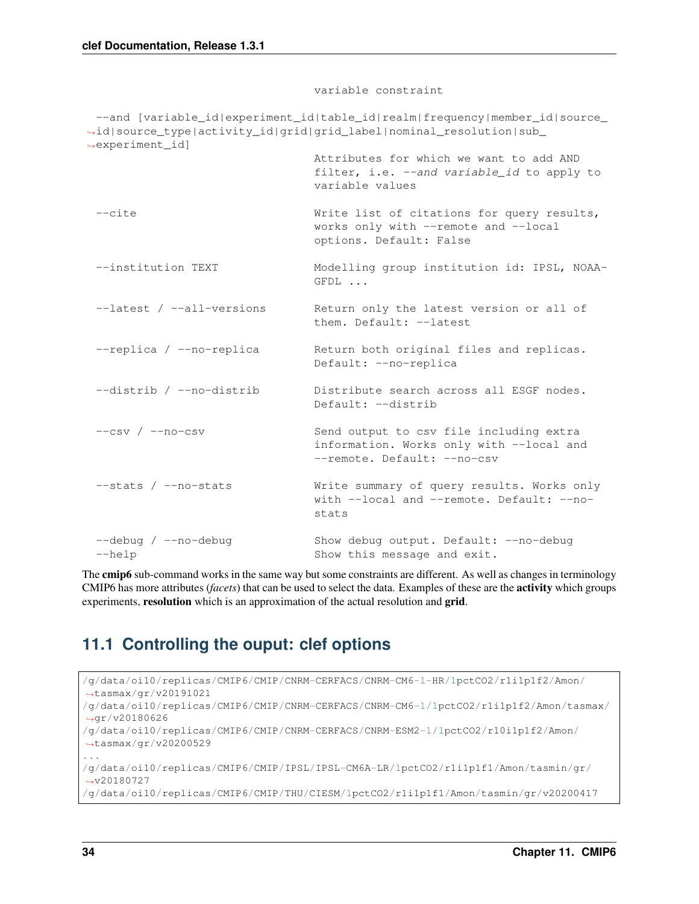```
                                      variable constraint

  --and [variable_id|experiment_id|table_id|realm|frequency|member_id|source_
↪id|source_type|activity_id|grid|grid_label|nominal_resolution|sub_
↪experiment_id]
                                      Attributes for which we want to add AND
                                      filter, i.e. --and variable_id to apply to
                                      variable values

  --cite                              Write list of citations for query results,
                                      works only with --remote and --local
                                      options. Default: False

  --institution TEXT                  Modelling group institution id: IPSL, NOAA-
                                      GFDL ...

  --latest / --all-versions           Return only the latest version or all of
                                      them. Default: --latest

  --replica / --no-replica            Return both original files and replicas.
                                      Default: --no-replica

  --distrib / --no-distrib            Distribute search across all ESGF nodes.
                                      Default: --distrib

  --csv / --no-csv                    Send output to csv file including extra
                                      information. Works only with --local and
                                      --remote. Default: --no-csv

  --stats / --no-stats                Write summary of query results. Works only
                                      with --local and --remote. Default: --no-
                                      stats

  --debug / --no-debug                Show debug output. Default: --no-debug
  --help                              Show this message and exit.
```

The **cmip6** sub-command works in the same way but some constraints are different. As well as changes in terminology CMIP6 has more attributes (*facets*) that can be used to select the data. Examples of these are the **activity** which groups experiments, **resolution** which is an approximation of the actual resolution and **grid**.

## 11.1 Controlling the ouput: clef options

```
/g/data/oi10/replicas/CMIP6/CMIP/CNRM-CERFACS/CNRM-CM6-1-HR/1pctCO2/r1i1p1f2/Amon/
↪tasmax/gr/v20191021
/g/data/oi10/replicas/CMIP6/CMIP/CNRM-CERFACS/CNRM-CM6-1/1pctCO2/r1i1p1f2/Amon/tasmax/
↪gr/v20180626
/g/data/oi10/replicas/CMIP6/CMIP/CNRM-CERFACS/CNRM-ESM2-1/1pctCO2/r10i1p1f2/Amon/
↪tasmax/gr/v20200529
...
/g/data/oi10/replicas/CMIP6/CMIP/IPSL/IPSL-CM6A-LR/1pctCO2/r1i1p1f1/Amon/tasmin/gr/
↪v20180727
/g/data/oi10/replicas/CMIP6/CMIP/THU/CIESM/1pctCO2/r1i1p1f1/Amon/tasmin/gr/v20200417
```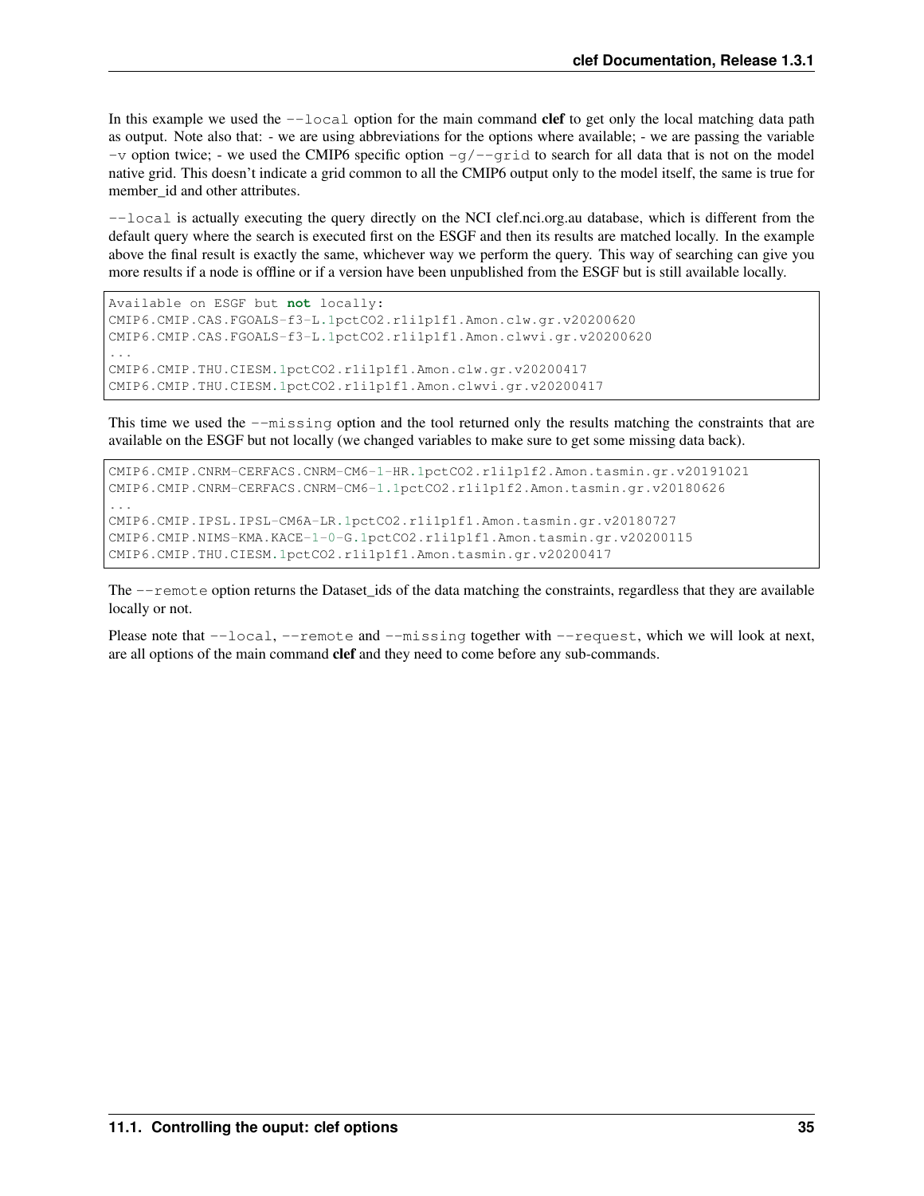In this example we used the `--local` option for the main command **clef** to get only the local matching data path as output. Note also that: - we are using abbreviations for the options where available; - we are passing the variable `-v` option twice; - we used the CMIP6 specific option `-g/--grid` to search for all data that is not on the model native grid. This doesn't indicate a grid common to all the CMIP6 output only to the model itself, the same is true for member_id and other attributes.

`--local` is actually executing the query directly on the NCI clef.nci.org.au database, which is different from the default query where the search is executed first on the ESGF and then its results are matched locally. In the example above the final result is exactly the same, whichever way we perform the query. This way of searching can give you more results if a node is offline or if a version have been unpublished from the ESGF but is still available locally.

```
Available on ESGF but not locally:
CMIP6.CMIP.CAS.FGOALS-f3-L.1pctCO2.r1i1p1f1.Amon.clw.gr.v20200620
CMIP6.CMIP.CAS.FGOALS-f3-L.1pctCO2.r1i1p1f1.Amon.clwvi.gr.v20200620
...
CMIP6.CMIP.THU.CIESM.1pctCO2.r1i1p1f1.Amon.clw.gr.v20200417
CMIP6.CMIP.THU.CIESM.1pctCO2.r1i1p1f1.Amon.clwvi.gr.v20200417
```

This time we used the `--missing` option and the tool returned only the results matching the constraints that are available on the ESGF but not locally (we changed variables to make sure to get some missing data back).

```
CMIP6.CMIP.CNRM-CERFACS.CNRM-CM6-1-HR.1pctCO2.r1i1p1f2.Amon.tasmin.gr.v20191021
CMIP6.CMIP.CNRM-CERFACS.CNRM-CM6-1.1pctCO2.r1i1p1f2.Amon.tasmin.gr.v20180626
...
CMIP6.CMIP.IPSL.IPSL-CM6A-LR.1pctCO2.r1i1p1f1.Amon.tasmin.gr.v20180727
CMIP6.CMIP.NIMS-KMA.KACE-1-0-G.1pctCO2.r1i1p1f1.Amon.tasmin.gr.v20200115
CMIP6.CMIP.THU.CIESM.1pctCO2.r1i1p1f1.Amon.tasmin.gr.v20200417
```

The `--remote` option returns the Dataset_ids of the data matching the constraints, regardless that they are available locally or not.

Please note that `--local`, `--remote` and `--missing` together with `--request`, which we will look at next, are all options of the main command **clef** and they need to come before any sub-commands.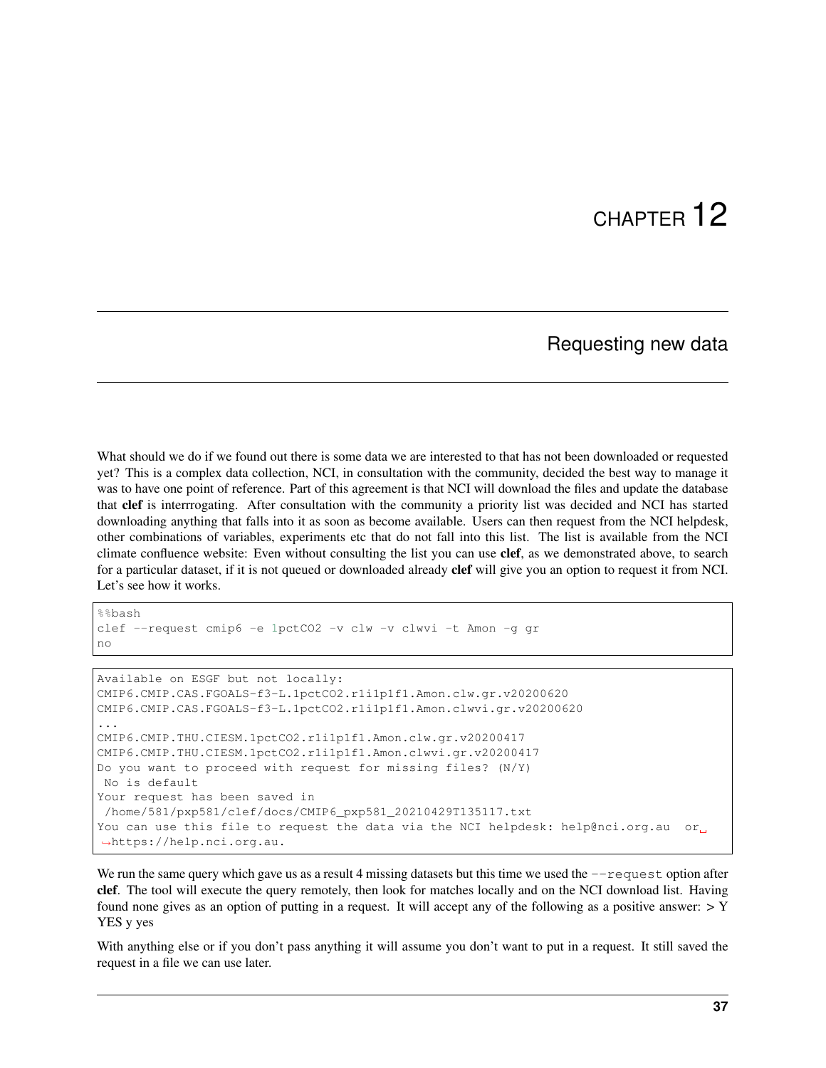# CHAPTER 12

## Requesting new data

What should we do if we found out there is some data we are interested to that has not been downloaded or requested yet? This is a complex data collection, NCI, in consultation with the community, decided the best way to manage it was to have one point of reference. Part of this agreement is that NCI will download the files and update the database that **clef** is interrrogating. After consultation with the community a priority list was decided and NCI has started downloading anything that falls into it as soon as become available. Users can then request from the NCI helpdesk, other combinations of variables, experiments etc that do not fall into this list. The list is available from the NCI climate confluence website: Even without consulting the list you can use **clef**, as we demonstrated above, to search for a particular dataset, if it is not queued or downloaded already **clef** will give you an option to request it from NCI. Let's see how it works.

```
%%bash
clef --request cmip6 -e 1pctCO2 -v clw -v clwvi -t Amon -g gr
no
```

```
Available on ESGF but not locally:
CMIP6.CMIP.CAS.FGOALS-f3-L.1pctCO2.r1i1p1f1.Amon.clw.gr.v20200620
CMIP6.CMIP.CAS.FGOALS-f3-L.1pctCO2.r1i1p1f1.Amon.clwvi.gr.v20200620
...
CMIP6.CMIP.THU.CIESM.1pctCO2.r1i1p1f1.Amon.clw.gr.v20200417
CMIP6.CMIP.THU.CIESM.1pctCO2.r1i1p1f1.Amon.clwvi.gr.v20200417
Do you want to proceed with request for missing files? (N/Y)
 No is default
Your request has been saved in
 /home/581/pxp581/clef/docs/CMIP6_pxp581_20210429T135117.txt
You can use this file to request the data via the NCI helpdesk: help@nci.org.au  or
↪https://help.nci.org.au.
```

We run the same query which gave us as a result 4 missing datasets but this time we used the `--request` option after **clef**. The tool will execute the query remotely, then look for matches locally and on the NCI download list. Having found none gives as an option of putting in a request. It will accept any of the following as a positive answer: > Y YES y yes

With anything else or if you don't pass anything it will assume you don't want to put in a request. It still saved the request in a file we can use later.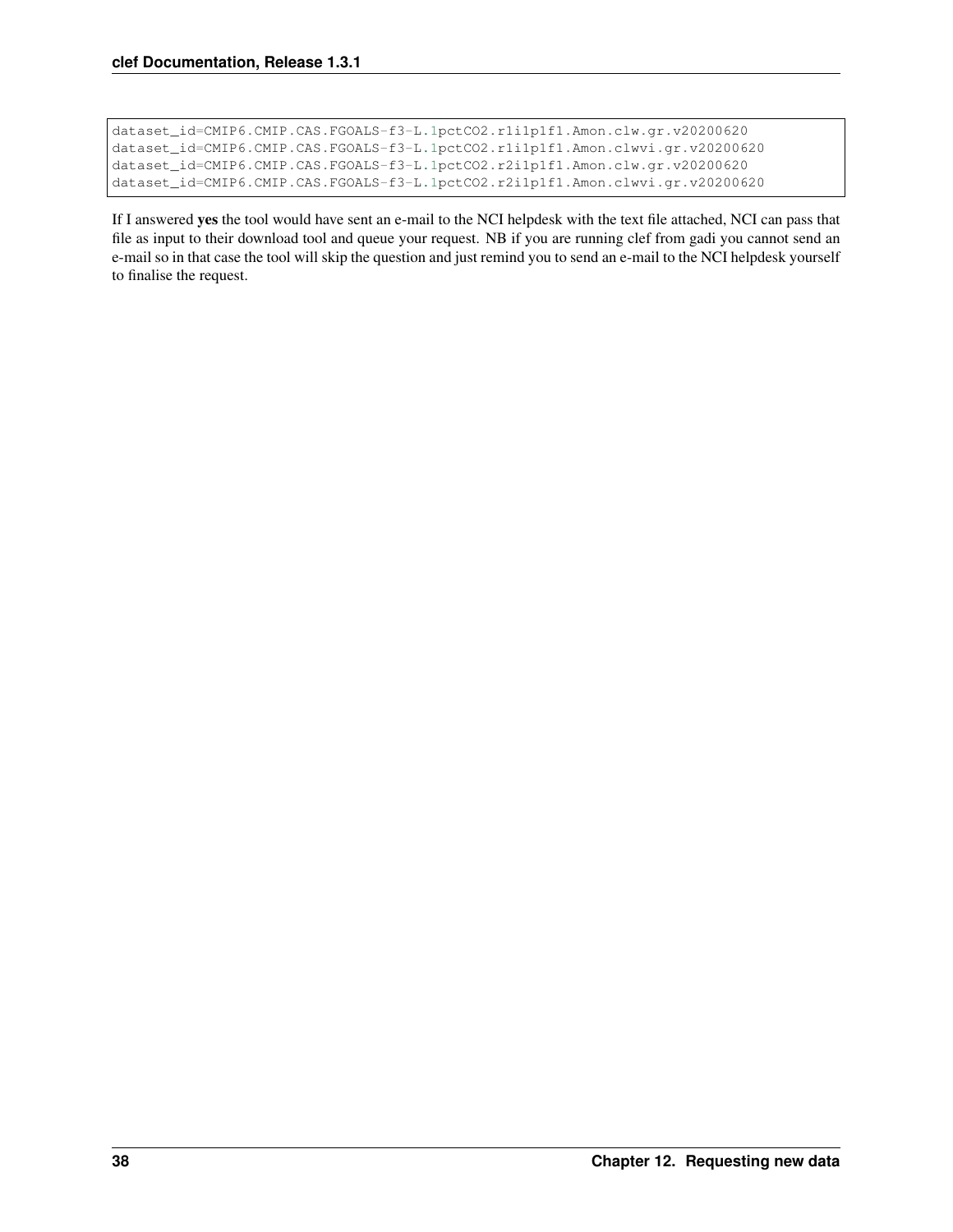```
dataset_id=CMIP6.CMIP.CAS.FGOALS-f3-L.1pctCO2.r1i1p1f1.Amon.clw.gr.v20200620
dataset_id=CMIP6.CMIP.CAS.FGOALS-f3-L.1pctCO2.r1i1p1f1.Amon.clwvi.gr.v20200620
dataset_id=CMIP6.CMIP.CAS.FGOALS-f3-L.1pctCO2.r2i1p1f1.Amon.clw.gr.v20200620
dataset_id=CMIP6.CMIP.CAS.FGOALS-f3-L.1pctCO2.r2i1p1f1.Amon.clwvi.gr.v20200620
```

If I answered **yes** the tool would have sent an e-mail to the NCI helpdesk with the text file attached, NCI can pass that file as input to their download tool and queue your request. NB if you are running clef from gadi you cannot send an e-mail so in that case the tool will skip the question and just remind you to send an e-mail to the NCI helpdesk yourself to finalise the request.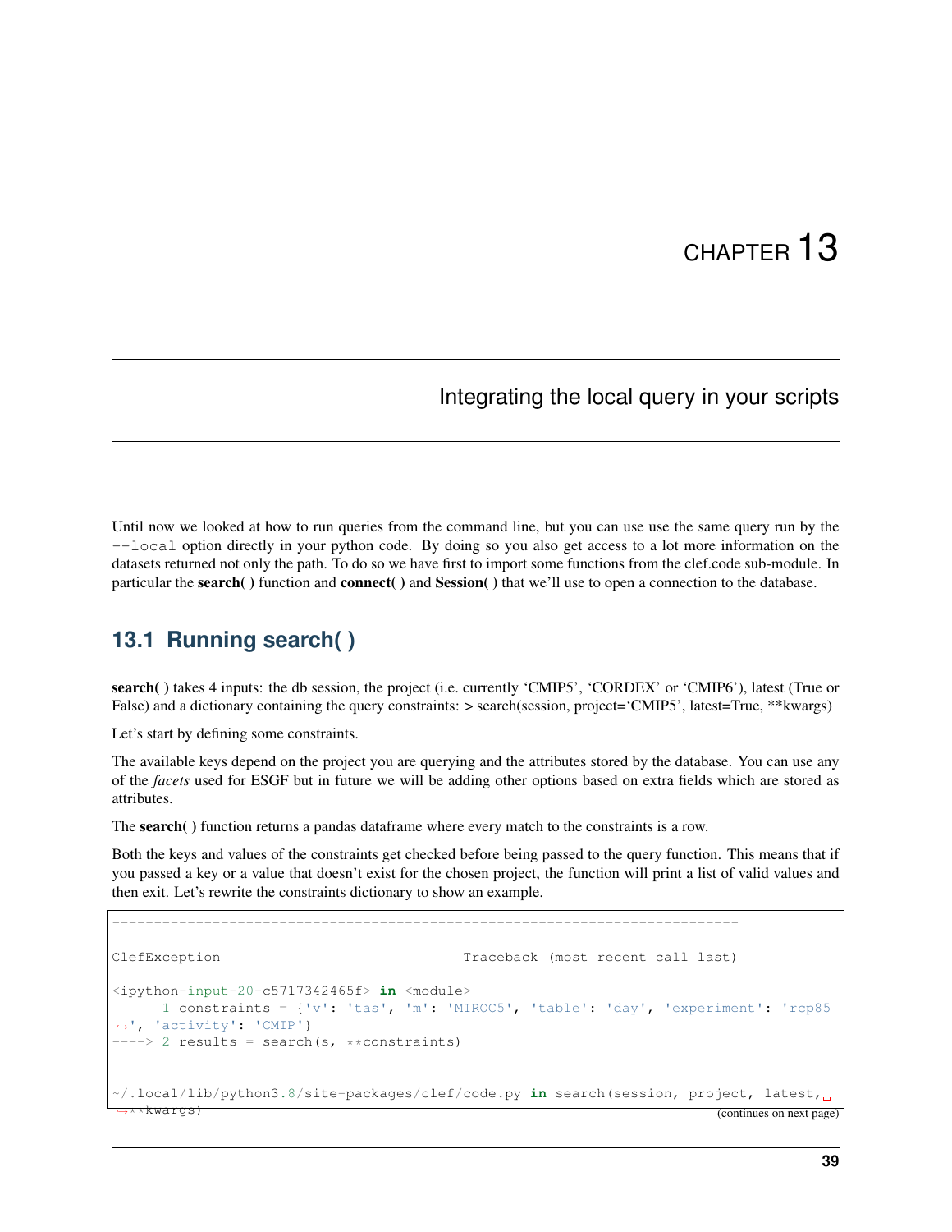// CHAPTER 13

# Integrating the local query in your scripts

Until now we looked at how to run queries from the command line, but you can use use the same query run by the `--local` option directly in your python code. By doing so you also get access to a lot more information on the datasets returned not only the path. To do so we have first to import some functions from the clef.code sub-module. In particular the **search( )** function and **connect( )** and **Session( )** that we'll use to open a connection to the database.

## 13.1 Running search( )

**search( )** takes 4 inputs: the db session, the project (i.e. currently 'CMIP5', 'CORDEX' or 'CMIP6'), latest (True or False) and a dictionary containing the query constraints: > search(session, project='CMIP5', latest=True, **kwargs)

Let's start by defining some constraints.

The available keys depend on the project you are querying and the attributes stored by the database. You can use any of the *facets* used for ESGF but in future we will be adding other options based on extra fields which are stored as attributes.

The **search( )** function returns a pandas dataframe where every match to the constraints is a row.

Both the keys and values of the constraints get checked before being passed to the query function. This means that if you passed a key or a value that doesn't exist for the chosen project, the function will print a list of valid values and then exit. Let's rewrite the constraints dictionary to show an example.

```
---------------------------------------------------------------------------

ClefException                             Traceback (most recent call last)

<ipython-input-20-c5717342465f> in <module>
      1 constraints = {'v': 'tas', 'm': 'MIROC5', 'table': 'day', 'experiment': 'rcp85
↪', 'activity': 'CMIP'}
----> 2 results = search(s, **constraints)


~/.local/lib/python3.8/site-packages/clef/code.py in search(session, project, latest,␣
↪**kwargs)
```

(continues on next page)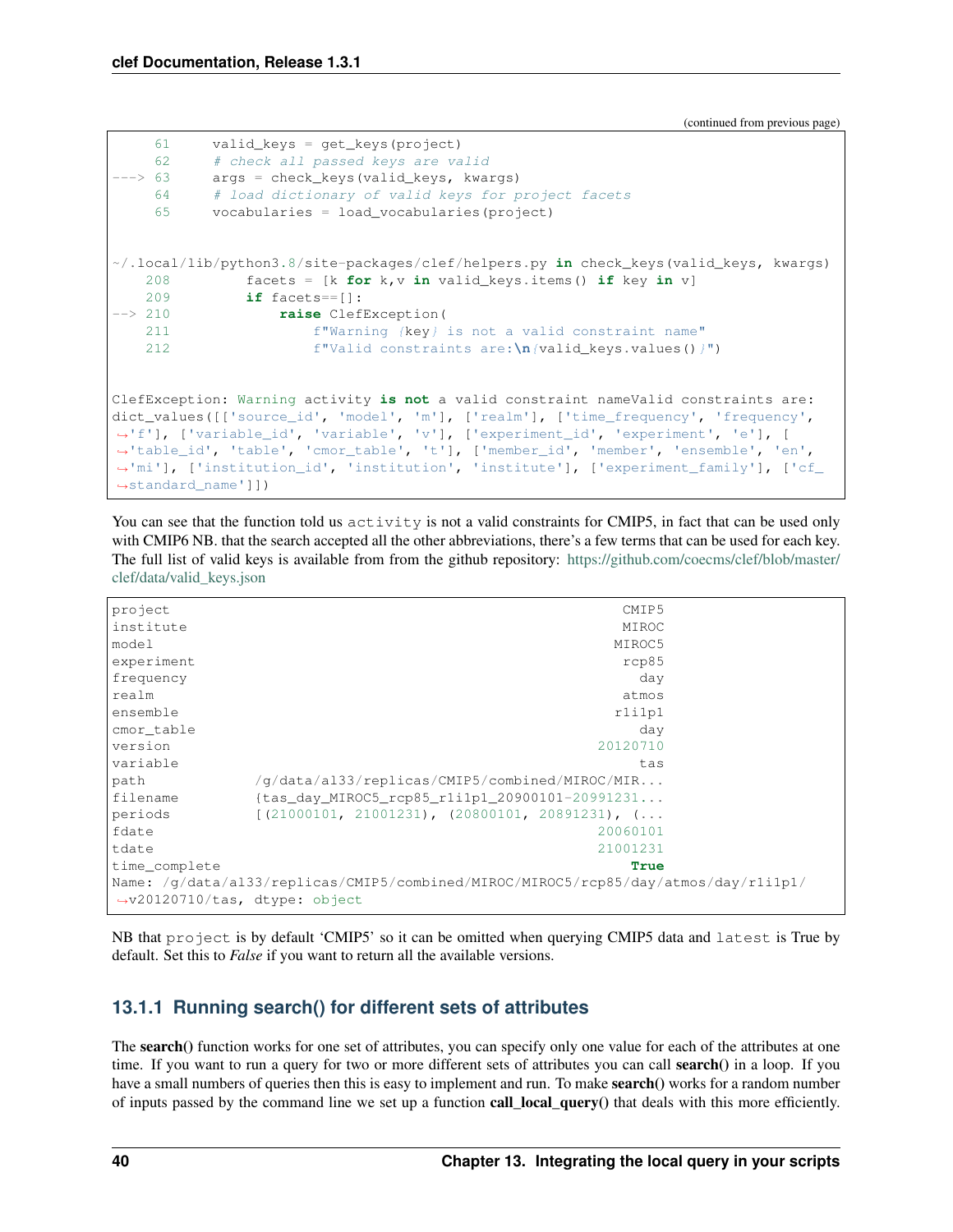(continued from previous page)

```
     61     valid_keys = get_keys(project)
     62     # check all passed keys are valid
---> 63     args = check_keys(valid_keys, kwargs)
     64     # load dictionary of valid keys for project facets
     65     vocabularies = load_vocabularies(project)


~/.local/lib/python3.8/site-packages/clef/helpers.py in check_keys(valid_keys, kwargs)
    208         facets = [k for k,v in valid_keys.items() if key in v]
    209         if facets==[]:
--> 210             raise ClefException(
    211                 f"Warning {key} is not a valid constraint name"
    212                 f"Valid constraints are:\n{valid_keys.values()}")


ClefException: Warning activity is not a valid constraint nameValid constraints are:
dict_values([['source_id', 'model', 'm'], ['realm'], ['time_frequency', 'frequency',
↪'f'], ['variable_id', 'variable', 'v'], ['experiment_id', 'experiment', 'e'], [
↪'table_id', 'table', 'cmor_table', 't'], ['member_id', 'member', 'ensemble', 'en',
↪'mi'], ['institution_id', 'institution', 'institute'], ['experiment_family'], ['cf_
↪standard_name']])
```

You can see that the function told us `activity` is not a valid constraints for CMIP5, in fact that can be used only with CMIP6 NB. that the search accepted all the other abbreviations, there's a few terms that can be used for each key. The full list of valid keys is available from from the github repository: https://github.com/coecms/clef/blob/master/clef/data/valid_keys.json

```
project                                                          CMIP5
institute                                                        MIROC
model                                                           MIROC5
experiment                                                       rcp85
frequency                                                          day
realm                                                            atmos
ensemble                                                        r1i1p1
cmor_table                                                         day
version                                                       20120710
variable                                                           tas
path                 /g/data/al33/replicas/CMIP5/combined/MIROC/MIR...
filename             {tas_day_MIROC5_rcp85_r1i1p1_20900101-20991231...
periods              [(21000101, 21001231), (20800101, 20891231), (...
fdate                                                         20060101
tdate                                                         21001231
time_complete                                                     True
Name: /g/data/al33/replicas/CMIP5/combined/MIROC/MIROC5/rcp85/day/atmos/day/r1i1p1/
↪v20120710/tas, dtype: object
```

NB that `project` is by default 'CMIP5' so it can be omitted when querying CMIP5 data and `latest` is True by default. Set this to *False* if you want to return all the available versions.

### 13.1.1 Running search() for different sets of attributes

The **search()** function works for one set of attributes, you can specify only one value for each of the attributes at one time. If you want to run a query for two or more different sets of attributes you can call **search()** in a loop. If you have a small numbers of queries then this is easy to implement and run. To make **search()** works for a random number of inputs passed by the command line we set up a function **call_local_query()** that deals with this more efficiently.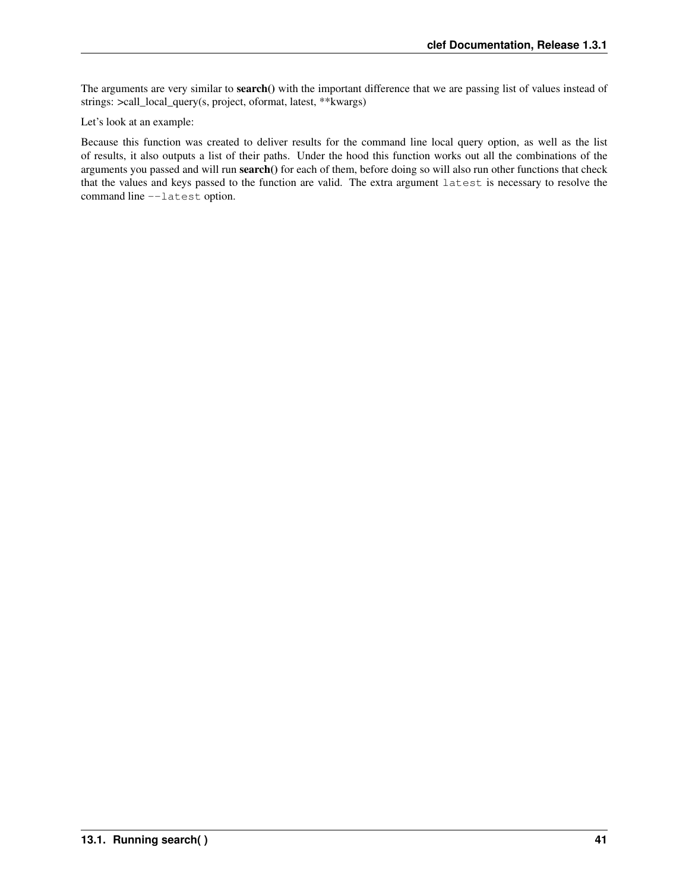The arguments are very similar to **search()** with the important difference that we are passing list of values instead of strings: >call_local_query(s, project, oformat, latest, **kwargs)

Let's look at an example:

Because this function was created to deliver results for the command line local query option, as well as the list of results, it also outputs a list of their paths. Under the hood this function works out all the combinations of the arguments you passed and will run **search()** for each of them, before doing so will also run other functions that check that the values and keys passed to the function are valid. The extra argument `latest` is necessary to resolve the command line `--latest` option.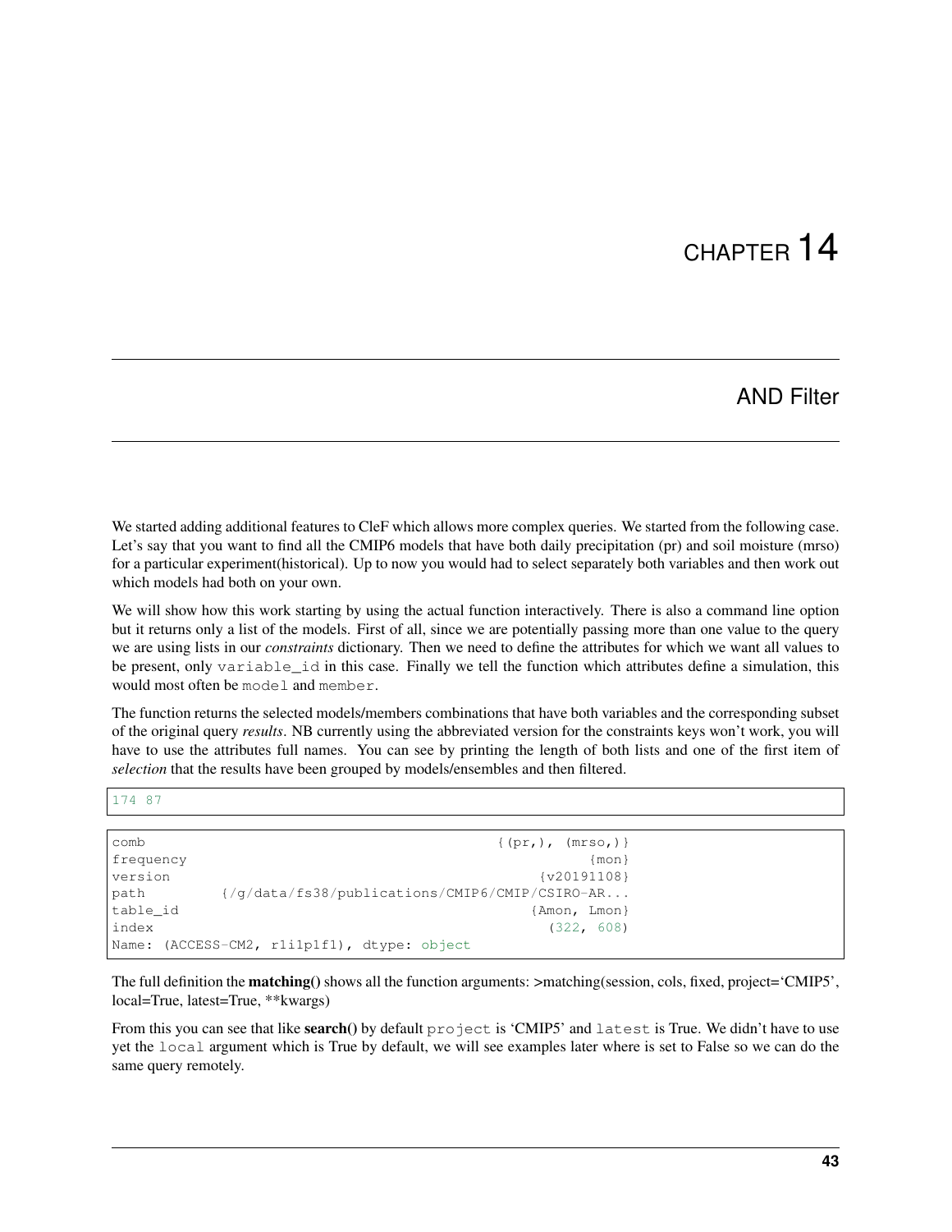// CHAPTER 14

## AND Filter

We started adding additional features to CleF which allows more complex queries. We started from the following case. Let's say that you want to find all the CMIP6 models that have both daily precipitation (pr) and soil moisture (mrso) for a particular experiment(historical). Up to now you would had to select separately both variables and then work out which models had both on your own.

We will show how this work starting by using the actual function interactively. There is also a command line option but it returns only a list of the models. First of all, since we are potentially passing more than one value to the query we are using lists in our *constraints* dictionary. Then we need to define the attributes for which we want all values to be present, only `variable_id` in this case. Finally we tell the function which attributes define a simulation, this would most often be `model` and `member`.

The function returns the selected models/members combinations that have both variables and the corresponding subset of the original query *results*. NB currently using the abbreviated version for the constraints keys won't work, you will have to use the attributes full names. You can see by printing the length of both lists and one of the first item of *selection* that the results have been grouped by models/ensembles and then filtered.

```
174 87
```

```
comb                                              {(pr,), (mrso,)}
frequency                                                    {mon}
version                                                 {v20191108}
path         {/g/data/fs38/publications/CMIP6/CMIP/CSIRO-AR...
table_id                                              {Amon, Lmon}
index                                                   (322, 608)
Name: (ACCESS-CM2, r1i1p1f1), dtype: object
```

The full definition the **matching()** shows all the function arguments: >matching(session, cols, fixed, project='CMIP5', local=True, latest=True, **kwargs)

From this you can see that like **search()** by default `project` is 'CMIP5' and `latest` is True. We didn't have to use yet the `local` argument which is True by default, we will see examples later where is set to False so we can do the same query remotely.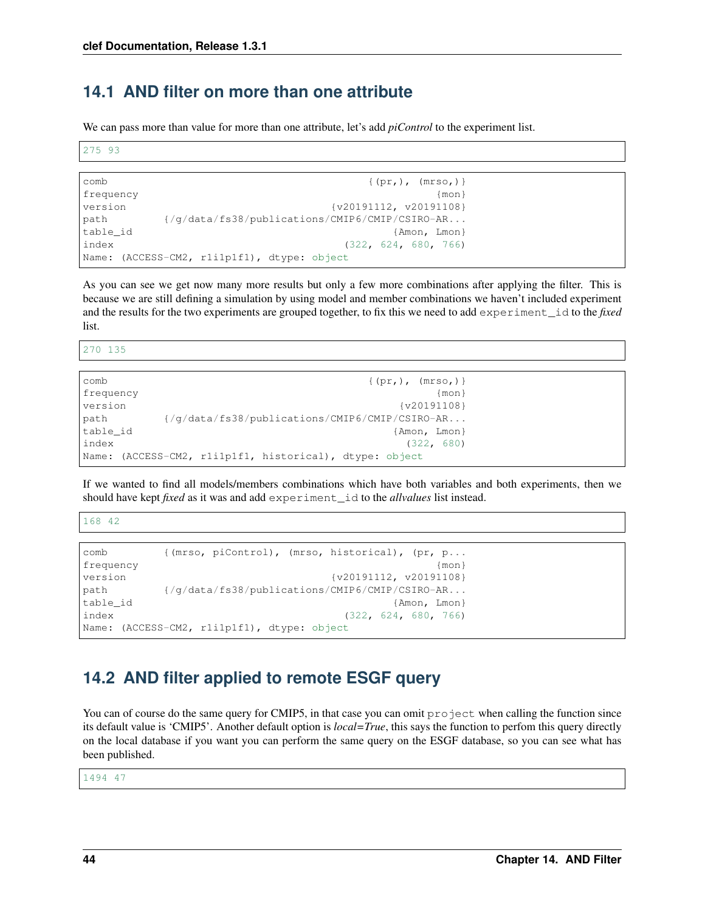## 14.1 AND filter on more than one attribute

We can pass more than value for more than one attribute, let's add *piControl* to the experiment list.

```
275 93
```

```
comb                                          {(pr,), (mrso,)}
frequency                                                {mon}
version                                 {v20191112, v20191108}
path         {/g/data/fs38/publications/CMIP6/CMIP/CSIRO-AR...
table_id                                          {Amon, Lmon}
index                                     (322, 624, 680, 766)
Name: (ACCESS-CM2, r1i1p1f1), dtype: object
```

As you can see we get now many more results but only a few more combinations after applying the filter. This is because we are still defining a simulation by using model and member combinations we haven't included experiment and the results for the two experiments are grouped together, to fix this we need to add experiment_id to the *fixed* list.

```
270 135
```

```
comb                                          {(pr,), (mrso,)}
frequency                                                {mon}
version                                            {v20191108}
path         {/g/data/fs38/publications/CMIP6/CMIP/CSIRO-AR...
table_id                                          {Amon, Lmon}
index                                               (322, 680)
Name: (ACCESS-CM2, r1i1p1f1, historical), dtype: object
```

If we wanted to find all models/members combinations which have both variables and both experiments, then we should have kept *fixed* as it was and add experiment_id to the *allvalues* list instead.

```
168 42
```

```
comb         {(mrso, piControl), (mrso, historical), (pr, p...
frequency                                                {mon}
version                                 {v20191112, v20191108}
path         {/g/data/fs38/publications/CMIP6/CMIP/CSIRO-AR...
table_id                                          {Amon, Lmon}
index                                     (322, 624, 680, 766)
Name: (ACCESS-CM2, r1i1p1f1), dtype: object
```

## 14.2 AND filter applied to remote ESGF query

You can of course do the same query for CMIP5, in that case you can omit project when calling the function since its default value is 'CMIP5'. Another default option is *local=True*, this says the function to perfom this query directly on the local database if you want you can perform the same query on the ESGF database, so you can see what has been published.

```
1494 47
```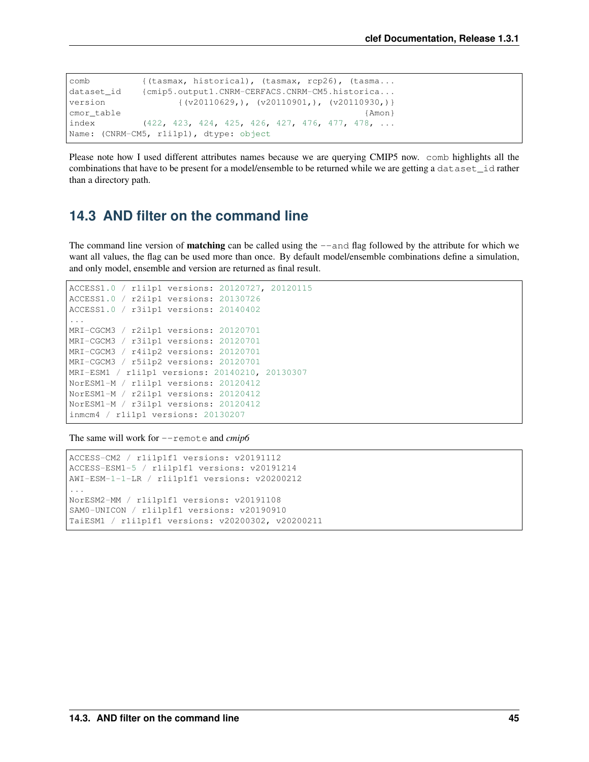```
comb          {(tasmax, historical), (tasmax, rcp26), (tasma...
dataset_id    {cmip5.output1.CNRM-CERFACS.CNRM-CM5.historica...
version             {(v20110629,), (v20110901,), (v20110930,)}
cmor_table                                              {Amon}
index         (422, 423, 424, 425, 426, 427, 476, 477, 478, ...
Name: (CNRM-CM5, r1i1p1), dtype: object
```

Please note how I used different attributes names because we are querying CMIP5 now. `comb` highlights all the combinations that have to be present for a model/ensemble to be returned while we are getting a `dataset_id` rather than a directory path.

## 14.3 AND filter on the command line

The command line version of **matching** can be called using the `--and` flag followed by the attribute for which we want all values, the flag can be used more than once. By default model/ensemble combinations define a simulation, and only model, ensemble and version are returned as final result.

```
ACCESS1.0 / r1i1p1 versions: 20120727, 20120115
ACCESS1.0 / r2i1p1 versions: 20130726
ACCESS1.0 / r3i1p1 versions: 20140402
...
MRI-CGCM3 / r2i1p1 versions: 20120701
MRI-CGCM3 / r3i1p1 versions: 20120701
MRI-CGCM3 / r4i1p2 versions: 20120701
MRI-CGCM3 / r5i1p2 versions: 20120701
MRI-ESM1 / r1i1p1 versions: 20140210, 20130307
NorESM1-M / r1i1p1 versions: 20120412
NorESM1-M / r2i1p1 versions: 20120412
NorESM1-M / r3i1p1 versions: 20120412
inmcm4 / r1i1p1 versions: 20130207
```

The same will work for `--remote` and *cmip6*

```
ACCESS-CM2 / r1i1p1f1 versions: v20191112
ACCESS-ESM1-5 / r1i1p1f1 versions: v20191214
AWI-ESM-1-1-LR / r1i1p1f1 versions: v20200212
...
NorESM2-MM / r1i1p1f1 versions: v20191108
SAM0-UNICON / r1i1p1f1 versions: v20190910
TaiESM1 / r1i1p1f1 versions: v20200302, v20200211
```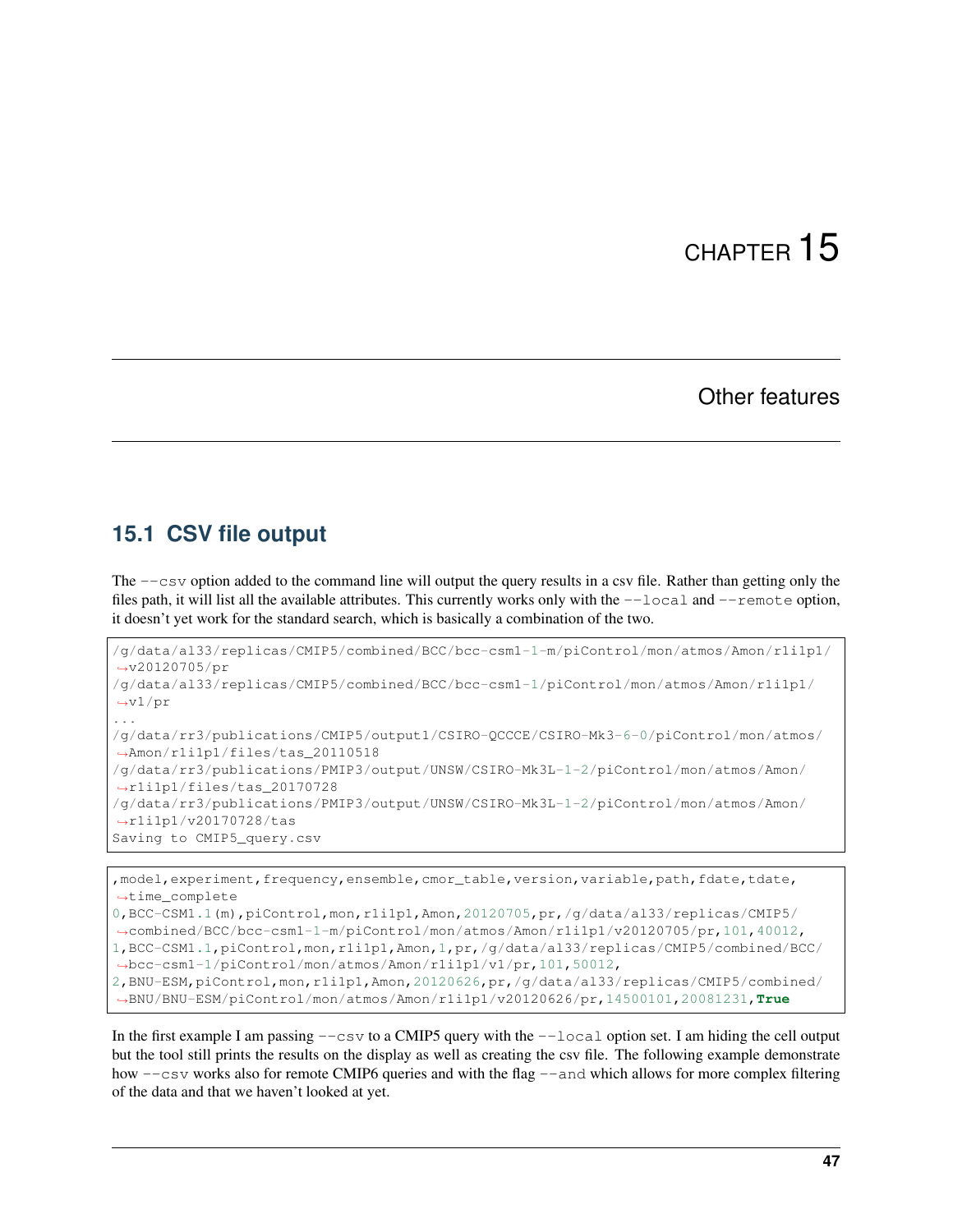# CHAPTER 15

## Other features

### 15.1 CSV file output

The `--csv` option added to the command line will output the query results in a csv file. Rather than getting only the files path, it will list all the available attributes. This currently works only with the `--local` and `--remote` option, it doesn't yet work for the standard search, which is basically a combination of the two.

```
/g/data/al33/replicas/CMIP5/combined/BCC/bcc-csm1-1-m/piControl/mon/atmos/Amon/r1i1p1/
↪v20120705/pr
/g/data/al33/replicas/CMIP5/combined/BCC/bcc-csm1-1/piControl/mon/atmos/Amon/r1i1p1/
↪v1/pr
...
/g/data/rr3/publications/CMIP5/output1/CSIRO-QCCCE/CSIRO-Mk3-6-0/piControl/mon/atmos/
↪Amon/r1i1p1/files/tas_20110518
/g/data/rr3/publications/PMIP3/output/UNSW/CSIRO-Mk3L-1-2/piControl/mon/atmos/Amon/
↪r1i1p1/files/tas_20170728
/g/data/rr3/publications/PMIP3/output/UNSW/CSIRO-Mk3L-1-2/piControl/mon/atmos/Amon/
↪r1i1p1/v20170728/tas
Saving to CMIP5_query.csv
```

```
,model,experiment,frequency,ensemble,cmor_table,version,variable,path,fdate,tdate,
↪time_complete
0,BCC-CSM1.1(m),piControl,mon,r1i1p1,Amon,20120705,pr,/g/data/al33/replicas/CMIP5/
↪combined/BCC/bcc-csm1-1-m/piControl/mon/atmos/Amon/r1i1p1/v20120705/pr,101,40012,
1,BCC-CSM1.1,piControl,mon,r1i1p1,Amon,1,pr,/g/data/al33/replicas/CMIP5/combined/BCC/
↪bcc-csm1-1/piControl/mon/atmos/Amon/r1i1p1/v1/pr,101,50012,
2,BNU-ESM,piControl,mon,r1i1p1,Amon,20120626,pr,/g/data/al33/replicas/CMIP5/combined/
↪BNU/BNU-ESM/piControl/mon/atmos/Amon/r1i1p1/v20120626/pr,14500101,20081231,True
```

In the first example I am passing `--csv` to a CMIP5 query with the `--local` option set. I am hiding the cell output but the tool still prints the results on the display as well as creating the csv file. The following example demonstrate how `--csv` works also for remote CMIP6 queries and with the flag `--and` which allows for more complex filtering of the data and that we haven't looked at yet.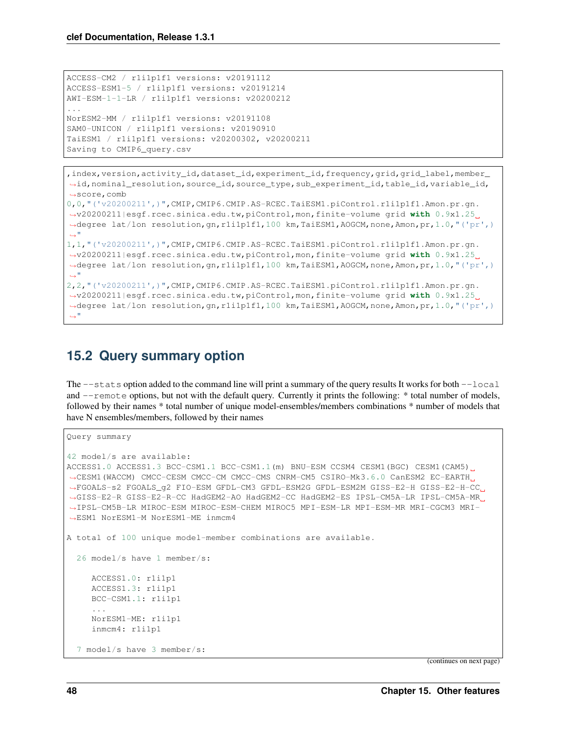```
ACCESS-CM2 / r1i1p1f1 versions: v20191112
ACCESS-ESM1-5 / r1i1p1f1 versions: v20191214
AWI-ESM-1-1-LR / r1i1p1f1 versions: v20200212
...
NorESM2-MM / r1i1p1f1 versions: v20191108
SAM0-UNICON / r1i1p1f1 versions: v20190910
TaiESM1 / r1i1p1f1 versions: v20200302, v20200211
Saving to CMIP6_query.csv
```

```
,index,version,activity_id,dataset_id,experiment_id,frequency,grid,grid_label,member_
→id,nominal_resolution,source_id,source_type,sub_experiment_id,table_id,variable_id,
→score,comb
0,0,"('v20200211',)",CMIP,CMIP6.CMIP.AS-RCEC.TaiESM1.piControl.r1i1p1f1.Amon.pr.gn.
→v20200211|esgf.rcec.sinica.edu.tw,piControl,mon,finite-volume grid with 0.9x1.25␣
→degree lat/lon resolution,gn,r1i1p1f1,100 km,TaiESM1,AOGCM,none,Amon,pr,1.0,"('pr',)
→"
1,1,"('v20200211',)",CMIP,CMIP6.CMIP.AS-RCEC.TaiESM1.piControl.r1i1p1f1.Amon.pr.gn.
→v20200211|esgf.rcec.sinica.edu.tw,piControl,mon,finite-volume grid with 0.9x1.25␣
→degree lat/lon resolution,gn,r1i1p1f1,100 km,TaiESM1,AOGCM,none,Amon,pr,1.0,"('pr',)
→"
2,2,"('v20200211',)",CMIP,CMIP6.CMIP.AS-RCEC.TaiESM1.piControl.r1i1p1f1.Amon.pr.gn.
→v20200211|esgf.rcec.sinica.edu.tw,piControl,mon,finite-volume grid with 0.9x1.25␣
→degree lat/lon resolution,gn,r1i1p1f1,100 km,TaiESM1,AOGCM,none,Amon,pr,1.0,"('pr',)
→"
```

## 15.2 Query summary option

The `--stats` option added to the command line will print a summary of the query results It works for both `--local` and `--remote` options, but not with the default query. Currently it prints the following: * total number of models, followed by their names * total number of unique model-ensembles/members combinations * number of models that have N ensembles/members, followed by their names

```
Query summary

42 model/s are available:
ACCESS1.0 ACCESS1.3 BCC-CSM1.1 BCC-CSM1.1(m) BNU-ESM CCSM4 CESM1(BGC) CESM1(CAM5)␣
→CESM1(WACCM) CMCC-CESM CMCC-CM CMCC-CMS CNRM-CM5 CSIRO-Mk3.6.0 CanESM2 EC-EARTH␣
→FGOALS-s2 FGOALS_g2 FIO-ESM GFDL-CM3 GFDL-ESM2G GFDL-ESM2M GISS-E2-H GISS-E2-H-CC␣
→GISS-E2-R GISS-E2-R-CC HadGEM2-AO HadGEM2-CC HadGEM2-ES IPSL-CM5A-LR IPSL-CM5A-MR␣
→IPSL-CM5B-LR MIROC-ESM MIROC-ESM-CHEM MIROC5 MPI-ESM-LR MPI-ESM-MR MRI-CGCM3 MRI-
→ESM1 NorESM1-M NorESM1-ME inmcm4

A total of 100 unique model-member combinations are available.

  26 model/s have 1 member/s:

     ACCESS1.0: r1i1p1
     ACCESS1.3: r1i1p1
     BCC-CSM1.1: r1i1p1
     ...
     NorESM1-ME: r1i1p1
     inmcm4: r1i1p1

  7 model/s have 3 member/s:
```

(continues on next page)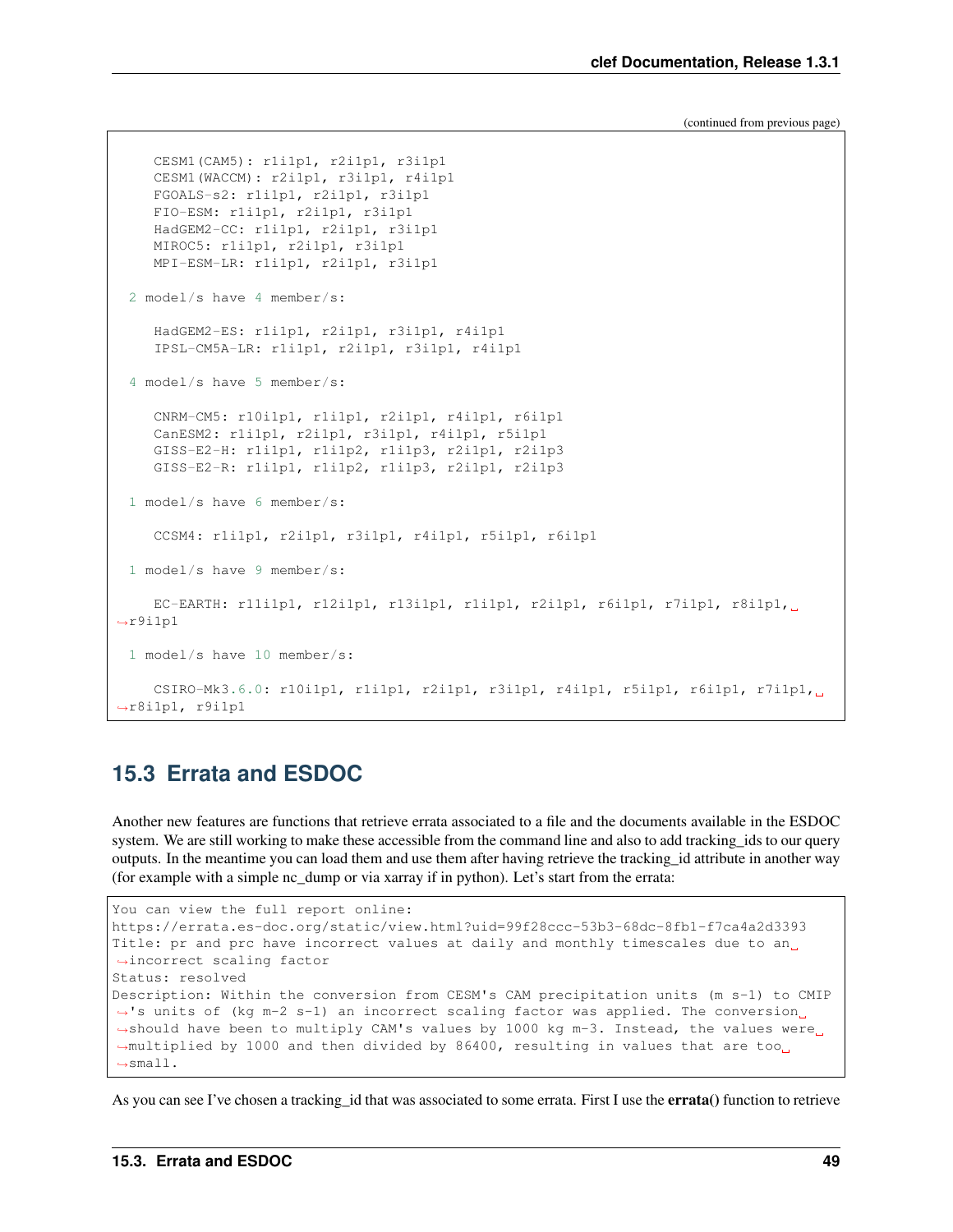(continued from previous page)

```
    CESM1(CAM5): r1i1p1, r2i1p1, r3i1p1
    CESM1(WACCM): r2i1p1, r3i1p1, r4i1p1
    FGOALS-s2: r1i1p1, r2i1p1, r3i1p1
    FIO-ESM: r1i1p1, r2i1p1, r3i1p1
    HadGEM2-CC: r1i1p1, r2i1p1, r3i1p1
    MIROC5: r1i1p1, r2i1p1, r3i1p1
    MPI-ESM-LR: r1i1p1, r2i1p1, r3i1p1

 2 model/s have 4 member/s:

    HadGEM2-ES: r1i1p1, r2i1p1, r3i1p1, r4i1p1
    IPSL-CM5A-LR: r1i1p1, r2i1p1, r3i1p1, r4i1p1

 4 model/s have 5 member/s:

    CNRM-CM5: r10i1p1, r1i1p1, r2i1p1, r4i1p1, r6i1p1
    CanESM2: r1i1p1, r2i1p1, r3i1p1, r4i1p1, r5i1p1
    GISS-E2-H: r1i1p1, r1i1p2, r1i1p3, r2i1p1, r2i1p3
    GISS-E2-R: r1i1p1, r1i1p2, r1i1p3, r2i1p1, r2i1p3

 1 model/s have 6 member/s:

    CCSM4: r1i1p1, r2i1p1, r3i1p1, r4i1p1, r5i1p1, r6i1p1

 1 model/s have 9 member/s:

    EC-EARTH: r11i1p1, r12i1p1, r13i1p1, r1i1p1, r2i1p1, r6i1p1, r7i1p1, r8i1p1, r9i1p1

 1 model/s have 10 member/s:

    CSIRO-Mk3.6.0: r10i1p1, r1i1p1, r2i1p1, r3i1p1, r4i1p1, r5i1p1, r6i1p1, r7i1p1, r8i1p1, r9i1p1
```

## 15.3 Errata and ESDOC

Another new features are functions that retrieve errata associated to a file and the documents available in the ESDOC system. We are still working to make these accessible from the command line and also to add tracking_ids to our query outputs. In the meantime you can load them and use them after having retrieve the tracking_id attribute in another way (for example with a simple nc_dump or via xarray if in python). Let's start from the errata:

```
You can view the full report online:
https://errata.es-doc.org/static/view.html?uid=99f28ccc-53b3-68dc-8fb1-f7ca4a2d3393
Title: pr and prc have incorrect values at daily and monthly timescales due to an incorrect scaling factor
Status: resolved
Description: Within the conversion from CESM's CAM precipitation units (m s-1) to CMIP's units of (kg m-2 s-1) an incorrect scaling factor was applied. The conversion should have been to multiply CAM's values by 1000 kg m-3. Instead, the values were multiplied by 1000 and then divided by 86400, resulting in values that are too small.
```

As you can see I've chosen a tracking_id that was associated to some errata. First I use the **errata()** function to retrieve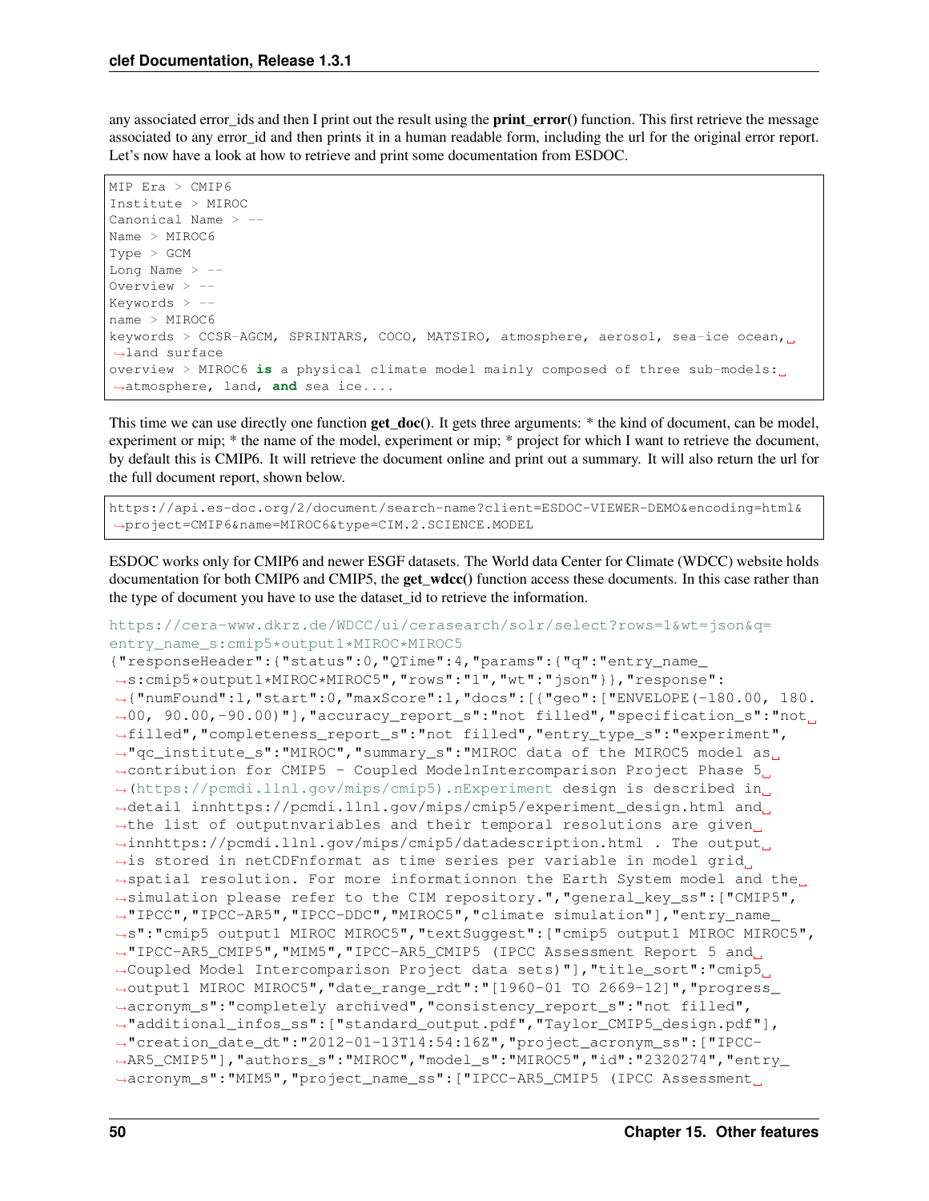any associated error_ids and then I print out the result using the **print_error()** function. This first retrieve the message associated to any error_id and then prints it in a human readable form, including the url for the original error report. Let's now have a look at how to retrieve and print some documentation from ESDOC.

```
MIP Era > CMIP6
Institute > MIROC
Canonical Name > --
Name > MIROC6
Type > GCM
Long Name > --
Overview > --
Keywords > --
name > MIROC6
keywords > CCSR-AGCM, SPRINTARS, COCO, MATSIRO, atmosphere, aerosol, sea-ice ocean,
↪land surface
overview > MIROC6 is a physical climate model mainly composed of three sub-models:
↪atmosphere, land, and sea ice....
```

This time we can use directly one function **get_doc()**. It gets three arguments: * the kind of document, can be model, experiment or mip; * the name of the model, experiment or mip; * project for which I want to retrieve the document, by default this is CMIP6. It will retrieve the document online and print out a summary. It will also return the url for the full document report, shown below.

```
https://api.es-doc.org/2/document/search-name?client=ESDOC-VIEWER-DEMO&encoding=html&
↪project=CMIP6&name=MIROC6&type=CIM.2.SCIENCE.MODEL
```

ESDOC works only for CMIP6 and newer ESGF datasets. The World data Center for Climate (WDCC) website holds documentation for both CMIP6 and CMIP5, the **get_wdcc()** function access these documents. In this case rather than the type of document you have to use the dataset_id to retrieve the information.

```
https://cera-www.dkrz.de/WDCC/ui/cerasearch/solr/select?rows=1&wt=json&q=
entry_name_s:cmip5*output1*MIROC*MIROC5
{"responseHeader":{"status":0,"QTime":4,"params":{"q":"entry_name_
↪s:cmip5*output1*MIROC*MIROC5","rows":"1","wt":"json"}},"response":
↪{"numFound":1,"start":0,"maxScore":1,"docs":[{"geo":["ENVELOPE(-180.00, 180.
↪00, 90.00,-90.00)"],"accuracy_report_s":"not filled","specification_s":"not
↪filled","completeness_report_s":"not filled","entry_type_s":"experiment",
↪"qc_institute_s":"MIROC","summary_s":"MIROC data of the MIROC5 model as
↪contribution for CMIP5 - Coupled ModelnIntercomparison Project Phase 5
↪(https://pcmdi.llnl.gov/mips/cmip5).nExperiment design is described in
↪detail innhttps://pcmdi.llnl.gov/mips/cmip5/experiment_design.html and
↪the list of outputnvariables and their temporal resolutions are given
↪innhttps://pcmdi.llnl.gov/mips/cmip5/datadescription.html . The output
↪is stored in netCDFnformat as time series per variable in model grid
↪spatial resolution. For more informationnon the Earth System model and the
↪simulation please refer to the CIM repository.","general_key_ss":["CMIP5",
↪"IPCC","IPCC-AR5","IPCC-DDC","MIROC5","climate simulation"],"entry_name_
↪s":"cmip5 output1 MIROC MIROC5","textSuggest":["cmip5 output1 MIROC MIROC5",
↪"IPCC-AR5_CMIP5","MIM5","IPCC-AR5_CMIP5 (IPCC Assessment Report 5 and
↪Coupled Model Intercomparison Project data sets)"],"title_sort":"cmip5
↪output1 MIROC MIROC5","date_range_rdt":"[1960-01 TO 2669-12]","progress_
↪acronym_s":"completely archived","consistency_report_s":"not filled",
↪"additional_infos_ss":["standard_output.pdf","Taylor_CMIP5_design.pdf"],
↪"creation_date_dt":"2012-01-13T14:54:16Z","project_acronym_ss":["IPCC-
↪AR5_CMIP5"],"authors_s":"MIROC","model_s":"MIROC5","id":"2320274","entry_
↪acronym_s":"MIM5","project_name_ss":["IPCC-AR5_CMIP5 (IPCC Assessment
```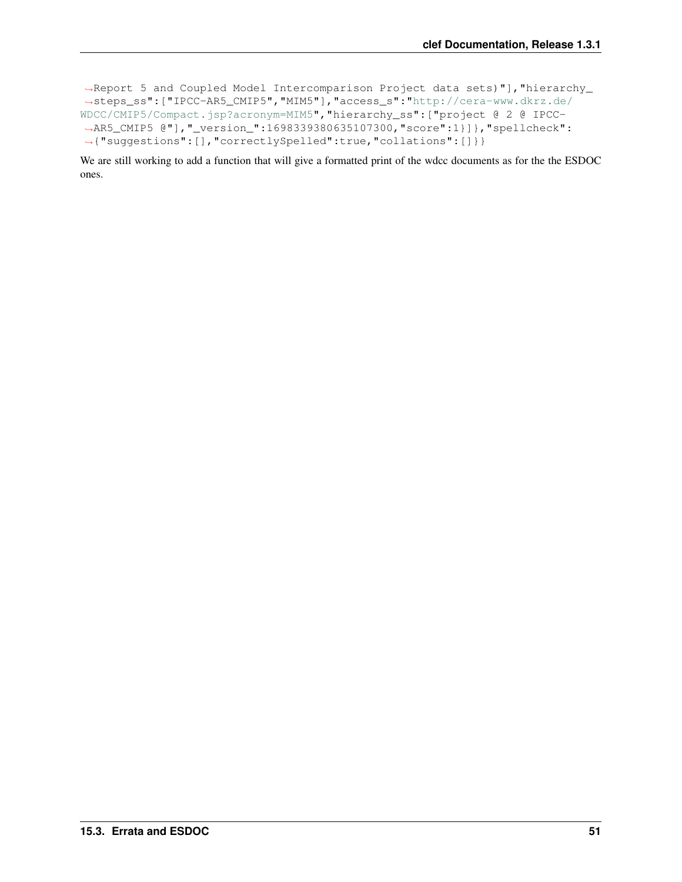```
↪Report 5 and Coupled Model Intercomparison Project data sets)"],"hierarchy_
↪steps_ss":["IPCC-AR5_CMIP5","MIM5"],"access_s":"http://cera-www.dkrz.de/
WDCC/CMIP5/Compact.jsp?acronym=MIM5","hierarchy_ss":["project @ 2 @ IPCC-
↪AR5_CMIP5 @"],"_version_":1698339380635107300,"score":1}]},"spellcheck":
↪{"suggestions":[],"correctlySpelled":true,"collations":[]}}
```

We are still working to add a function that will give a formatted print of the wdcc documents as for the the ESDOC ones.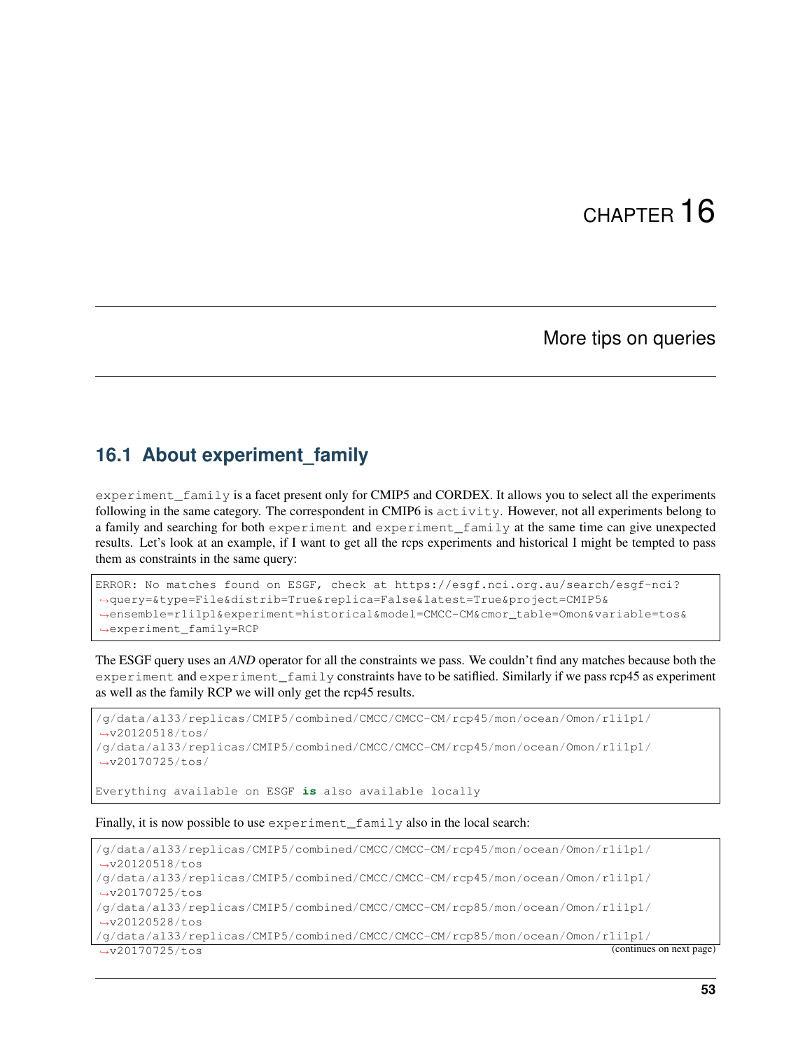# CHAPTER 16

## More tips on queries

### 16.1 About experiment_family

`experiment_family` is a facet present only for CMIP5 and CORDEX. It allows you to select all the experiments following in the same category. The correspondent in CMIP6 is `activity`. However, not all experiments belong to a family and searching for both `experiment` and `experiment_family` at the same time can give unexpected results. Let's look at an example, if I want to get all the rcps experiments and historical I might be tempted to pass them as constraints in the same query:

```
ERROR: No matches found on ESGF, check at https://esgf.nci.org.au/search/esgf-nci?
↪query=&type=File&distrib=True&replica=False&latest=True&project=CMIP5&
↪ensemble=r1i1p1&experiment=historical&model=CMCC-CM&cmor_table=Omon&variable=tos&
↪experiment_family=RCP
```

The ESGF query uses an *AND* operator for all the constraints we pass. We couldn't find any matches because both the `experiment` and `experiment_family` constraints have to be satiflied. Similarly if we pass rcp45 as experiment as well as the family RCP we will only get the rcp45 results.

```
/g/data/al33/replicas/CMIP5/combined/CMCC/CMCC-CM/rcp45/mon/ocean/Omon/r1i1p1/
↪v20120518/tos/
/g/data/al33/replicas/CMIP5/combined/CMCC/CMCC-CM/rcp45/mon/ocean/Omon/r1i1p1/
↪v20170725/tos/

Everything available on ESGF is also available locally
```

Finally, it is now possible to use `experiment_family` also in the local search:

```
/g/data/al33/replicas/CMIP5/combined/CMCC/CMCC-CM/rcp45/mon/ocean/Omon/r1i1p1/
↪v20120518/tos
/g/data/al33/replicas/CMIP5/combined/CMCC/CMCC-CM/rcp45/mon/ocean/Omon/r1i1p1/
↪v20170725/tos
/g/data/al33/replicas/CMIP5/combined/CMCC/CMCC-CM/rcp85/mon/ocean/Omon/r1i1p1/
↪v20120528/tos
/g/data/al33/replicas/CMIP5/combined/CMCC/CMCC-CM/rcp85/mon/ocean/Omon/r1i1p1/
↪v20170725/tos
```

(continues on next page)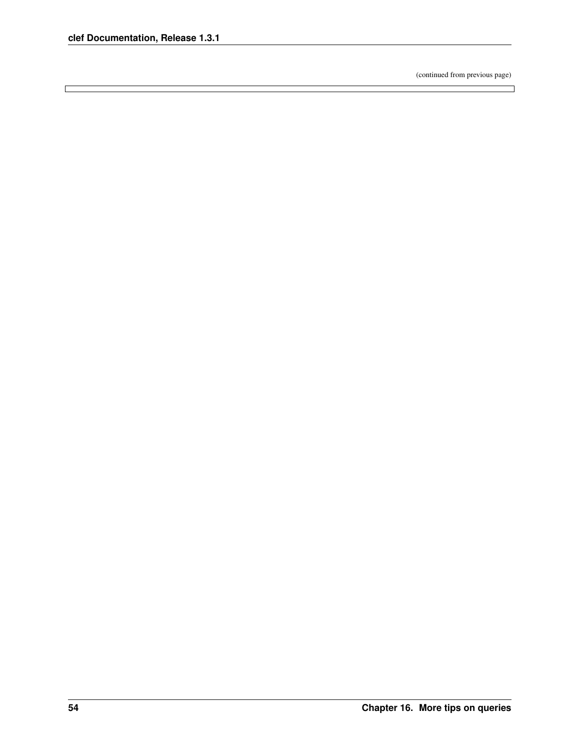(continued from previous page)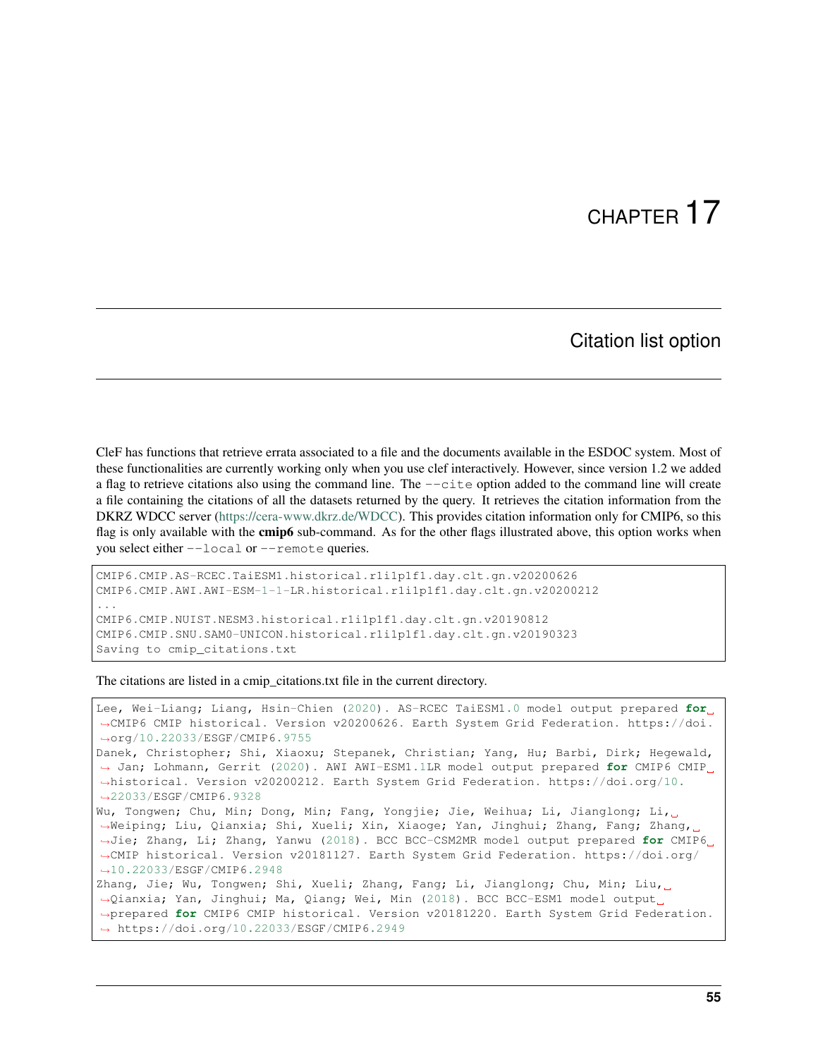# CHAPTER 17

## Citation list option

CleF has functions that retrieve errata associated to a file and the documents available in the ESDOC system. Most of these functionalities are currently working only when you use clef interactively. However, since version 1.2 we added a flag to retrieve citations also using the command line. The `--cite` option added to the command line will create a file containing the citations of all the datasets returned by the query. It retrieves the citation information from the DKRZ WDCC server (https://cera-www.dkrz.de/WDCC). This provides citation information only for CMIP6, so this flag is only available with the **cmip6** sub-command. As for the other flags illustrated above, this option works when you select either `--local` or `--remote` queries.

```
CMIP6.CMIP.AS-RCEC.TaiESM1.historical.r1i1p1f1.day.clt.gn.v20200626
CMIP6.CMIP.AWI.AWI-ESM-1-1-LR.historical.r1i1p1f1.day.clt.gn.v20200212
...
CMIP6.CMIP.NUIST.NESM3.historical.r1i1p1f1.day.clt.gn.v20190812
CMIP6.CMIP.SNU.SAM0-UNICON.historical.r1i1p1f1.day.clt.gn.v20190323
Saving to cmip_citations.txt
```

The citations are listed in a cmip_citations.txt file in the current directory.

```
Lee, Wei-Liang; Liang, Hsin-Chien (2020). AS-RCEC TaiESM1.0 model output prepared for CMIP6 CMIP historical. Version v20200626. Earth System Grid Federation. https://doi.org/10.22033/ESGF/CMIP6.9755
Danek, Christopher; Shi, Xiaoxu; Stepanek, Christian; Yang, Hu; Barbi, Dirk; Hegewald, Jan; Lohmann, Gerrit (2020). AWI AWI-ESM1.1LR model output prepared for CMIP6 CMIP historical. Version v20200212. Earth System Grid Federation. https://doi.org/10.22033/ESGF/CMIP6.9328
Wu, Tongwen; Chu, Min; Dong, Min; Fang, Yongjie; Jie, Weihua; Li, Jianglong; Li, Weiping; Liu, Qianxia; Shi, Xueli; Xin, Xiaoge; Yan, Jinghui; Zhang, Fang; Zhang, Jie; Zhang, Li; Zhang, Yanwu (2018). BCC BCC-CSM2MR model output prepared for CMIP6 CMIP historical. Version v20181127. Earth System Grid Federation. https://doi.org/10.22033/ESGF/CMIP6.2948
Zhang, Jie; Wu, Tongwen; Shi, Xueli; Zhang, Fang; Li, Jianglong; Chu, Min; Liu, Qianxia; Yan, Jinghui; Ma, Qiang; Wei, Min (2018). BCC BCC-ESM1 model output prepared for CMIP6 CMIP historical. Version v20181220. Earth System Grid Federation. https://doi.org/10.22033/ESGF/CMIP6.2949
```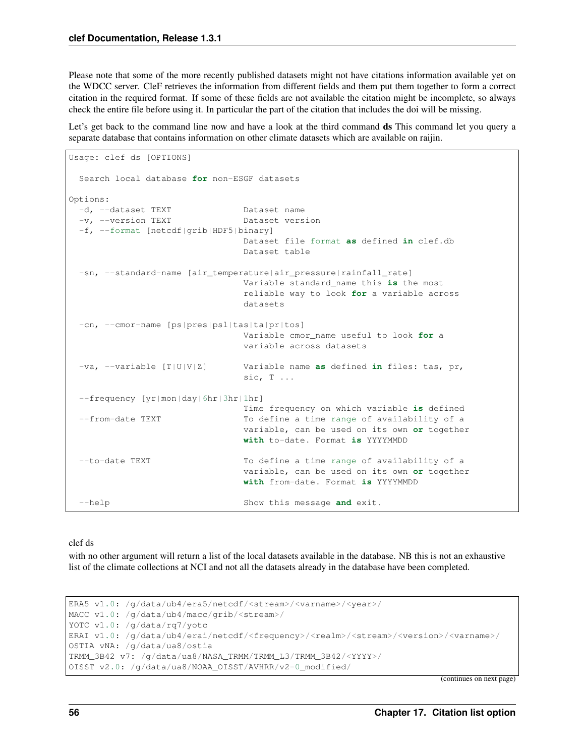Please note that some of the more recently published datasets might not have citations information available yet on the WDCC server. CleF retrieves the information from different fields and them put them together to form a correct citation in the required format. If some of these fields are not available the citation might be incomplete, so always check the entire file before using it. In particular the part of the citation that includes the doi will be missing.

Let's get back to the command line now and have a look at the third command **ds** This command let you query a separate database that contains information on other climate datasets which are available on raijin.

```
Usage: clef ds [OPTIONS]

  Search local database for non-ESGF datasets

Options:
  -d, --dataset TEXT              Dataset name
  -v, --version TEXT              Dataset version
  -f, --format [netcdf|grib|HDF5|binary]
                                  Dataset file format as defined in clef.db
                                  Dataset table

  -sn, --standard-name [air_temperature|air_pressure|rainfall_rate]
                                  Variable standard_name this is the most
                                  reliable way to look for a variable across
                                  datasets

  -cn, --cmor-name [ps|pres|psl|tas|ta|pr|tos]
                                  Variable cmor_name useful to look for a
                                  variable across datasets

  -va, --variable [T|U|V|Z]       Variable name as defined in files: tas, pr,
                                  sic, T ...

  --frequency [yr|mon|day|6hr|3hr|1hr]
                                  Time frequency on which variable is defined
  --from-date TEXT                To define a time range of availability of a
                                  variable, can be used on its own or together
                                  with to-date. Format is YYYYMMDD

  --to-date TEXT                  To define a time range of availability of a
                                  variable, can be used on its own or together
                                  with from-date. Format is YYYYMMDD

  --help                          Show this message and exit.
```

clef ds

with no other argument will return a list of the local datasets available in the database. NB this is not an exhaustive list of the climate collections at NCI and not all the datasets already in the database have been completed.

```
ERA5 v1.0: /g/data/ub4/era5/netcdf/<stream>/<varname>/<year>/
MACC v1.0: /g/data/ub4/macc/grib/<stream>/
YOTC v1.0: /g/data/rq7/yotc
ERAI v1.0: /g/data/ub4/erai/netcdf/<frequency>/<realm>/<stream>/<version>/<varname>/
OSTIA vNA: /g/data/ua8/ostia
TRMM_3B42 v7: /g/data/ua8/NASA_TRMM/TRMM_L3/TRMM_3B42/<YYYY>/
OISST v2.0: /g/data/ua8/NOAA_OISST/AVHRR/v2-0_modified/
```

(continues on next page)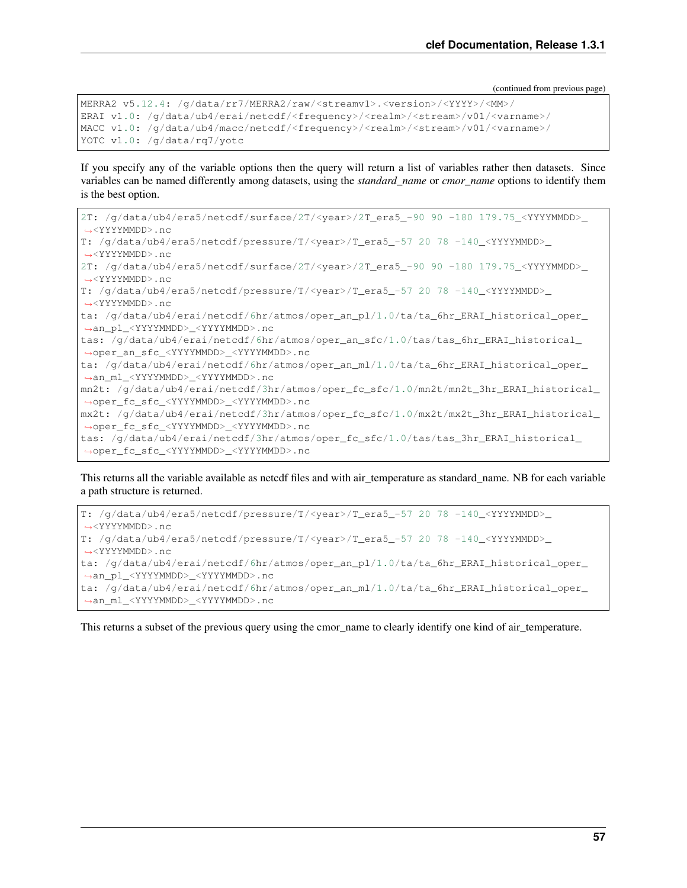(continued from previous page)

```
MERRA2 v5.12.4: /g/data/rr7/MERRA2/raw/<streamvl>.<version>/<YYYY>/<MM>/
ERAI v1.0: /g/data/ub4/erai/netcdf/<frequency>/<realm>/<stream>/v01/<varname>/
MACC v1.0: /g/data/ub4/macc/netcdf/<frequency>/<realm>/<stream>/v01/<varname>/
YOTC v1.0: /g/data/rq7/yotc
```

If you specify any of the variable options then the query will return a list of variables rather then datasets. Since variables can be named differently among datasets, using the *standard_name* or *cmor_name* options to identify them is the best option.

```
2T: /g/data/ub4/era5/netcdf/surface/2T/<year>/2T_era5_-90 90 -180 179.75_<YYYYMMDD>_
↪<YYYYMMDD>.nc
T: /g/data/ub4/era5/netcdf/pressure/T/<year>/T_era5_-57 20 78 -140_<YYYYMMDD>_
↪<YYYYMMDD>.nc
2T: /g/data/ub4/era5/netcdf/surface/2T/<year>/2T_era5_-90 90 -180 179.75_<YYYYMMDD>_
↪<YYYYMMDD>.nc
T: /g/data/ub4/era5/netcdf/pressure/T/<year>/T_era5_-57 20 78 -140_<YYYYMMDD>_
↪<YYYYMMDD>.nc
ta: /g/data/ub4/erai/netcdf/6hr/atmos/oper_an_pl/1.0/ta/ta_6hr_ERAI_historical_oper_
↪an_pl_<YYYYMMDD>_<YYYYMMDD>.nc
tas: /g/data/ub4/erai/netcdf/6hr/atmos/oper_an_sfc/1.0/tas/tas_6hr_ERAI_historical_
↪oper_an_sfc_<YYYYMMDD>_<YYYYMMDD>.nc
ta: /g/data/ub4/erai/netcdf/6hr/atmos/oper_an_ml/1.0/ta/ta_6hr_ERAI_historical_oper_
↪an_ml_<YYYYMMDD>_<YYYYMMDD>.nc
mn2t: /g/data/ub4/erai/netcdf/3hr/atmos/oper_fc_sfc/1.0/mn2t/mn2t_3hr_ERAI_historical_
↪oper_fc_sfc_<YYYYMMDD>_<YYYYMMDD>.nc
mx2t: /g/data/ub4/erai/netcdf/3hr/atmos/oper_fc_sfc/1.0/mx2t/mx2t_3hr_ERAI_historical_
↪oper_fc_sfc_<YYYYMMDD>_<YYYYMMDD>.nc
tas: /g/data/ub4/erai/netcdf/3hr/atmos/oper_fc_sfc/1.0/tas/tas_3hr_ERAI_historical_
↪oper_fc_sfc_<YYYYMMDD>_<YYYYMMDD>.nc
```

This returns all the variable available as netcdf files and with air_temperature as standard_name. NB for each variable a path structure is returned.

```
T: /g/data/ub4/era5/netcdf/pressure/T/<year>/T_era5_-57 20 78 -140_<YYYYMMDD>_
↪<YYYYMMDD>.nc
T: /g/data/ub4/era5/netcdf/pressure/T/<year>/T_era5_-57 20 78 -140_<YYYYMMDD>_
↪<YYYYMMDD>.nc
ta: /g/data/ub4/erai/netcdf/6hr/atmos/oper_an_pl/1.0/ta/ta_6hr_ERAI_historical_oper_
↪an_pl_<YYYYMMDD>_<YYYYMMDD>.nc
ta: /g/data/ub4/erai/netcdf/6hr/atmos/oper_an_ml/1.0/ta/ta_6hr_ERAI_historical_oper_
↪an_ml_<YYYYMMDD>_<YYYYMMDD>.nc
```

This returns a subset of the previous query using the cmor_name to clearly identify one kind of air_temperature.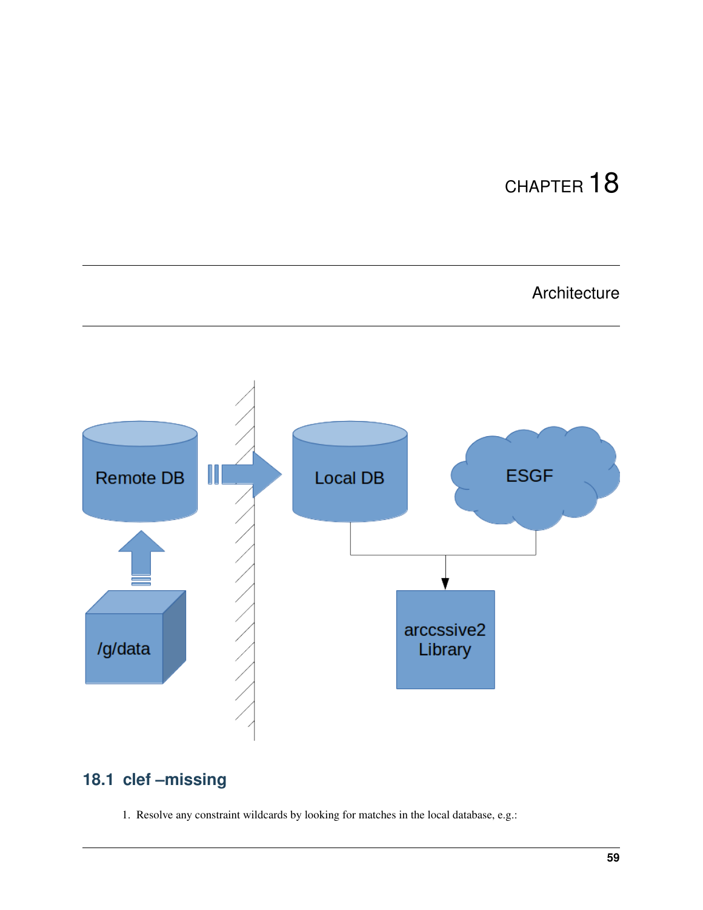# CHAPTER 18

# Architecture

## 18.1 clef –missing

1. Resolve any constraint wildcards by looking for matches in the local database, e.g.: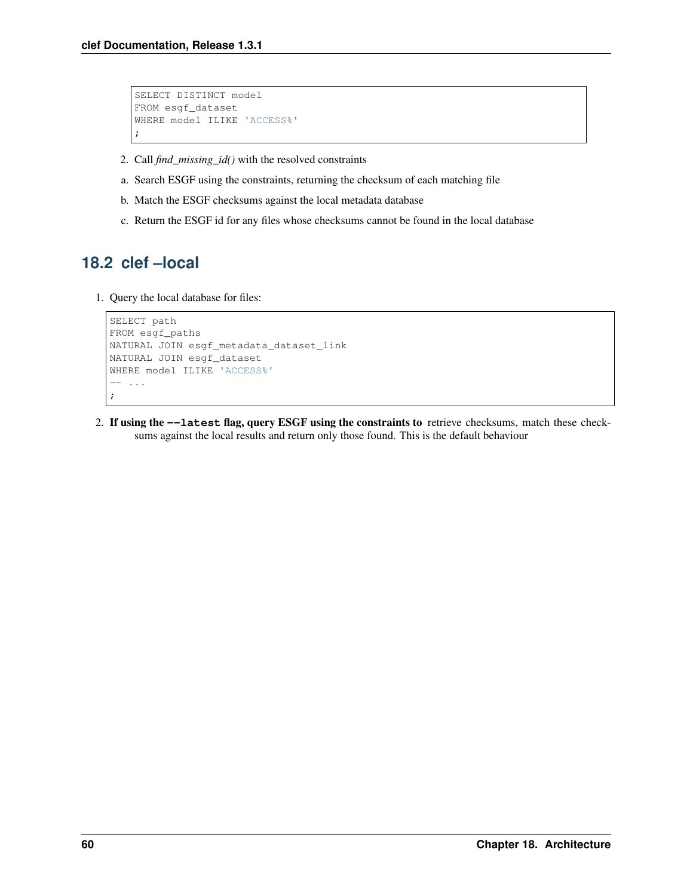```sql
SELECT DISTINCT model
FROM esgf_dataset
WHERE model ILIKE 'ACCESS%'
;
```

2. Call *find_missing_id()* with the resolved constraints

a. Search ESGF using the constraints, returning the checksum of each matching file

b. Match the ESGF checksums against the local metadata database

c. Return the ESGF id for any files whose checksums cannot be found in the local database

## 18.2 clef –local

1. Query the local database for files:

```sql
SELECT path
FROM esgf_paths
NATURAL JOIN esgf_metadata_dataset_link
NATURAL JOIN esgf_dataset
WHERE model ILIKE 'ACCESS%'
-- ...
;
```

2. **If using the `--latest` flag, query ESGF using the constraints to** retrieve checksums, match these checksums against the local results and return only those found. This is the default behaviour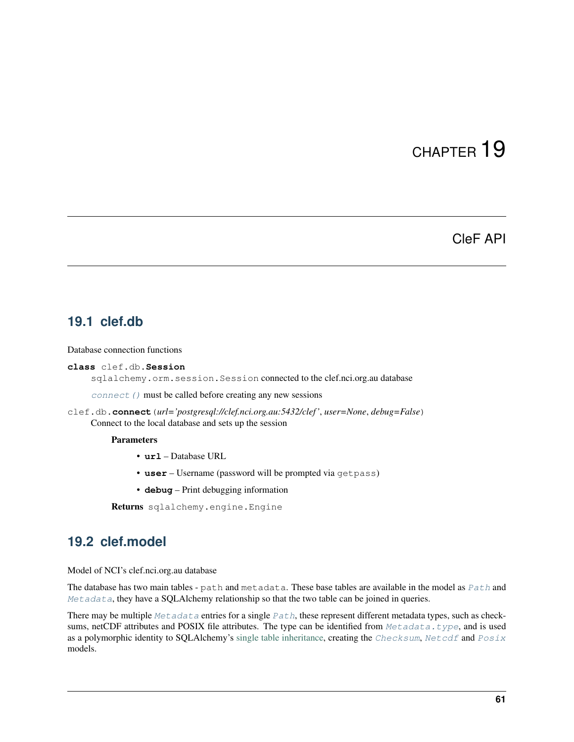# CHAPTER 19

## CleF API

### 19.1 clef.db

Database connection functions

**class** clef.db.**Session**

`sqlalchemy.orm.session.Session` connected to the clef.nci.org.au database

`connect()` must be called before creating any new sessions

clef.db.**connect**(*url='postgresql://clef.nci.org.au:5432/clef'*, *user=None*, *debug=False*)

Connect to the local database and sets up the session

**Parameters**

- **url** – Database URL
- **user** – Username (password will be prompted via `getpass`)
- **debug** – Print debugging information

**Returns** `sqlalchemy.engine.Engine`

### 19.2 clef.model

Model of NCI's clef.nci.org.au database

The database has two main tables - `path` and `metadata`. These base tables are available in the model as `Path` and `Metadata`, they have a SQLAlchemy relationship so that the two table can be joined in queries.

There may be multiple `Metadata` entries for a single `Path`, these represent different metadata types, such as checksums, netCDF attributes and POSIX file attributes. The type can be identified from `Metadata.type`, and is used as a polymorphic identity to SQLAlchemy's single table inheritance, creating the `Checksum`, `Netcdf` and `Posix` models.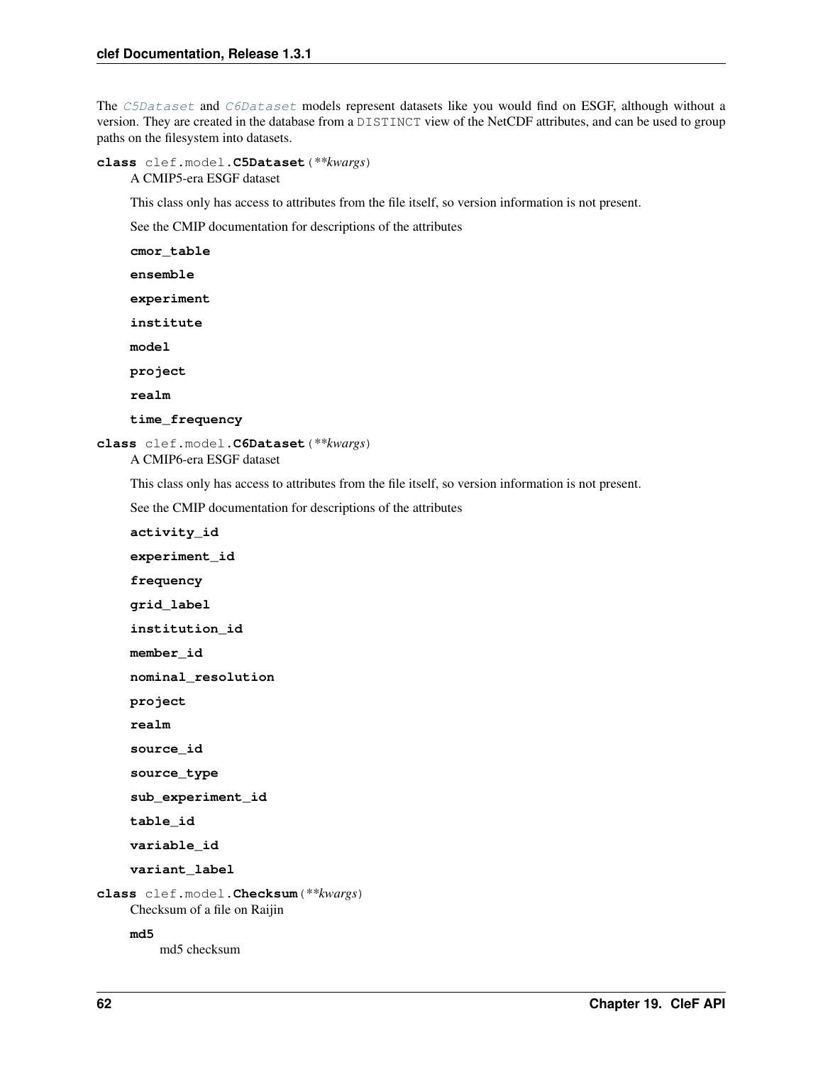The `C5Dataset` and `C6Dataset` models represent datasets like you would find on ESGF, although without a version. They are created in the database from a `DISTINCT` view of the NetCDF attributes, and can be used to group paths on the filesystem into datasets.

**class** clef.model.**C5Dataset**(*\*\*kwargs*)

A CMIP5-era ESGF dataset

This class only has access to attributes from the file itself, so version information is not present.

See the CMIP documentation for descriptions of the attributes

**cmor_table**

**ensemble**

**experiment**

**institute**

**model**

**project**

**realm**

**time_frequency**

**class** clef.model.**C6Dataset**(*\*\*kwargs*)

A CMIP6-era ESGF dataset

This class only has access to attributes from the file itself, so version information is not present.

See the CMIP documentation for descriptions of the attributes

**activity_id**

**experiment_id**

**frequency**

**grid_label**

**institution_id**

**member_id**

**nominal_resolution**

**project**

**realm**

**source_id**

**source_type**

**sub_experiment_id**

**table_id**

**variable_id**

**variant_label**

**class** clef.model.**Checksum**(*\*\*kwargs*)

Checksum of a file on Raijin

**md5**

md5 checksum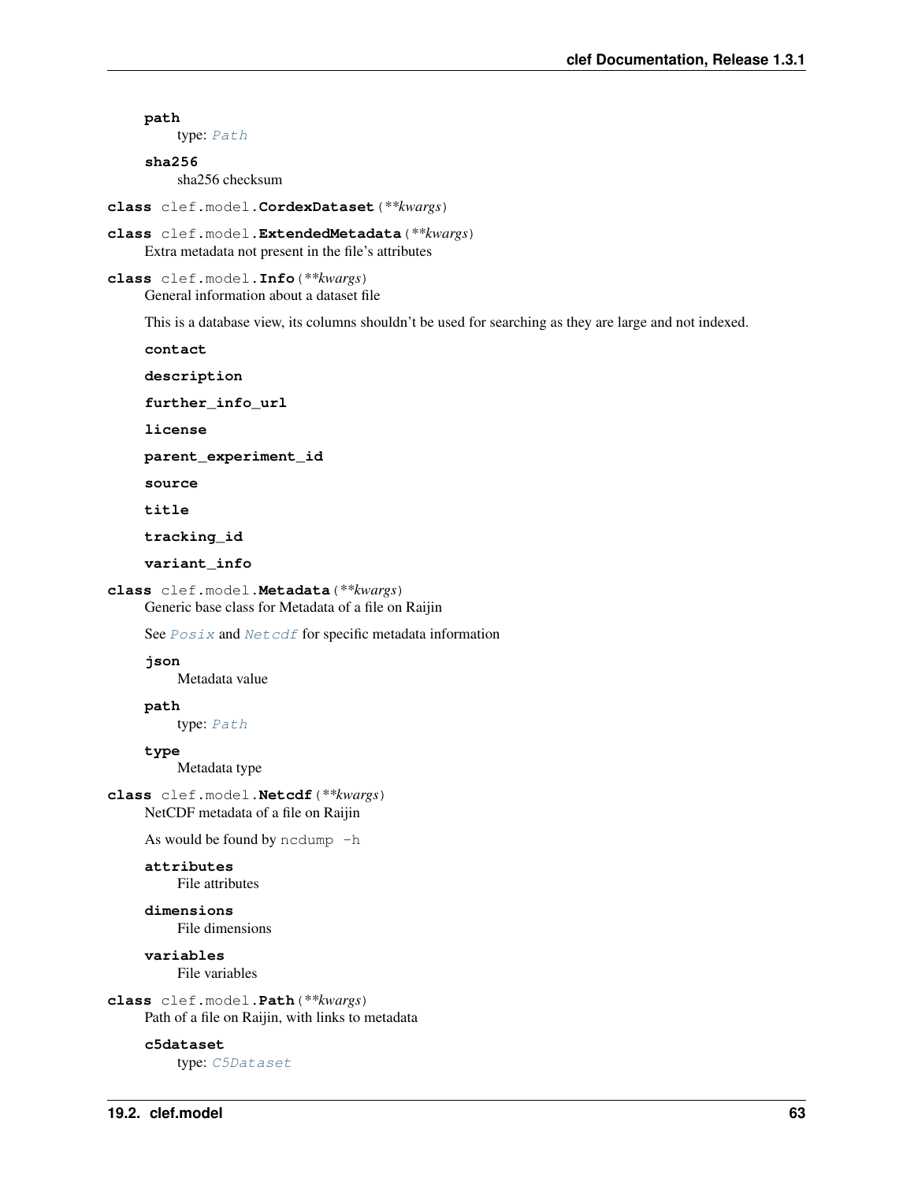**path**
: type: *Path*

**sha256**
: sha256 checksum

**class clef.model.CordexDataset**(*\*\*kwargs*)

**class clef.model.ExtendedMetadata**(*\*\*kwargs*)
: Extra metadata not present in the file's attributes

**class clef.model.Info**(*\*\*kwargs*)
: General information about a dataset file

  This is a database view, its columns shouldn't be used for searching as they are large and not indexed.

  **contact**

  **description**

  **further_info_url**

  **license**

  **parent_experiment_id**

  **source**

  **title**

  **tracking_id**

  **variant_info**

**class clef.model.Metadata**(*\*\*kwargs*)
: Generic base class for Metadata of a file on Raijin

  See *Posix* and *Netcdf* for specific metadata information

  **json**
  : Metadata value

  **path**
  : type: *Path*

  **type**
  : Metadata type

**class clef.model.Netcdf**(*\*\*kwargs*)
: NetCDF metadata of a file on Raijin

  As would be found by `ncdump -h`

  **attributes**
  : File attributes

  **dimensions**
  : File dimensions

  **variables**
  : File variables

**class clef.model.Path**(*\*\*kwargs*)
: Path of a file on Raijin, with links to metadata

  **c5dataset**
  : type: *C5Dataset*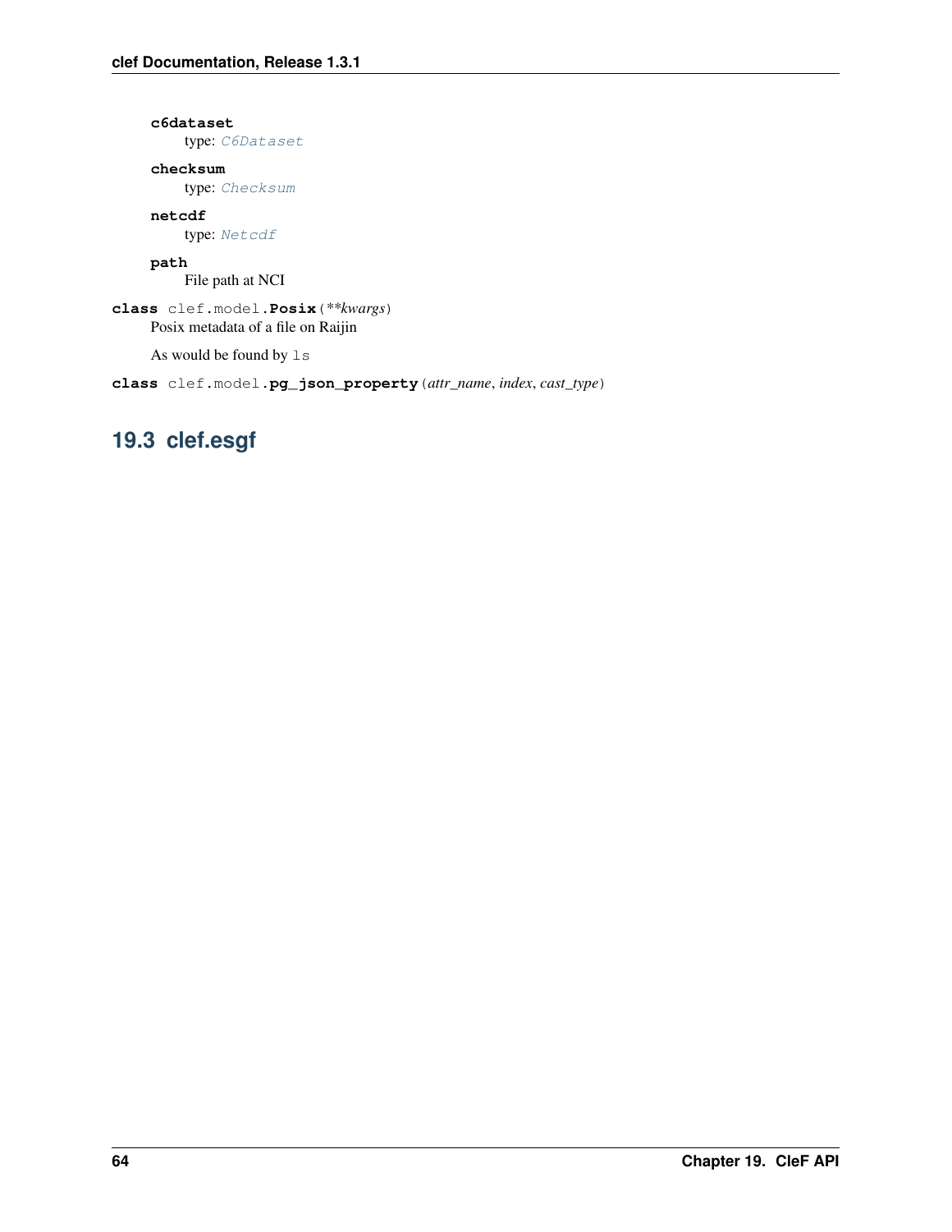**c6dataset**
  type: *C6Dataset*

**checksum**
  type: *Checksum*

**netcdf**
  type: *Netcdf*

**path**
  File path at NCI

**class** clef.model.**Posix**(*\*\*kwargs*)
  Posix metadata of a file on Raijin

  As would be found by `ls`

**class** clef.model.**pg_json_property**(*attr_name*, *index*, *cast_type*)

## 19.3 clef.esgf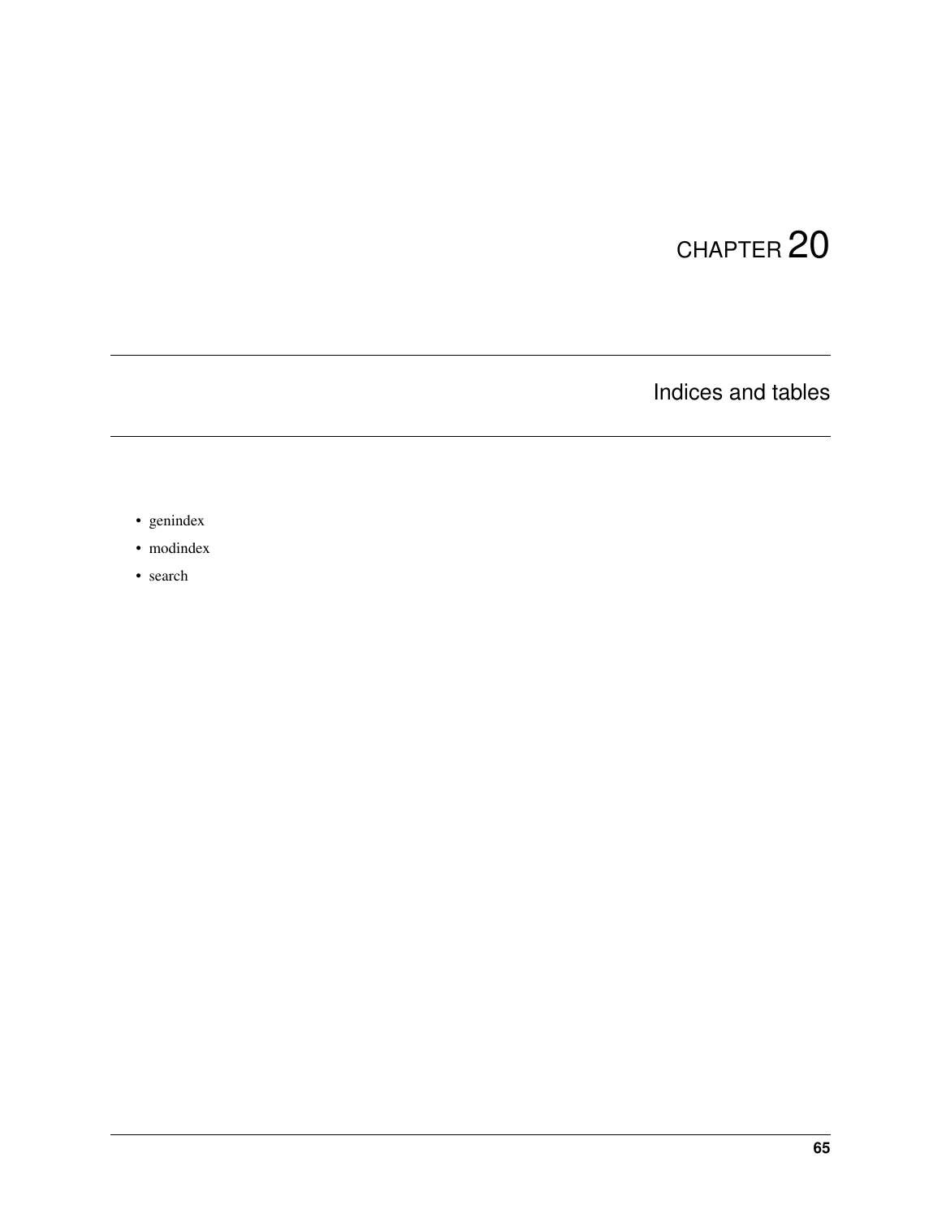# CHAPTER 20

## Indices and tables

- genindex
- modindex
- search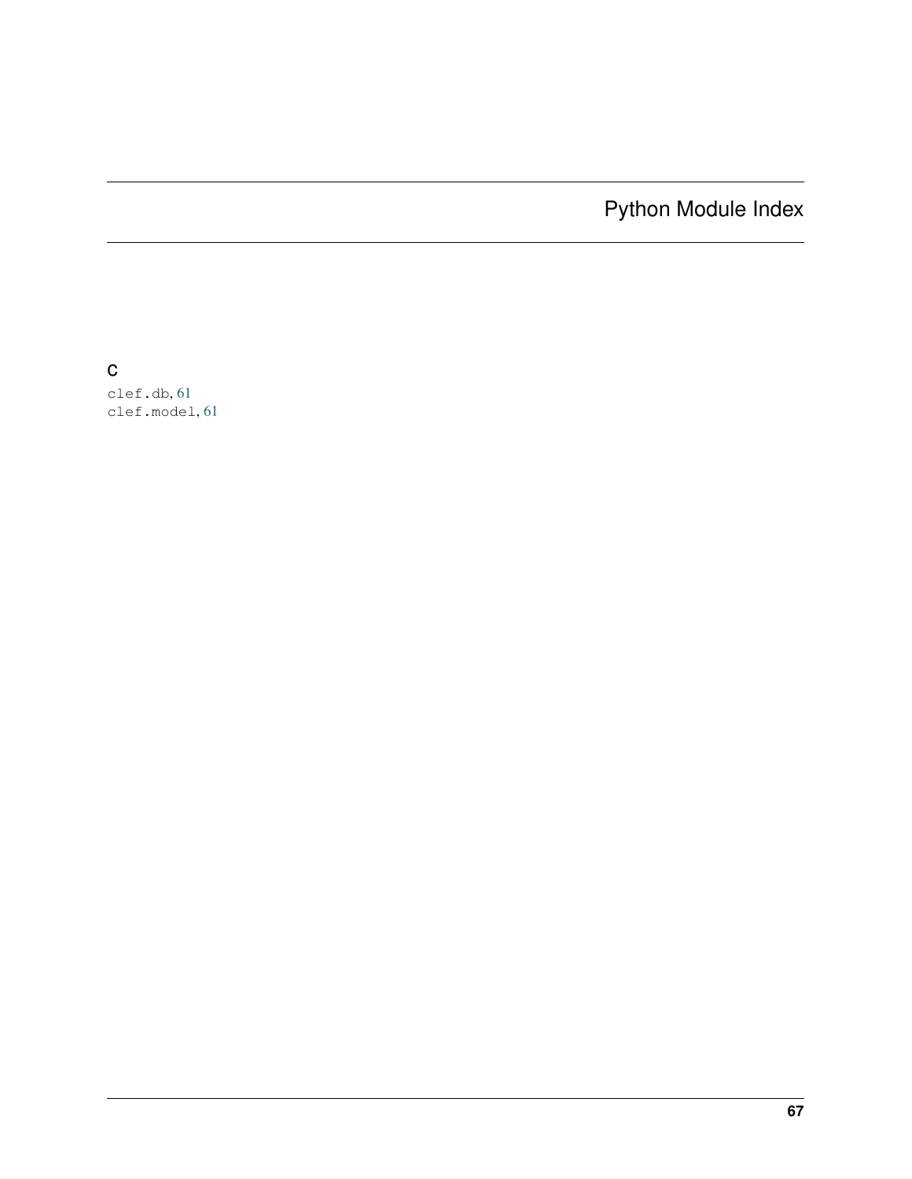# Python Module Index

## c

clef.db, 61
clef.model, 61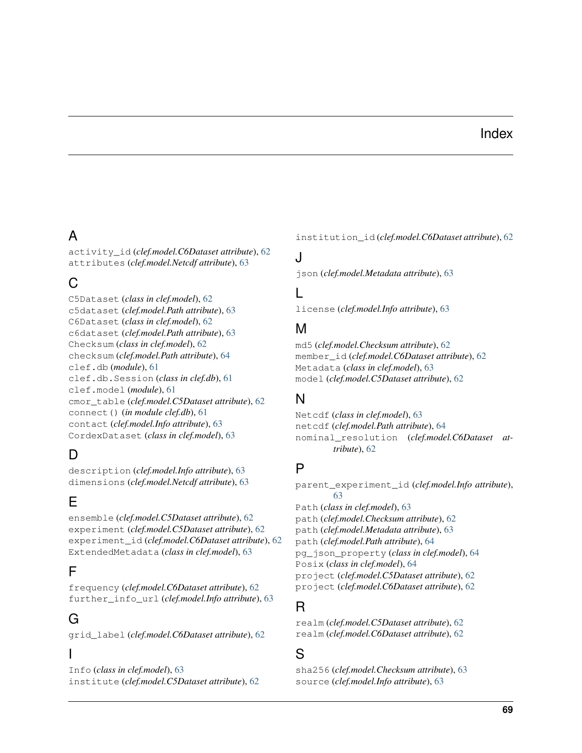# Index

## A

activity_id (*clef.model.C6Dataset attribute*), 62
attributes (*clef.model.Netcdf attribute*), 63

## C

C5Dataset (*class in clef.model*), 62
c5dataset (*clef.model.Path attribute*), 63
C6Dataset (*class in clef.model*), 62
c6dataset (*clef.model.Path attribute*), 63
Checksum (*class in clef.model*), 62
checksum (*clef.model.Path attribute*), 64
clef.db (*module*), 61
clef.db.Session (*class in clef.db*), 61
clef.model (*module*), 61
cmor_table (*clef.model.C5Dataset attribute*), 62
connect() (*in module clef.db*), 61
contact (*clef.model.Info attribute*), 63
CordexDataset (*class in clef.model*), 63

## D

description (*clef.model.Info attribute*), 63
dimensions (*clef.model.Netcdf attribute*), 63

## E

ensemble (*clef.model.C5Dataset attribute*), 62
experiment (*clef.model.C5Dataset attribute*), 62
experiment_id (*clef.model.C6Dataset attribute*), 62
ExtendedMetadata (*class in clef.model*), 63

## F

frequency (*clef.model.C6Dataset attribute*), 62
further_info_url (*clef.model.Info attribute*), 63

## G

grid_label (*clef.model.C6Dataset attribute*), 62

## I

Info (*class in clef.model*), 63
institute (*clef.model.C5Dataset attribute*), 62
institution_id (*clef.model.C6Dataset attribute*), 62

## J

json (*clef.model.Metadata attribute*), 63

## L

license (*clef.model.Info attribute*), 63

## M

md5 (*clef.model.Checksum attribute*), 62
member_id (*clef.model.C6Dataset attribute*), 62
Metadata (*class in clef.model*), 63
model (*clef.model.C5Dataset attribute*), 62

## N

Netcdf (*class in clef.model*), 63
netcdf (*clef.model.Path attribute*), 64
nominal_resolution (*clef.model.C6Dataset attribute*), 62

## P

parent_experiment_id (*clef.model.Info attribute*), 63
Path (*class in clef.model*), 63
path (*clef.model.Checksum attribute*), 62
path (*clef.model.Metadata attribute*), 63
path (*clef.model.Path attribute*), 64
pg_json_property (*class in clef.model*), 64
Posix (*class in clef.model*), 64
project (*clef.model.C5Dataset attribute*), 62
project (*clef.model.C6Dataset attribute*), 62

## R

realm (*clef.model.C5Dataset attribute*), 62
realm (*clef.model.C6Dataset attribute*), 62

## S

sha256 (*clef.model.Checksum attribute*), 63
source (*clef.model.Info attribute*), 63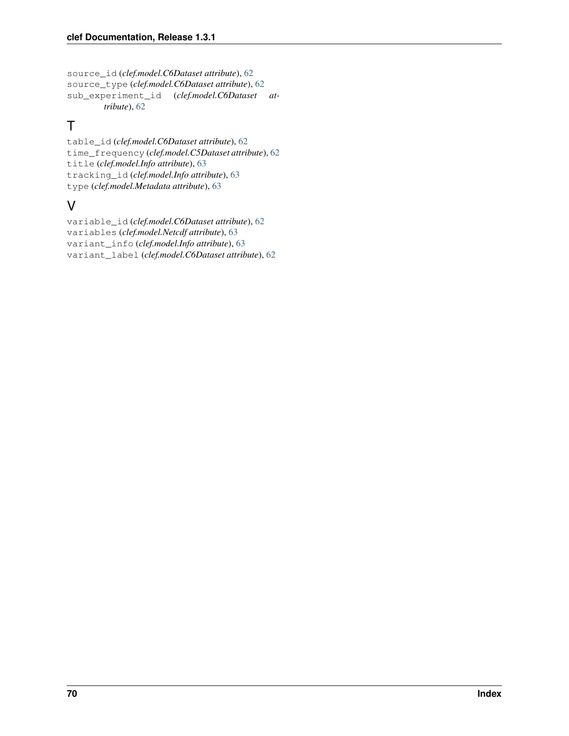source_id (*clef.model.C6Dataset attribute*), 62
source_type (*clef.model.C6Dataset attribute*), 62
sub_experiment_id (*clef.model.C6Dataset attribute*), 62

## T

table_id (*clef.model.C6Dataset attribute*), 62
time_frequency (*clef.model.C5Dataset attribute*), 62
title (*clef.model.Info attribute*), 63
tracking_id (*clef.model.Info attribute*), 63
type (*clef.model.Metadata attribute*), 63

## V

variable_id (*clef.model.C6Dataset attribute*), 62
variables (*clef.model.Netcdf attribute*), 63
variant_info (*clef.model.Info attribute*), 63
variant_label (*clef.model.C6Dataset attribute*), 62